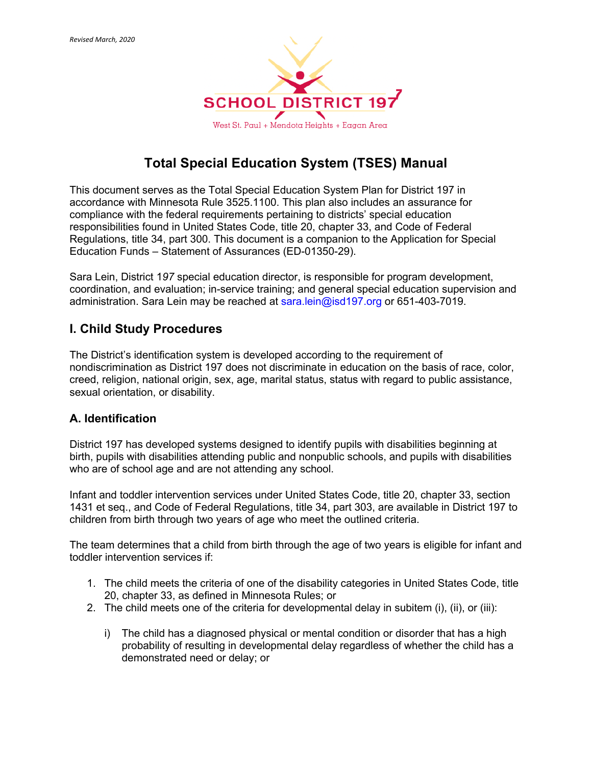*Revised March, 2020*

SCHOOL DISTRICT 197

West St. Paul + Mendota Heights + Eagan Area

# Total Special Education System (TSES) Manual

This document serves as the Total Special Education System Plan for District 197 in accordance with Minnesota Rule 3525.1100. This plan also includes an assurance for compliance with the federal requirements pertaining to districts' special education responsibilities found in United States Code, title 20, chapter 33, and Code of Federal Regulations, title 34, part 300. This document is a companion to the Application for Special Education Funds – Statement of Assurances (ED-01350-29).

Sara Lein, District 197 special education director, is responsible for program development, coordination, and evaluation; in-service training; and general special education supervision and administration. Sara Lein may be reached at sara.lein@isd197.org or 651-403-7019.

## I. Child Study Procedures

The District's identification system is developed according to the requirement of nondiscrimination as District 197 does not discriminate in education on the basis of race, color, creed, religion, national origin, sex, age, marital status, status with regard to public assistance, sexual orientation, or disability.

### A. Identification

District 197 has developed systems designed to identify pupils with disabilities beginning at birth, pupils with disabilities attending public and nonpublic schools, and pupils with disabilities who are of school age and are not attending any school.

Infant and toddler intervention services under United States Code, title 20, chapter 33, section 1431 et seq., and Code of Federal Regulations, title 34, part 303, are available in District 197 to children from birth through two years of age who meet the outlined criteria.

The team determines that a child from birth through the age of two years is eligible for infant and toddler intervention services if:

1. The child meets the criteria of one of the disability categories in United States Code, title 20, chapter 33, as defined in Minnesota Rules; or
2. The child meets one of the criteria for developmental delay in subitem (i), (ii), or (iii):

    i) The child has a diagnosed physical or mental condition or disorder that has a high probability of resulting in developmental delay regardless of whether the child has a demonstrated need or delay; or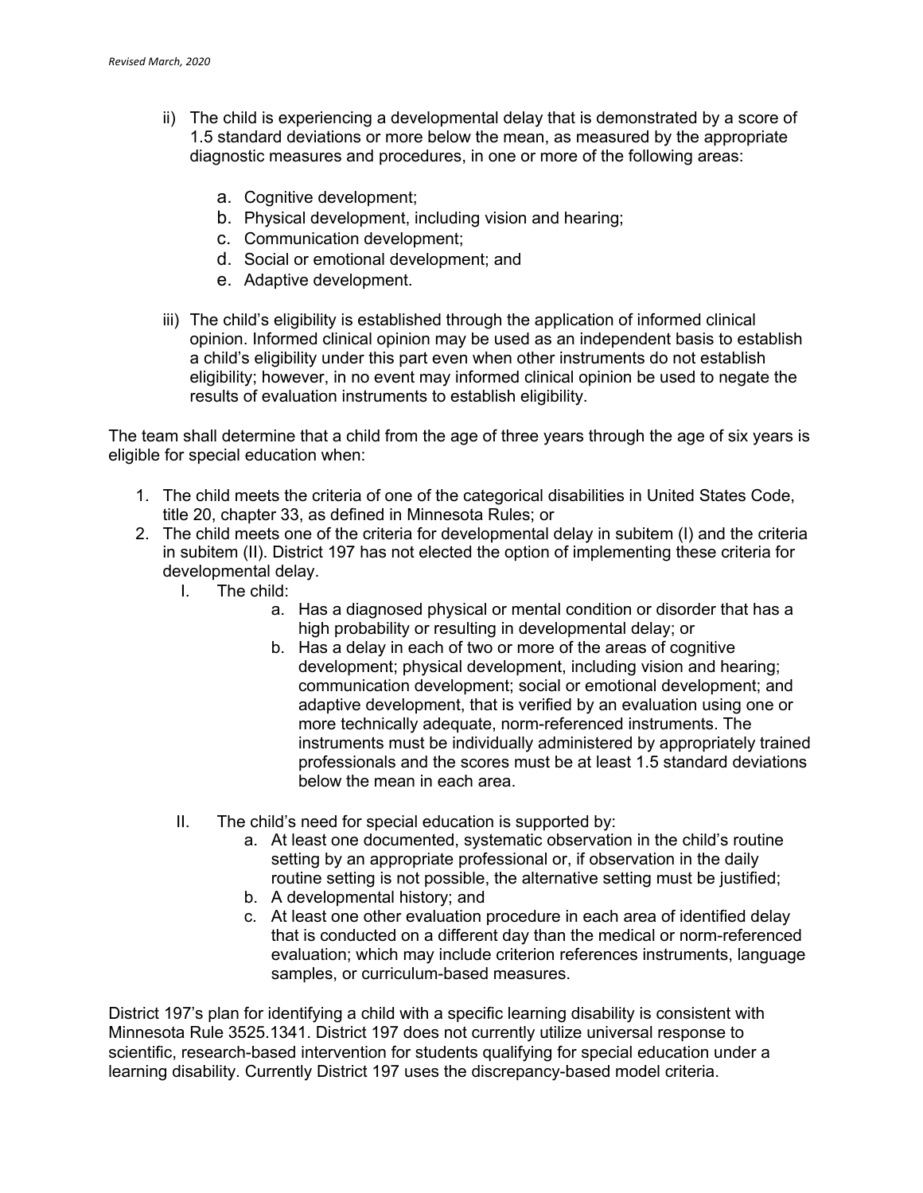ii) The child is experiencing a developmental delay that is demonstrated by a score of 1.5 standard deviations or more below the mean, as measured by the appropriate diagnostic measures and procedures, in one or more of the following areas:

    a. Cognitive development;
    b. Physical development, including vision and hearing;
    c. Communication development;
    d. Social or emotional development; and
    e. Adaptive development.

iii) The child's eligibility is established through the application of informed clinical opinion. Informed clinical opinion may be used as an independent basis to establish a child's eligibility under this part even when other instruments do not establish eligibility; however, in no event may informed clinical opinion be used to negate the results of evaluation instruments to establish eligibility.

The team shall determine that a child from the age of three years through the age of six years is eligible for special education when:

1. The child meets the criteria of one of the categorical disabilities in United States Code, title 20, chapter 33, as defined in Minnesota Rules; or
2. The child meets one of the criteria for developmental delay in subitem (I) and the criteria in subitem (II). District 197 has not elected the option of implementing these criteria for developmental delay.
    I. The child:
        a. Has a diagnosed physical or mental condition or disorder that has a high probability or resulting in developmental delay; or
        b. Has a delay in each of two or more of the areas of cognitive development; physical development, including vision and hearing; communication development; social or emotional development; and adaptive development, that is verified by an evaluation using one or more technically adequate, norm-referenced instruments. The instruments must be individually administered by appropriately trained professionals and the scores must be at least 1.5 standard deviations below the mean in each area.
    II. The child's need for special education is supported by:
        a. At least one documented, systematic observation in the child's routine setting by an appropriate professional or, if observation in the daily routine setting is not possible, the alternative setting must be justified;
        b. A developmental history; and
        c. At least one other evaluation procedure in each area of identified delay that is conducted on a different day than the medical or norm-referenced evaluation; which may include criterion references instruments, language samples, or curriculum-based measures.

District 197's plan for identifying a child with a specific learning disability is consistent with Minnesota Rule 3525.1341. District 197 does not currently utilize universal response to scientific, research-based intervention for students qualifying for special education under a learning disability. Currently District 197 uses the discrepancy-based model criteria.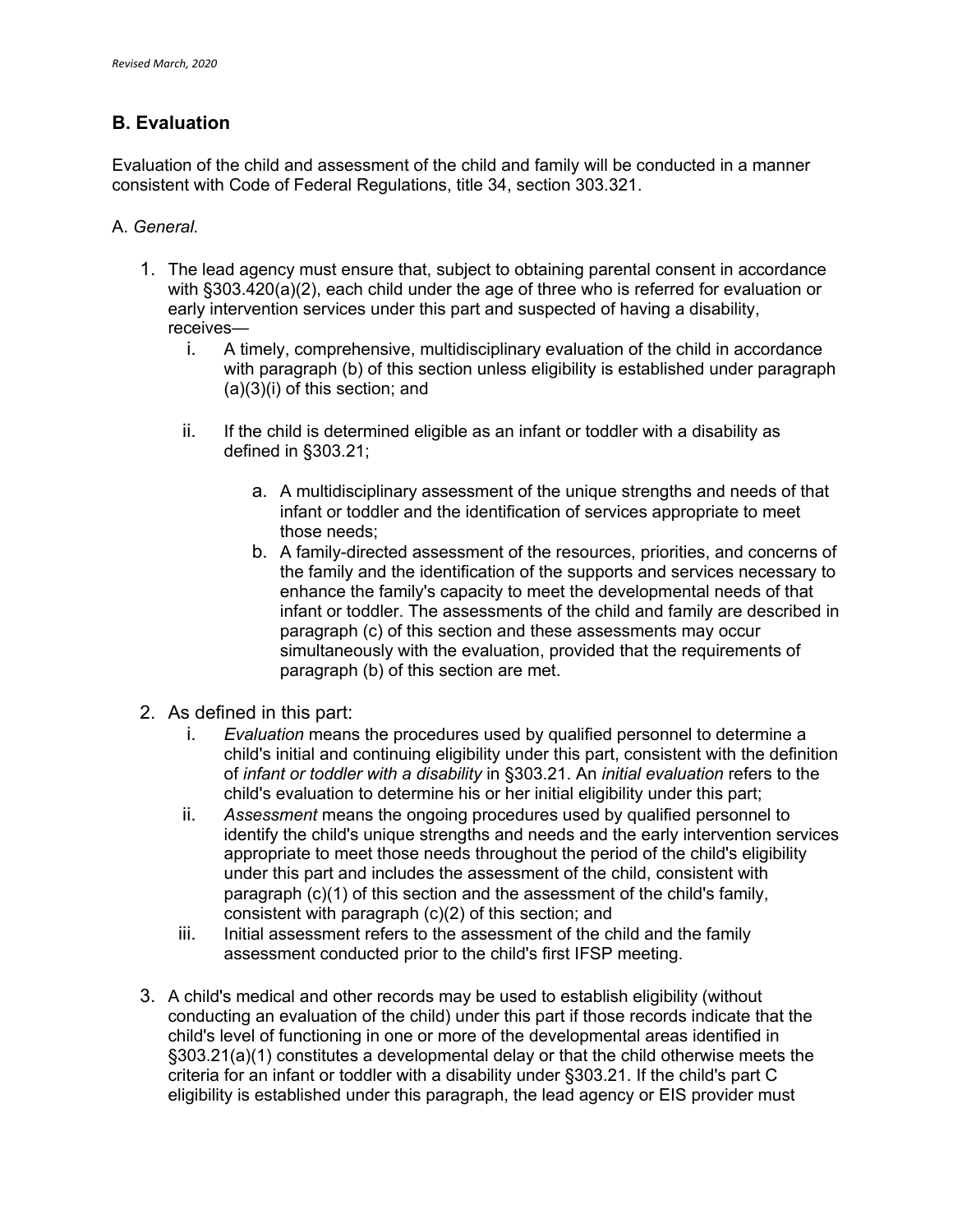## B. Evaluation

Evaluation of the child and assessment of the child and family will be conducted in a manner consistent with Code of Federal Regulations, title 34, section 303.321.

A. *General.*

1. The lead agency must ensure that, subject to obtaining parental consent in accordance with §303.420(a)(2), each child under the age of three who is referred for evaluation or early intervention services under this part and suspected of having a disability, receives—
   i. A timely, comprehensive, multidisciplinary evaluation of the child in accordance with paragraph (b) of this section unless eligibility is established under paragraph (a)(3)(i) of this section; and

   ii. If the child is determined eligible as an infant or toddler with a disability as defined in §303.21;

      a. A multidisciplinary assessment of the unique strengths and needs of that infant or toddler and the identification of services appropriate to meet those needs;
      b. A family-directed assessment of the resources, priorities, and concerns of the family and the identification of the supports and services necessary to enhance the family's capacity to meet the developmental needs of that infant or toddler. The assessments of the child and family are described in paragraph (c) of this section and these assessments may occur simultaneously with the evaluation, provided that the requirements of paragraph (b) of this section are met.

2. As defined in this part:
   i. *Evaluation* means the procedures used by qualified personnel to determine a child's initial and continuing eligibility under this part, consistent with the definition of *infant or toddler with a disability* in §303.21. An *initial evaluation* refers to the child's evaluation to determine his or her initial eligibility under this part;
   ii. *Assessment* means the ongoing procedures used by qualified personnel to identify the child's unique strengths and needs and the early intervention services appropriate to meet those needs throughout the period of the child's eligibility under this part and includes the assessment of the child, consistent with paragraph (c)(1) of this section and the assessment of the child's family, consistent with paragraph (c)(2) of this section; and
   iii. Initial assessment refers to the assessment of the child and the family assessment conducted prior to the child's first IFSP meeting.

3. A child's medical and other records may be used to establish eligibility (without conducting an evaluation of the child) under this part if those records indicate that the child's level of functioning in one or more of the developmental areas identified in §303.21(a)(1) constitutes a developmental delay or that the child otherwise meets the criteria for an infant or toddler with a disability under §303.21. If the child's part C eligibility is established under this paragraph, the lead agency or EIS provider must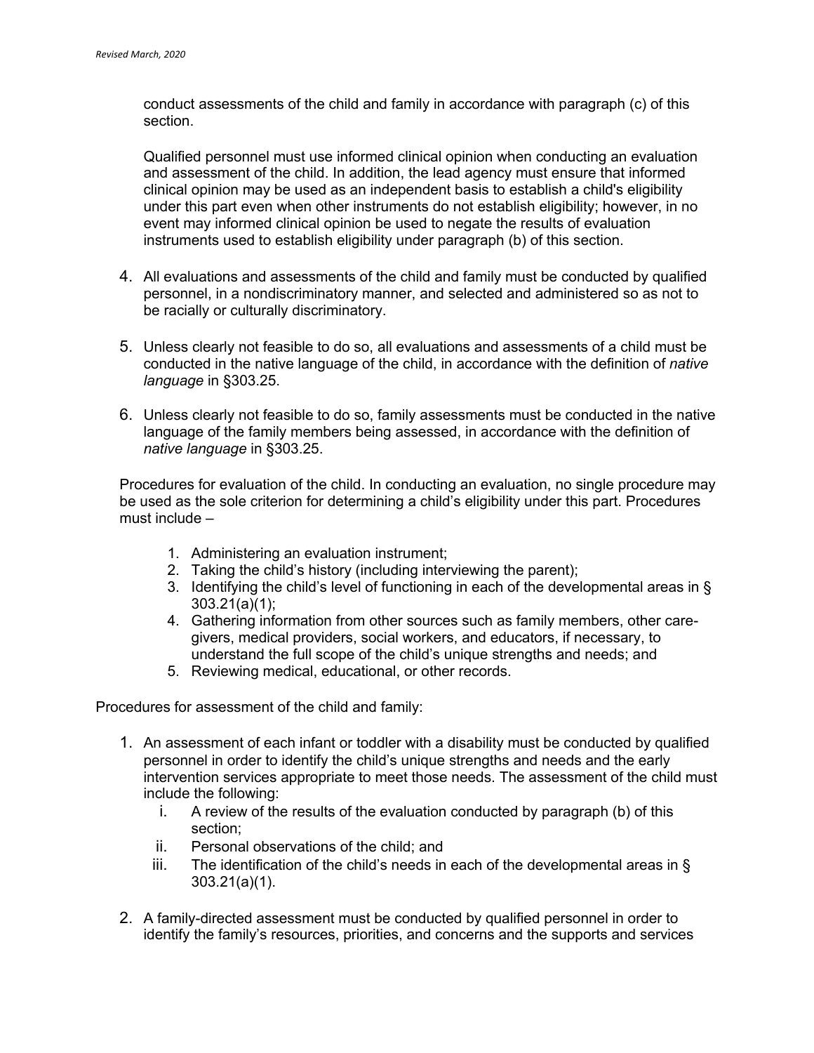conduct assessments of the child and family in accordance with paragraph (c) of this section.

Qualified personnel must use informed clinical opinion when conducting an evaluation and assessment of the child. In addition, the lead agency must ensure that informed clinical opinion may be used as an independent basis to establish a child's eligibility under this part even when other instruments do not establish eligibility; however, in no event may informed clinical opinion be used to negate the results of evaluation instruments used to establish eligibility under paragraph (b) of this section.

4. All evaluations and assessments of the child and family must be conducted by qualified personnel, in a nondiscriminatory manner, and selected and administered so as not to be racially or culturally discriminatory.

5. Unless clearly not feasible to do so, all evaluations and assessments of a child must be conducted in the native language of the child, in accordance with the definition of *native language* in §303.25.

6. Unless clearly not feasible to do so, family assessments must be conducted in the native language of the family members being assessed, in accordance with the definition of *native language* in §303.25.

Procedures for evaluation of the child. In conducting an evaluation, no single procedure may be used as the sole criterion for determining a child's eligibility under this part. Procedures must include –

1. Administering an evaluation instrument;
2. Taking the child's history (including interviewing the parent);
3. Identifying the child's level of functioning in each of the developmental areas in § 303.21(a)(1);
4. Gathering information from other sources such as family members, other care-givers, medical providers, social workers, and educators, if necessary, to understand the full scope of the child's unique strengths and needs; and
5. Reviewing medical, educational, or other records.

Procedures for assessment of the child and family:

1. An assessment of each infant or toddler with a disability must be conducted by qualified personnel in order to identify the child's unique strengths and needs and the early intervention services appropriate to meet those needs. The assessment of the child must include the following:
   i. A review of the results of the evaluation conducted by paragraph (b) of this section;
   ii. Personal observations of the child; and
   iii. The identification of the child's needs in each of the developmental areas in § 303.21(a)(1).

2. A family-directed assessment must be conducted by qualified personnel in order to identify the family's resources, priorities, and concerns and the supports and services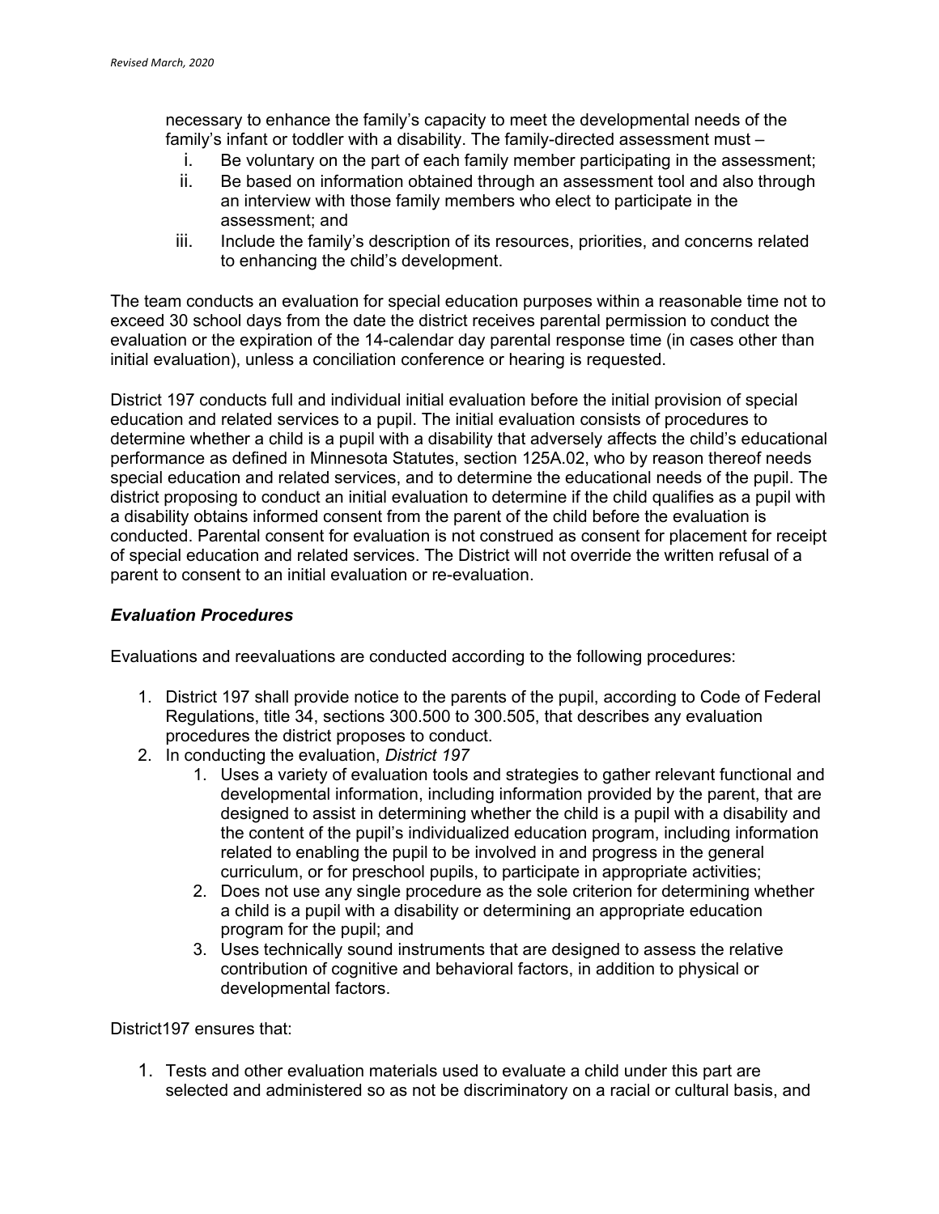necessary to enhance the family's capacity to meet the developmental needs of the family's infant or toddler with a disability. The family-directed assessment must –

i. Be voluntary on the part of each family member participating in the assessment;
ii. Be based on information obtained through an assessment tool and also through an interview with those family members who elect to participate in the assessment; and
iii. Include the family's description of its resources, priorities, and concerns related to enhancing the child's development.

The team conducts an evaluation for special education purposes within a reasonable time not to exceed 30 school days from the date the district receives parental permission to conduct the evaluation or the expiration of the 14-calendar day parental response time (in cases other than initial evaluation), unless a conciliation conference or hearing is requested.

District 197 conducts full and individual initial evaluation before the initial provision of special education and related services to a pupil. The initial evaluation consists of procedures to determine whether a child is a pupil with a disability that adversely affects the child's educational performance as defined in Minnesota Statutes, section 125A.02, who by reason thereof needs special education and related services, and to determine the educational needs of the pupil. The district proposing to conduct an initial evaluation to determine if the child qualifies as a pupil with a disability obtains informed consent from the parent of the child before the evaluation is conducted. Parental consent for evaluation is not construed as consent for placement for receipt of special education and related services. The District will not override the written refusal of a parent to consent to an initial evaluation or re-evaluation.

### *Evaluation Procedures*

Evaluations and reevaluations are conducted according to the following procedures:

1. District 197 shall provide notice to the parents of the pupil, according to Code of Federal Regulations, title 34, sections 300.500 to 300.505, that describes any evaluation procedures the district proposes to conduct.
2. In conducting the evaluation, *District 197*
    1. Uses a variety of evaluation tools and strategies to gather relevant functional and developmental information, including information provided by the parent, that are designed to assist in determining whether the child is a pupil with a disability and the content of the pupil's individualized education program, including information related to enabling the pupil to be involved in and progress in the general curriculum, or for preschool pupils, to participate in appropriate activities;
    2. Does not use any single procedure as the sole criterion for determining whether a child is a pupil with a disability or determining an appropriate education program for the pupil; and
    3. Uses technically sound instruments that are designed to assess the relative contribution of cognitive and behavioral factors, in addition to physical or developmental factors.

District197 ensures that:

1. Tests and other evaluation materials used to evaluate a child under this part are selected and administered so as not be discriminatory on a racial or cultural basis, and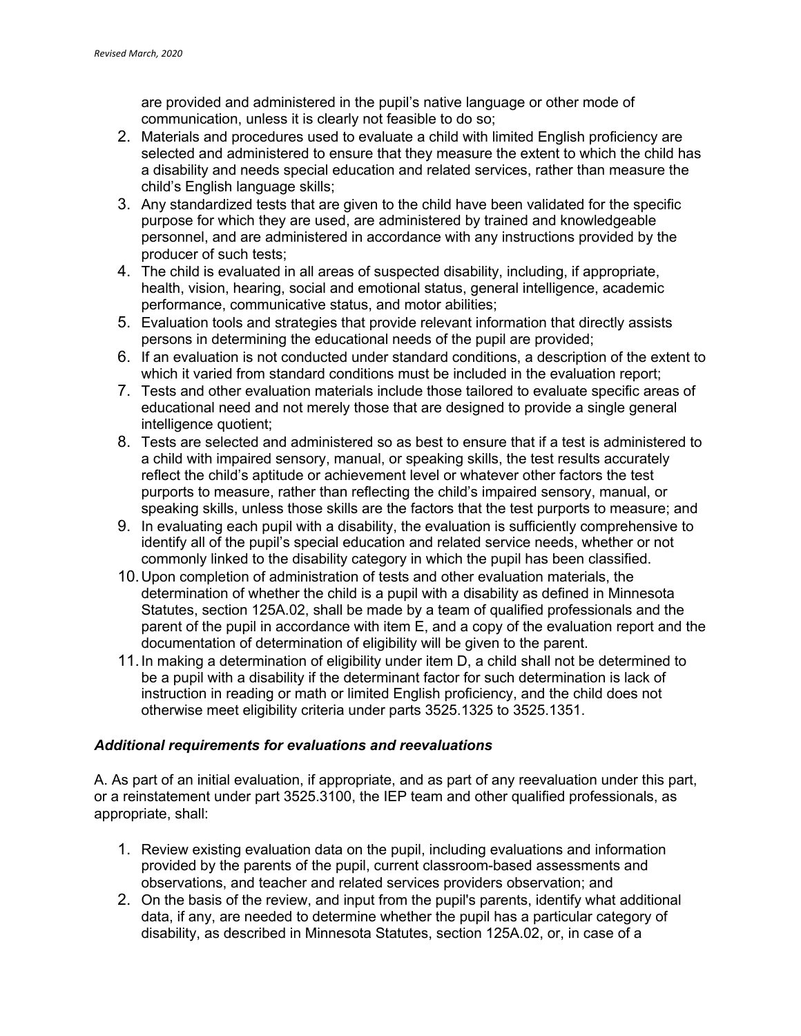are provided and administered in the pupil's native language or other mode of communication, unless it is clearly not feasible to do so;

2. Materials and procedures used to evaluate a child with limited English proficiency are selected and administered to ensure that they measure the extent to which the child has a disability and needs special education and related services, rather than measure the child's English language skills;
3. Any standardized tests that are given to the child have been validated for the specific purpose for which they are used, are administered by trained and knowledgeable personnel, and are administered in accordance with any instructions provided by the producer of such tests;
4. The child is evaluated in all areas of suspected disability, including, if appropriate, health, vision, hearing, social and emotional status, general intelligence, academic performance, communicative status, and motor abilities;
5. Evaluation tools and strategies that provide relevant information that directly assists persons in determining the educational needs of the pupil are provided;
6. If an evaluation is not conducted under standard conditions, a description of the extent to which it varied from standard conditions must be included in the evaluation report;
7. Tests and other evaluation materials include those tailored to evaluate specific areas of educational need and not merely those that are designed to provide a single general intelligence quotient;
8. Tests are selected and administered so as best to ensure that if a test is administered to a child with impaired sensory, manual, or speaking skills, the test results accurately reflect the child's aptitude or achievement level or whatever other factors the test purports to measure, rather than reflecting the child's impaired sensory, manual, or speaking skills, unless those skills are the factors that the test purports to measure; and
9. In evaluating each pupil with a disability, the evaluation is sufficiently comprehensive to identify all of the pupil's special education and related service needs, whether or not commonly linked to the disability category in which the pupil has been classified.
10. Upon completion of administration of tests and other evaluation materials, the determination of whether the child is a pupil with a disability as defined in Minnesota Statutes, section 125A.02, shall be made by a team of qualified professionals and the parent of the pupil in accordance with item E, and a copy of the evaluation report and the documentation of determination of eligibility will be given to the parent.
11. In making a determination of eligibility under item D, a child shall not be determined to be a pupil with a disability if the determinant factor for such determination is lack of instruction in reading or math or limited English proficiency, and the child does not otherwise meet eligibility criteria under parts 3525.1325 to 3525.1351.

### *Additional requirements for evaluations and reevaluations*

A. As part of an initial evaluation, if appropriate, and as part of any reevaluation under this part, or a reinstatement under part 3525.3100, the IEP team and other qualified professionals, as appropriate, shall:

1. Review existing evaluation data on the pupil, including evaluations and information provided by the parents of the pupil, current classroom-based assessments and observations, and teacher and related services providers observation; and
2. On the basis of the review, and input from the pupil's parents, identify what additional data, if any, are needed to determine whether the pupil has a particular category of disability, as described in Minnesota Statutes, section 125A.02, or, in case of a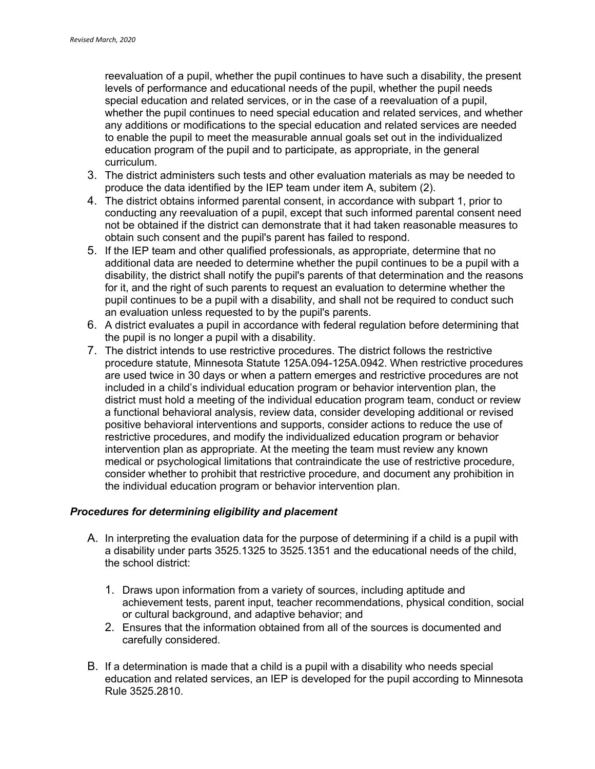reevaluation of a pupil, whether the pupil continues to have such a disability, the present levels of performance and educational needs of the pupil, whether the pupil needs special education and related services, or in the case of a reevaluation of a pupil, whether the pupil continues to need special education and related services, and whether any additions or modifications to the special education and related services are needed to enable the pupil to meet the measurable annual goals set out in the individualized education program of the pupil and to participate, as appropriate, in the general curriculum.

3. The district administers such tests and other evaluation materials as may be needed to produce the data identified by the IEP team under item A, subitem (2).
4. The district obtains informed parental consent, in accordance with subpart 1, prior to conducting any reevaluation of a pupil, except that such informed parental consent need not be obtained if the district can demonstrate that it had taken reasonable measures to obtain such consent and the pupil's parent has failed to respond.
5. If the IEP team and other qualified professionals, as appropriate, determine that no additional data are needed to determine whether the pupil continues to be a pupil with a disability, the district shall notify the pupil's parents of that determination and the reasons for it, and the right of such parents to request an evaluation to determine whether the pupil continues to be a pupil with a disability, and shall not be required to conduct such an evaluation unless requested to by the pupil's parents.
6. A district evaluates a pupil in accordance with federal regulation before determining that the pupil is no longer a pupil with a disability.
7. The district intends to use restrictive procedures. The district follows the restrictive procedure statute, Minnesota Statute 125A.094-125A.0942. When restrictive procedures are used twice in 30 days or when a pattern emerges and restrictive procedures are not included in a child's individual education program or behavior intervention plan, the district must hold a meeting of the individual education program team, conduct or review a functional behavioral analysis, review data, consider developing additional or revised positive behavioral interventions and supports, consider actions to reduce the use of restrictive procedures, and modify the individualized education program or behavior intervention plan as appropriate. At the meeting the team must review any known medical or psychological limitations that contraindicate the use of restrictive procedure, consider whether to prohibit that restrictive procedure, and document any prohibition in the individual education program or behavior intervention plan.

### *Procedures for determining eligibility and placement*

A. In interpreting the evaluation data for the purpose of determining if a child is a pupil with a disability under parts 3525.1325 to 3525.1351 and the educational needs of the child, the school district:

   1. Draws upon information from a variety of sources, including aptitude and achievement tests, parent input, teacher recommendations, physical condition, social or cultural background, and adaptive behavior; and
   2. Ensures that the information obtained from all of the sources is documented and carefully considered.

B. If a determination is made that a child is a pupil with a disability who needs special education and related services, an IEP is developed for the pupil according to Minnesota Rule 3525.2810.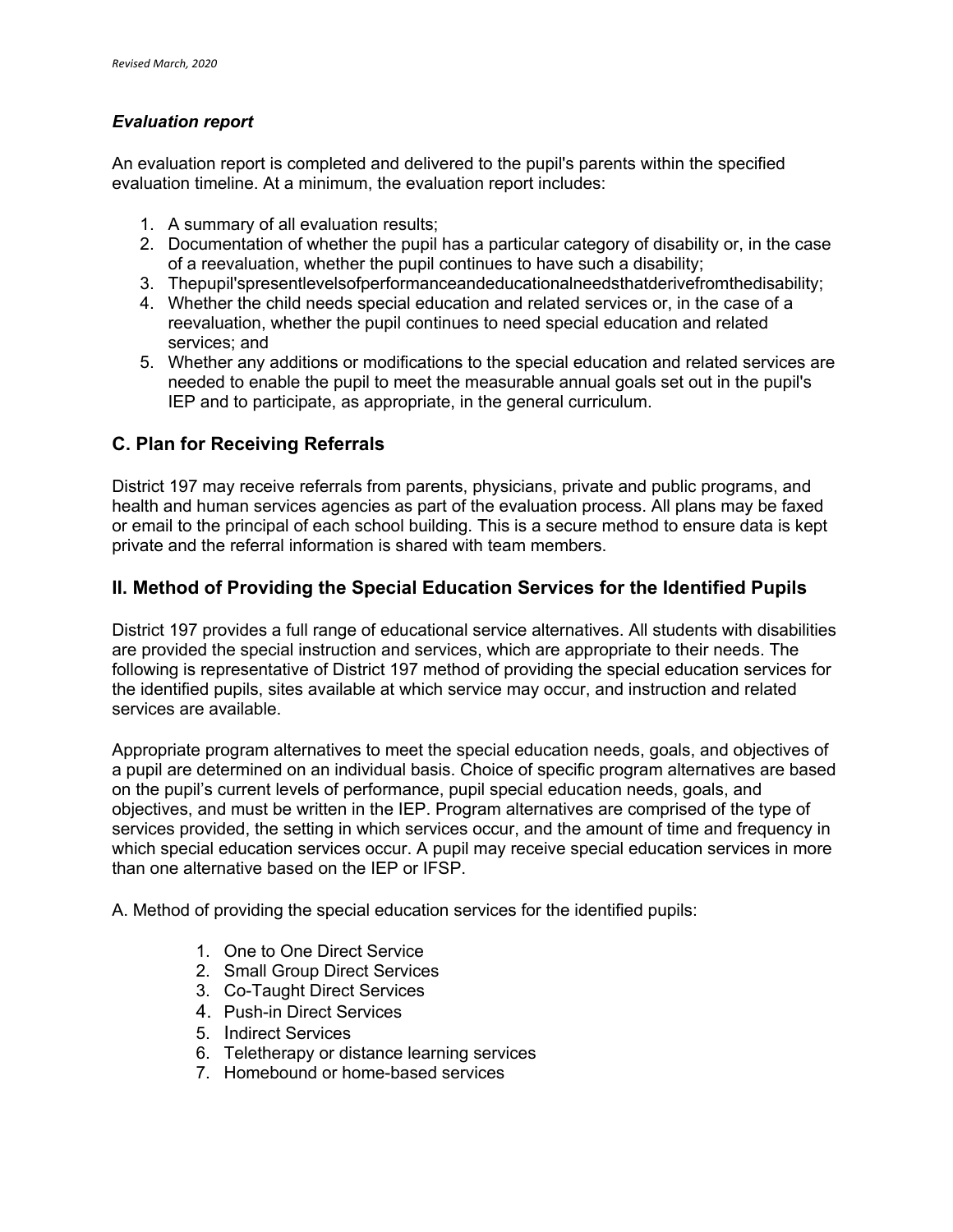### *Evaluation report*

An evaluation report is completed and delivered to the pupil's parents within the specified evaluation timeline. At a minimum, the evaluation report includes:

1. A summary of all evaluation results;
2. Documentation of whether the pupil has a particular category of disability or, in the case of a reevaluation, whether the pupil continues to have such a disability;
3. Thepupil'spresentlevelsofperformanceandeducationalneedsthatderivefromthedisability;
4. Whether the child needs special education and related services or, in the case of a reevaluation, whether the pupil continues to need special education and related services; and
5. Whether any additions or modifications to the special education and related services are needed to enable the pupil to meet the measurable annual goals set out in the pupil's IEP and to participate, as appropriate, in the general curriculum.

## C. Plan for Receiving Referrals

District 197 may receive referrals from parents, physicians, private and public programs, and health and human services agencies as part of the evaluation process. All plans may be faxed or email to the principal of each school building. This is a secure method to ensure data is kept private and the referral information is shared with team members.

## II. Method of Providing the Special Education Services for the Identified Pupils

District 197 provides a full range of educational service alternatives. All students with disabilities are provided the special instruction and services, which are appropriate to their needs. The following is representative of District 197 method of providing the special education services for the identified pupils, sites available at which service may occur, and instruction and related services are available.

Appropriate program alternatives to meet the special education needs, goals, and objectives of a pupil are determined on an individual basis. Choice of specific program alternatives are based on the pupil's current levels of performance, pupil special education needs, goals, and objectives, and must be written in the IEP. Program alternatives are comprised of the type of services provided, the setting in which services occur, and the amount of time and frequency in which special education services occur. A pupil may receive special education services in more than one alternative based on the IEP or IFSP.

A. Method of providing the special education services for the identified pupils:

1. One to One Direct Service
2. Small Group Direct Services
3. Co-Taught Direct Services
4. Push-in Direct Services
5. Indirect Services
6. Teletherapy or distance learning services
7. Homebound or home-based services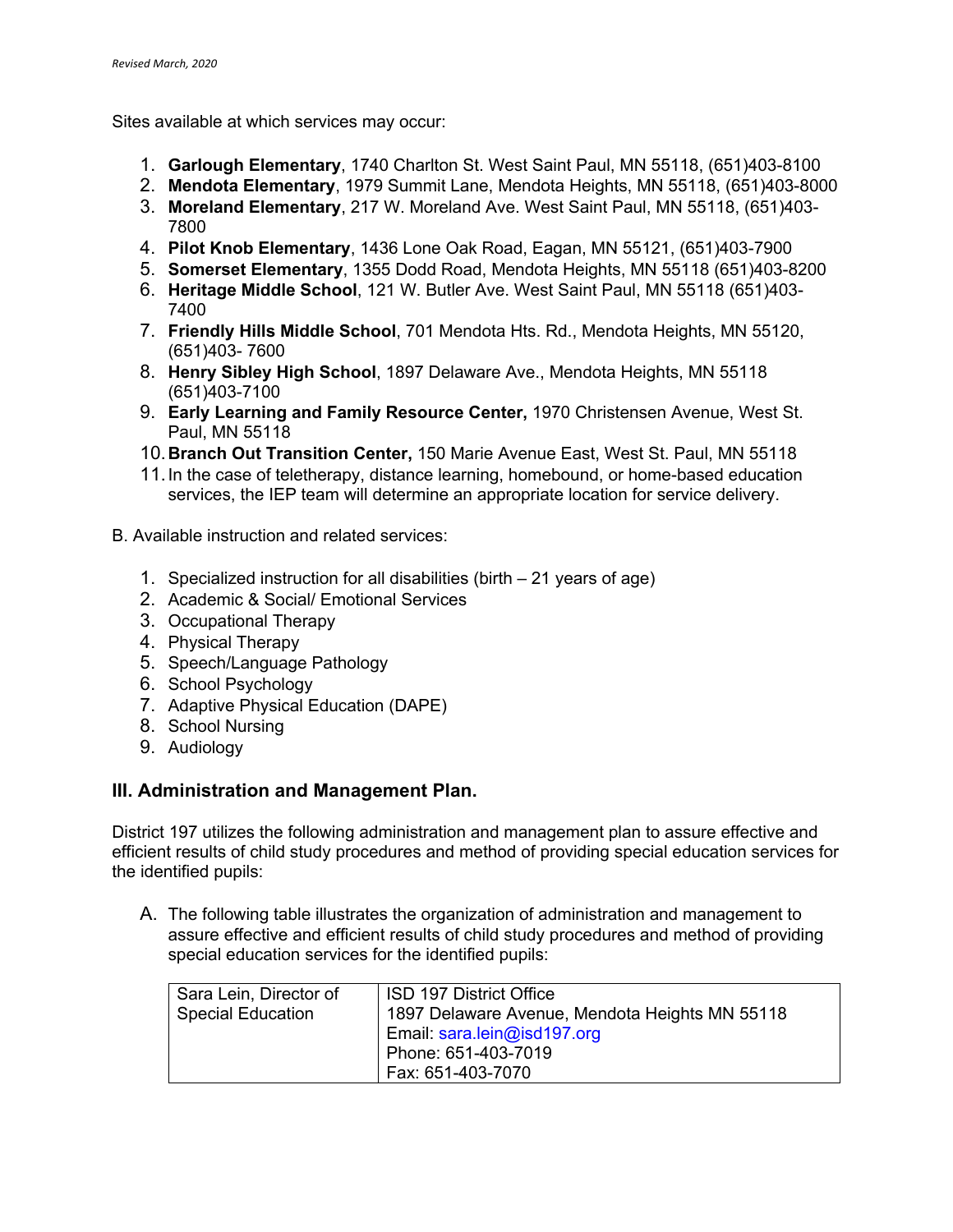Sites available at which services may occur:

1. **Garlough Elementary**, 1740 Charlton St. West Saint Paul, MN 55118, (651)403-8100
2. **Mendota Elementary**, 1979 Summit Lane, Mendota Heights, MN 55118, (651)403-8000
3. **Moreland Elementary**, 217 W. Moreland Ave. West Saint Paul, MN 55118, (651)403-7800
4. **Pilot Knob Elementary**, 1436 Lone Oak Road, Eagan, MN 55121, (651)403-7900
5. **Somerset Elementary**, 1355 Dodd Road, Mendota Heights, MN 55118 (651)403-8200
6. **Heritage Middle School**, 121 W. Butler Ave. West Saint Paul, MN 55118 (651)403-7400
7. **Friendly Hills Middle School**, 701 Mendota Hts. Rd., Mendota Heights, MN 55120, (651)403- 7600
8. **Henry Sibley High School**, 1897 Delaware Ave., Mendota Heights, MN 55118 (651)403-7100
9. **Early Learning and Family Resource Center,** 1970 Christensen Avenue, West St. Paul, MN 55118
10. **Branch Out Transition Center,** 150 Marie Avenue East, West St. Paul, MN 55118
11. In the case of teletherapy, distance learning, homebound, or home-based education services, the IEP team will determine an appropriate location for service delivery.

B. Available instruction and related services:

1. Specialized instruction for all disabilities (birth – 21 years of age)
2. Academic & Social/ Emotional Services
3. Occupational Therapy
4. Physical Therapy
5. Speech/Language Pathology
6. School Psychology
7. Adaptive Physical Education (DAPE)
8. School Nursing
9. Audiology

## III. Administration and Management Plan.

District 197 utilizes the following administration and management plan to assure effective and efficient results of child study procedures and method of providing special education services for the identified pupils:

A. The following table illustrates the organization of administration and management to assure effective and efficient results of child study procedures and method of providing special education services for the identified pupils:

| | |
|---|---|
| Sara Lein, Director of Special Education | ISD 197 District Office<br>1897 Delaware Avenue, Mendota Heights MN 55118<br>Email: sara.lein@isd197.org<br>Phone: 651-403-7019<br>Fax: 651-403-7070 |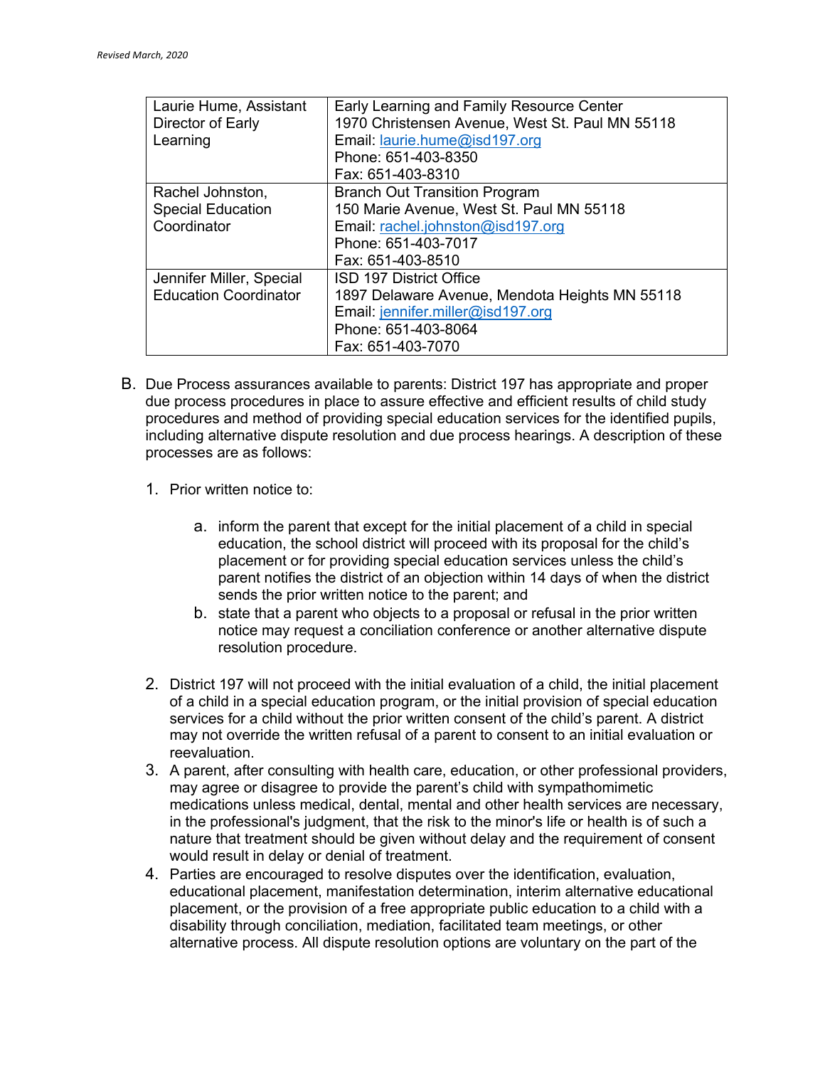| | |
|---|---|
| Laurie Hume, Assistant Director of Early Learning | Early Learning and Family Resource Center<br>1970 Christensen Avenue, West St. Paul MN 55118<br>Email: laurie.hume@isd197.org<br>Phone: 651-403-8350<br>Fax: 651-403-8310 |
| Rachel Johnston, Special Education Coordinator | Branch Out Transition Program<br>150 Marie Avenue, West St. Paul MN 55118<br>Email: rachel.johnston@isd197.org<br>Phone: 651-403-7017<br>Fax: 651-403-8510 |
| Jennifer Miller, Special Education Coordinator | ISD 197 District Office<br>1897 Delaware Avenue, Mendota Heights MN 55118<br>Email: jennifer.miller@isd197.org<br>Phone: 651-403-8064<br>Fax: 651-403-7070 |

B. Due Process assurances available to parents: District 197 has appropriate and proper due process procedures in place to assure effective and efficient results of child study procedures and method of providing special education services for the identified pupils, including alternative dispute resolution and due process hearings. A description of these processes are as follows:

1. Prior written notice to:

    a. inform the parent that except for the initial placement of a child in special education, the school district will proceed with its proposal for the child's placement or for providing special education services unless the child's parent notifies the district of an objection within 14 days of when the district sends the prior written notice to the parent; and

    b. state that a parent who objects to a proposal or refusal in the prior written notice may request a conciliation conference or another alternative dispute resolution procedure.

2. District 197 will not proceed with the initial evaluation of a child, the initial placement of a child in a special education program, or the initial provision of special education services for a child without the prior written consent of the child's parent. A district may not override the written refusal of a parent to consent to an initial evaluation or reevaluation.
3. A parent, after consulting with health care, education, or other professional providers, may agree or disagree to provide the parent's child with sympathomimetic medications unless medical, dental, mental and other health services are necessary, in the professional's judgment, that the risk to the minor's life or health is of such a nature that treatment should be given without delay and the requirement of consent would result in delay or denial of treatment.
4. Parties are encouraged to resolve disputes over the identification, evaluation, educational placement, manifestation determination, interim alternative educational placement, or the provision of a free appropriate public education to a child with a disability through conciliation, mediation, facilitated team meetings, or other alternative process. All dispute resolution options are voluntary on the part of the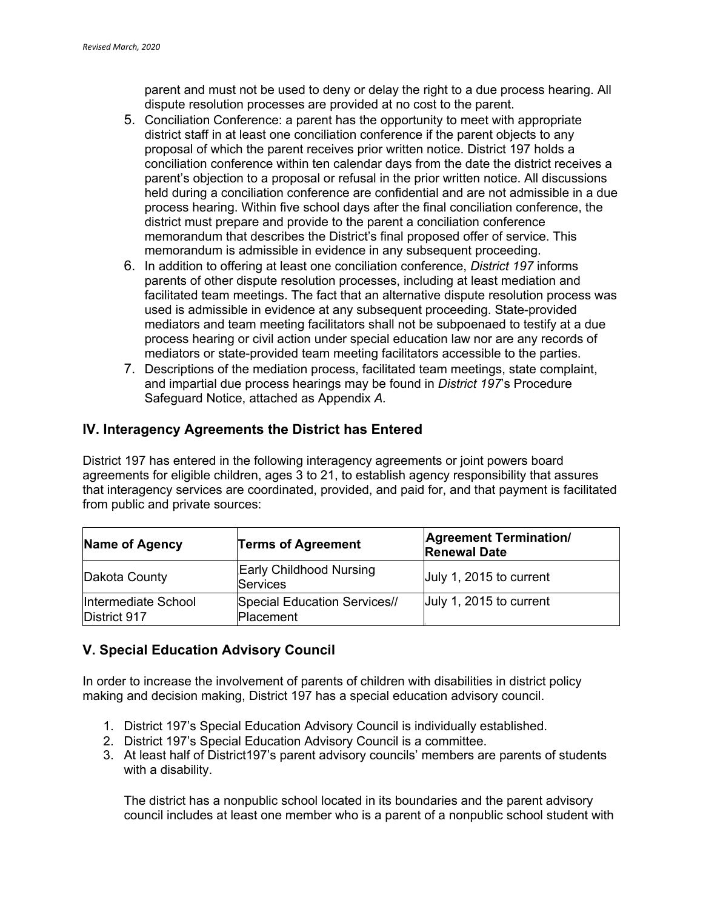parent and must not be used to deny or delay the right to a due process hearing. All dispute resolution processes are provided at no cost to the parent.

5. Conciliation Conference: a parent has the opportunity to meet with appropriate district staff in at least one conciliation conference if the parent objects to any proposal of which the parent receives prior written notice. District 197 holds a conciliation conference within ten calendar days from the date the district receives a parent's objection to a proposal or refusal in the prior written notice. All discussions held during a conciliation conference are confidential and are not admissible in a due process hearing. Within five school days after the final conciliation conference, the district must prepare and provide to the parent a conciliation conference memorandum that describes the District's final proposed offer of service. This memorandum is admissible in evidence in any subsequent proceeding.
6. In addition to offering at least one conciliation conference, *District 197* informs parents of other dispute resolution processes, including at least mediation and facilitated team meetings. The fact that an alternative dispute resolution process was used is admissible in evidence at any subsequent proceeding. State-provided mediators and team meeting facilitators shall not be subpoenaed to testify at a due process hearing or civil action under special education law nor are any records of mediators or state-provided team meeting facilitators accessible to the parties.
7. Descriptions of the mediation process, facilitated team meetings, state complaint, and impartial due process hearings may be found in *District 197*'s Procedure Safeguard Notice, attached as Appendix *A.*

## IV. Interagency Agreements the District has Entered

District 197 has entered in the following interagency agreements or joint powers board agreements for eligible children, ages 3 to 21, to establish agency responsibility that assures that interagency services are coordinated, provided, and paid for, and that payment is facilitated from public and private sources:

| **Name of Agency** | **Terms of Agreement** | **Agreement Termination/ Renewal Date** |
|---|---|---|
| Dakota County | Early Childhood Nursing Services | July 1, 2015 to current |
| Intermediate School District 917 | Special Education Services// Placement | July 1, 2015 to current |

## V. Special Education Advisory Council

In order to increase the involvement of parents of children with disabilities in district policy making and decision making, District 197 has a special education advisory council.

1. District 197's Special Education Advisory Council is individually established.
2. District 197's Special Education Advisory Council is a committee.
3. At least half of District197's parent advisory councils' members are parents of students with a disability.

   The district has a nonpublic school located in its boundaries and the parent advisory council includes at least one member who is a parent of a nonpublic school student with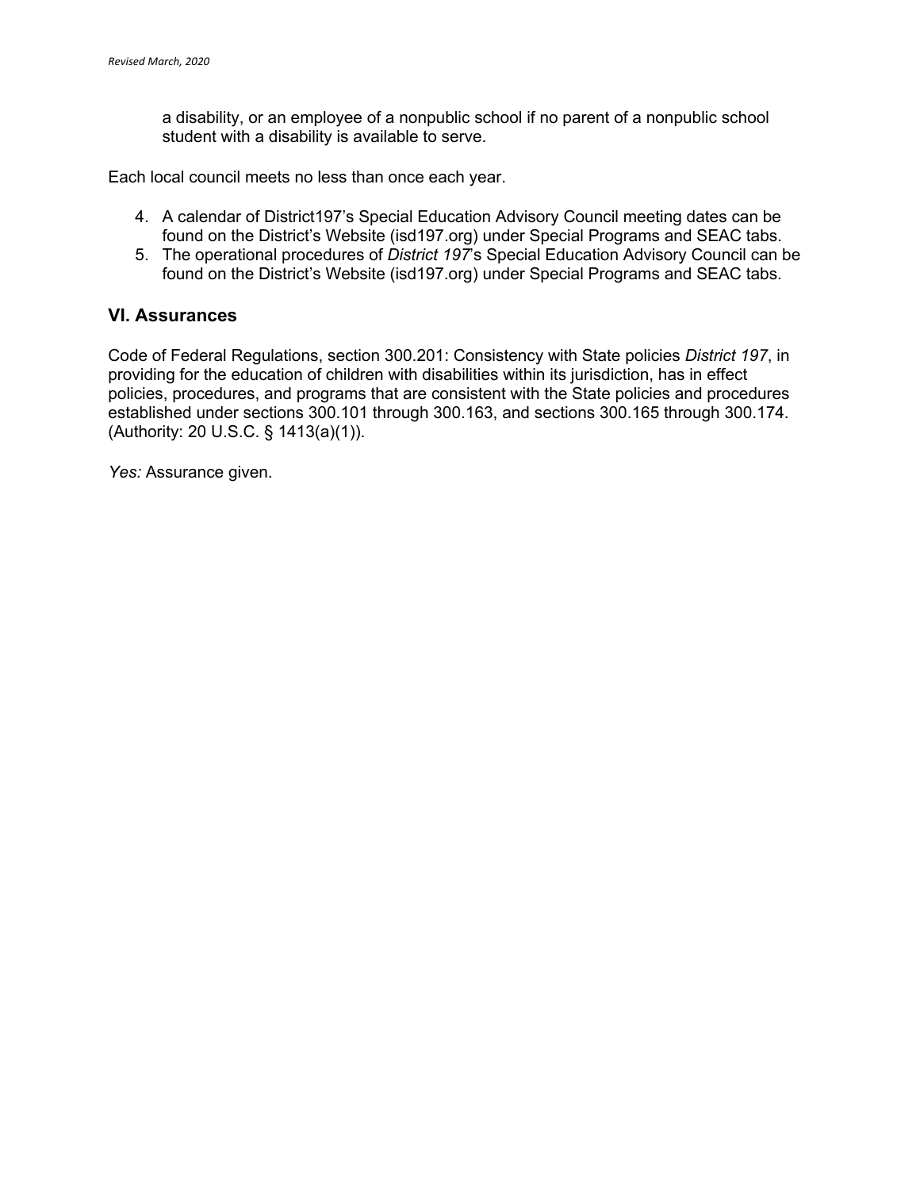a disability, or an employee of a nonpublic school if no parent of a nonpublic school student with a disability is available to serve.

Each local council meets no less than once each year.

4. A calendar of District197's Special Education Advisory Council meeting dates can be found on the District's Website (isd197.org) under Special Programs and SEAC tabs.
5. The operational procedures of *District 197*'s Special Education Advisory Council can be found on the District's Website (isd197.org) under Special Programs and SEAC tabs.

## VI. Assurances

Code of Federal Regulations, section 300.201: Consistency with State policies *District 197*, in providing for the education of children with disabilities within its jurisdiction, has in effect policies, procedures, and programs that are consistent with the State policies and procedures established under sections 300.101 through 300.163, and sections 300.165 through 300.174. (Authority: 20 U.S.C. § 1413(a)(1)).

*Yes:* Assurance given.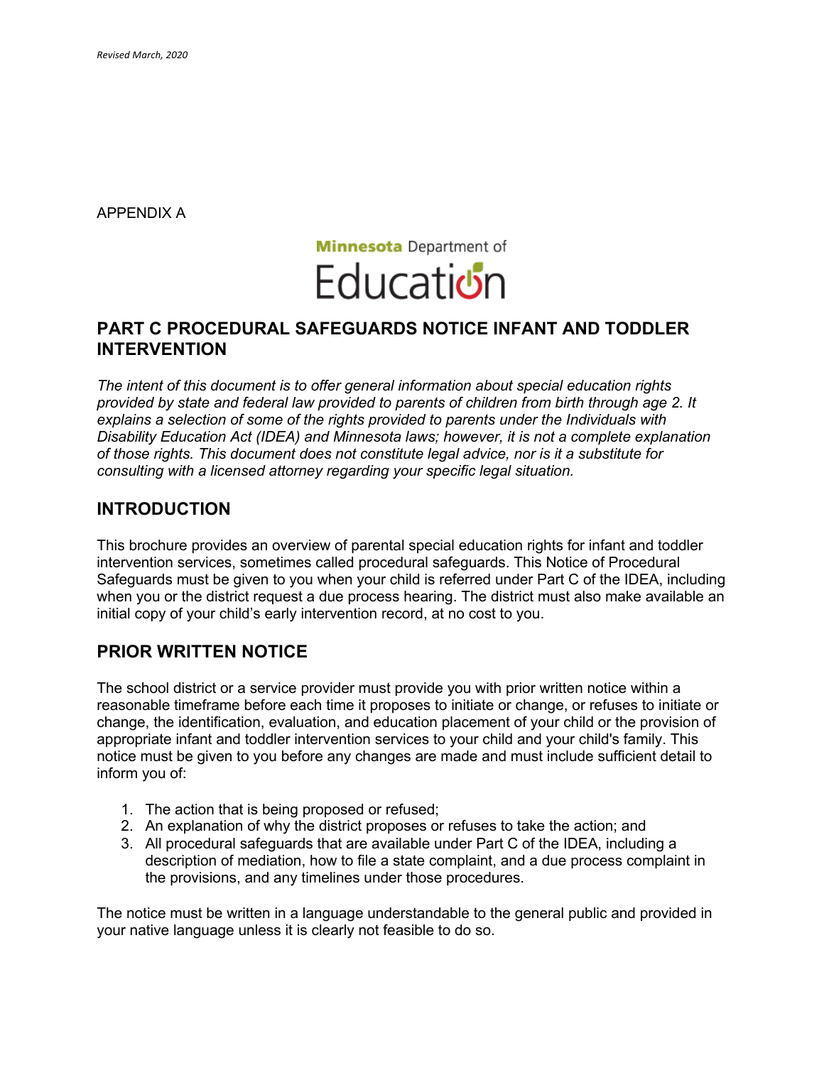Revised March, 2020

APPENDIX A

Minnesota Department of Education

## PART C PROCEDURAL SAFEGUARDS NOTICE INFANT AND TODDLER INTERVENTION

*The intent of this document is to offer general information about special education rights provided by state and federal law provided to parents of children from birth through age 2. It explains a selection of some of the rights provided to parents under the Individuals with Disability Education Act (IDEA) and Minnesota laws; however, it is not a complete explanation of those rights. This document does not constitute legal advice, nor is it a substitute for consulting with a licensed attorney regarding your specific legal situation.*

## INTRODUCTION

This brochure provides an overview of parental special education rights for infant and toddler intervention services, sometimes called procedural safeguards. This Notice of Procedural Safeguards must be given to you when your child is referred under Part C of the IDEA, including when you or the district request a due process hearing. The district must also make available an initial copy of your child's early intervention record, at no cost to you.

## PRIOR WRITTEN NOTICE

The school district or a service provider must provide you with prior written notice within a reasonable timeframe before each time it proposes to initiate or change, or refuses to initiate or change, the identification, evaluation, and education placement of your child or the provision of appropriate infant and toddler intervention services to your child and your child's family. This notice must be given to you before any changes are made and must include sufficient detail to inform you of:

1. The action that is being proposed or refused;
2. An explanation of why the district proposes or refuses to take the action; and
3. All procedural safeguards that are available under Part C of the IDEA, including a description of mediation, how to file a state complaint, and a due process complaint in the provisions, and any timelines under those procedures.

The notice must be written in a language understandable to the general public and provided in your native language unless it is clearly not feasible to do so.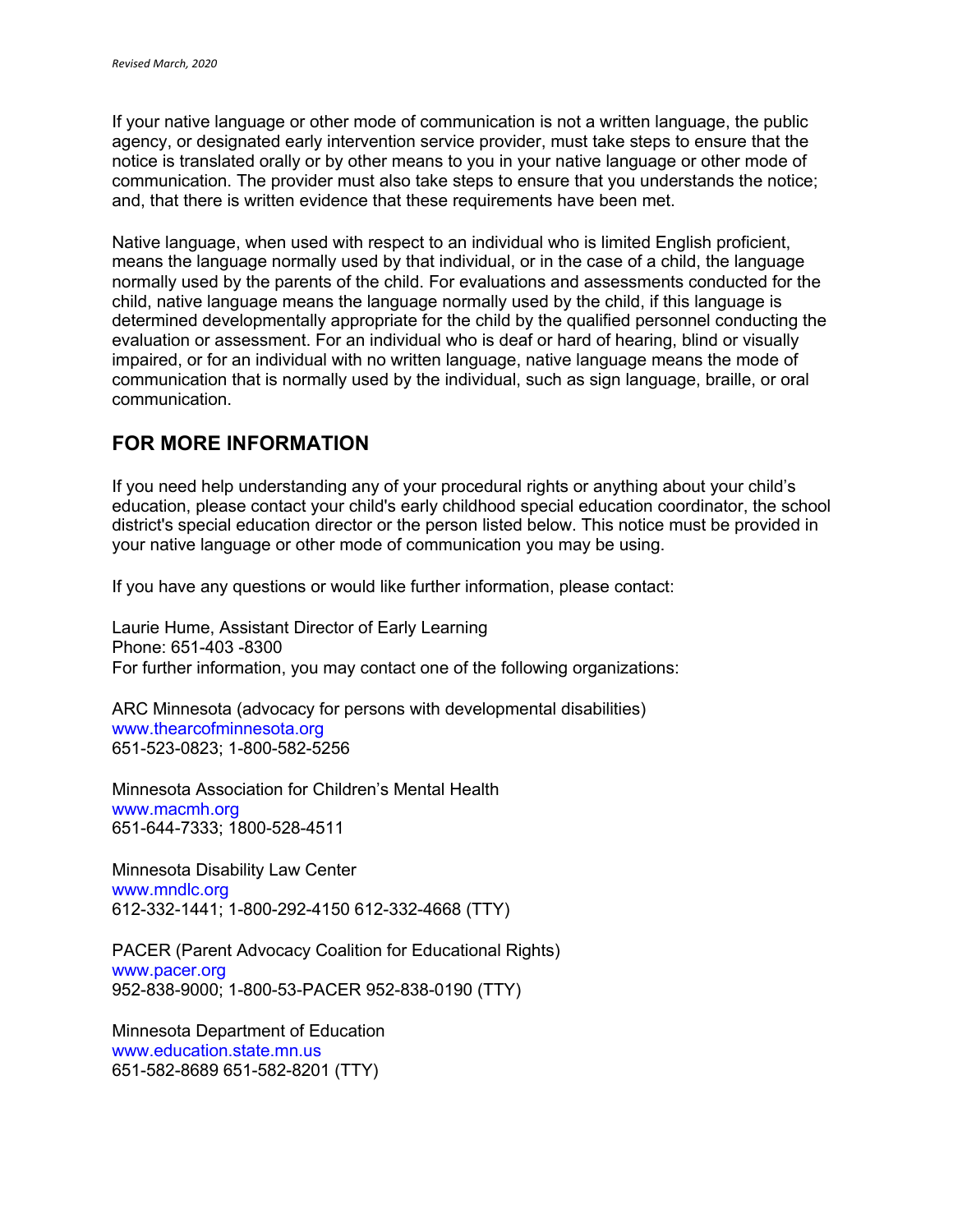If your native language or other mode of communication is not a written language, the public agency, or designated early intervention service provider, must take steps to ensure that the notice is translated orally or by other means to you in your native language or other mode of communication. The provider must also take steps to ensure that you understands the notice; and, that there is written evidence that these requirements have been met.

Native language, when used with respect to an individual who is limited English proficient, means the language normally used by that individual, or in the case of a child, the language normally used by the parents of the child. For evaluations and assessments conducted for the child, native language means the language normally used by the child, if this language is determined developmentally appropriate for the child by the qualified personnel conducting the evaluation or assessment. For an individual who is deaf or hard of hearing, blind or visually impaired, or for an individual with no written language, native language means the mode of communication that is normally used by the individual, such as sign language, braille, or oral communication.

## FOR MORE INFORMATION

If you need help understanding any of your procedural rights or anything about your child's education, please contact your child's early childhood special education coordinator, the school district's special education director or the person listed below. This notice must be provided in your native language or other mode of communication you may be using.

If you have any questions or would like further information, please contact:

Laurie Hume, Assistant Director of Early Learning
Phone: 651-403 -8300
For further information, you may contact one of the following organizations:

ARC Minnesota (advocacy for persons with developmental disabilities)
www.thearcofminnesota.org
651-523-0823; 1-800-582-5256

Minnesota Association for Children's Mental Health
www.macmh.org
651-644-7333; 1800-528-4511

Minnesota Disability Law Center
www.mndlc.org
612-332-1441; 1-800-292-4150 612-332-4668 (TTY)

PACER (Parent Advocacy Coalition for Educational Rights)
www.pacer.org
952-838-9000; 1-800-53-PACER 952-838-0190 (TTY)

Minnesota Department of Education
www.education.state.mn.us
651-582-8689 651-582-8201 (TTY)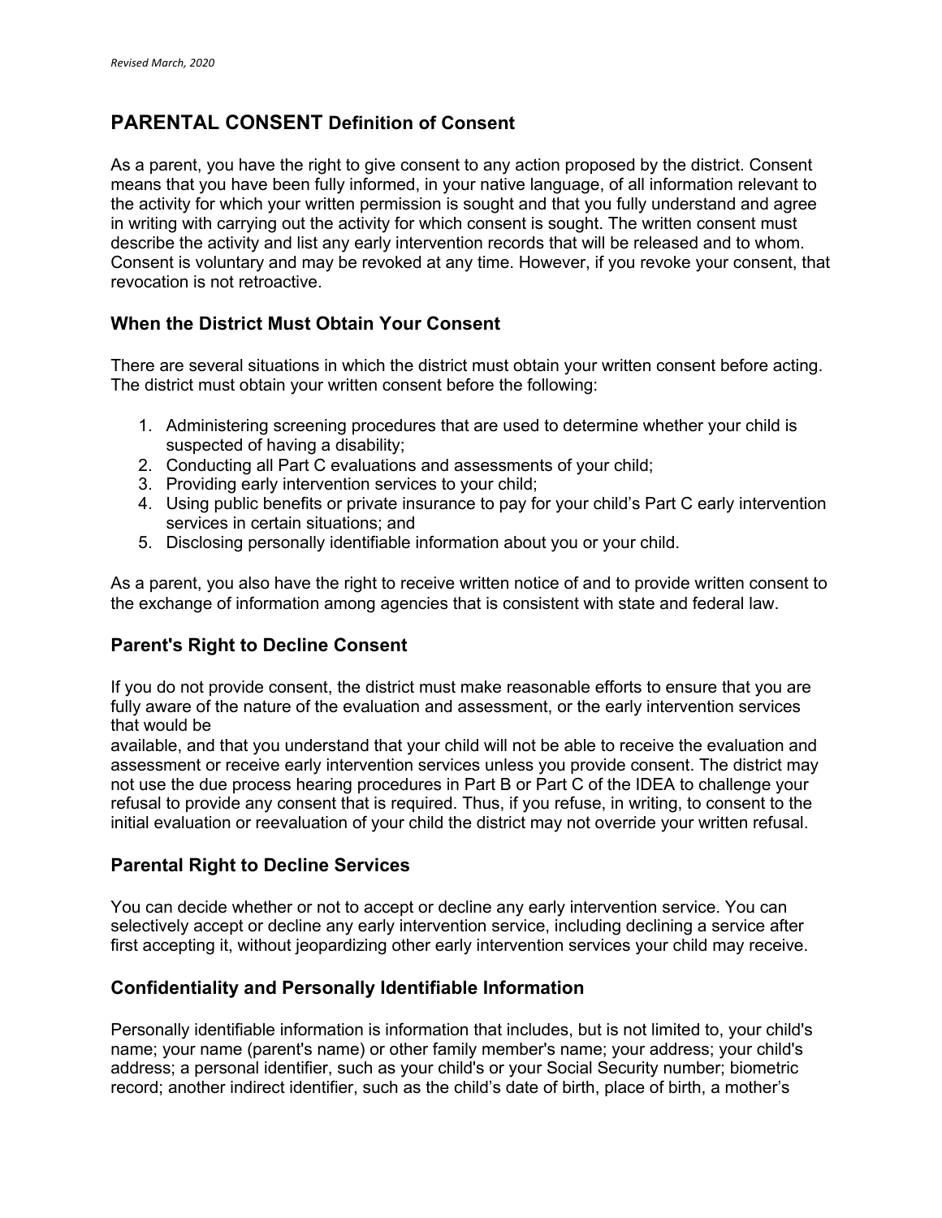*Revised March, 2020*

## PARENTAL CONSENT Definition of Consent

As a parent, you have the right to give consent to any action proposed by the district. Consent means that you have been fully informed, in your native language, of all information relevant to the activity for which your written permission is sought and that you fully understand and agree in writing with carrying out the activity for which consent is sought. The written consent must describe the activity and list any early intervention records that will be released and to whom. Consent is voluntary and may be revoked at any time. However, if you revoke your consent, that revocation is not retroactive.

### When the District Must Obtain Your Consent

There are several situations in which the district must obtain your written consent before acting. The district must obtain your written consent before the following:

1. Administering screening procedures that are used to determine whether your child is suspected of having a disability;
2. Conducting all Part C evaluations and assessments of your child;
3. Providing early intervention services to your child;
4. Using public benefits or private insurance to pay for your child's Part C early intervention services in certain situations; and
5. Disclosing personally identifiable information about you or your child.

As a parent, you also have the right to receive written notice of and to provide written consent to the exchange of information among agencies that is consistent with state and federal law.

### Parent's Right to Decline Consent

If you do not provide consent, the district must make reasonable efforts to ensure that you are fully aware of the nature of the evaluation and assessment, or the early intervention services that would be available, and that you understand that your child will not be able to receive the evaluation and assessment or receive early intervention services unless you provide consent. The district may not use the due process hearing procedures in Part B or Part C of the IDEA to challenge your refusal to provide any consent that is required. Thus, if you refuse, in writing, to consent to the initial evaluation or reevaluation of your child the district may not override your written refusal.

### Parental Right to Decline Services

You can decide whether or not to accept or decline any early intervention service. You can selectively accept or decline any early intervention service, including declining a service after first accepting it, without jeopardizing other early intervention services your child may receive.

### Confidentiality and Personally Identifiable Information

Personally identifiable information is information that includes, but is not limited to, your child's name; your name (parent's name) or other family member's name; your address; your child's address; a personal identifier, such as your child's or your Social Security number; biometric record; another indirect identifier, such as the child's date of birth, place of birth, a mother's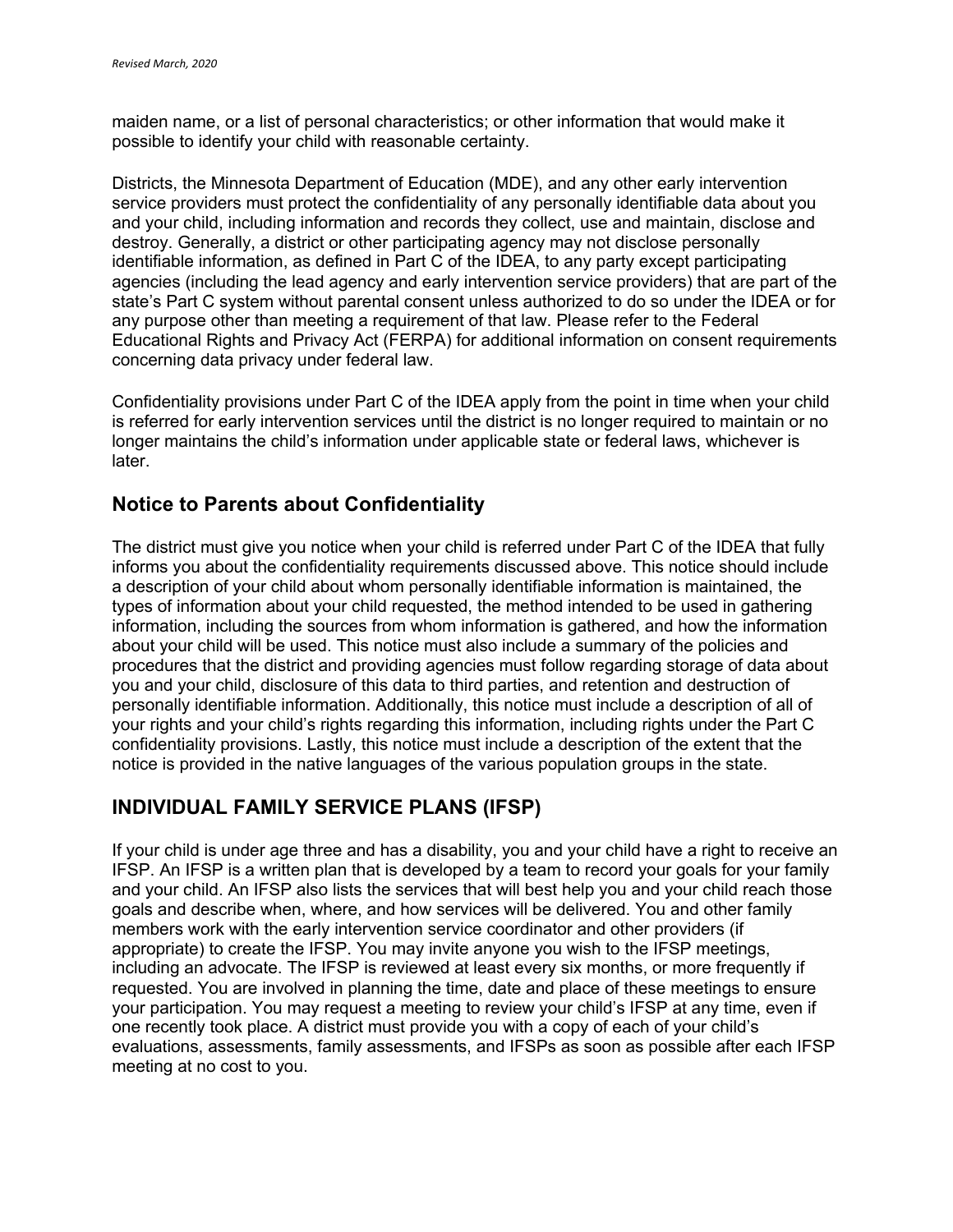maiden name, or a list of personal characteristics; or other information that would make it possible to identify your child with reasonable certainty.

Districts, the Minnesota Department of Education (MDE), and any other early intervention service providers must protect the confidentiality of any personally identifiable data about you and your child, including information and records they collect, use and maintain, disclose and destroy. Generally, a district or other participating agency may not disclose personally identifiable information, as defined in Part C of the IDEA, to any party except participating agencies (including the lead agency and early intervention service providers) that are part of the state's Part C system without parental consent unless authorized to do so under the IDEA or for any purpose other than meeting a requirement of that law. Please refer to the Federal Educational Rights and Privacy Act (FERPA) for additional information on consent requirements concerning data privacy under federal law.

Confidentiality provisions under Part C of the IDEA apply from the point in time when your child is referred for early intervention services until the district is no longer required to maintain or no longer maintains the child's information under applicable state or federal laws, whichever is later.

## Notice to Parents about Confidentiality

The district must give you notice when your child is referred under Part C of the IDEA that fully informs you about the confidentiality requirements discussed above. This notice should include a description of your child about whom personally identifiable information is maintained, the types of information about your child requested, the method intended to be used in gathering information, including the sources from whom information is gathered, and how the information about your child will be used. This notice must also include a summary of the policies and procedures that the district and providing agencies must follow regarding storage of data about you and your child, disclosure of this data to third parties, and retention and destruction of personally identifiable information. Additionally, this notice must include a description of all of your rights and your child's rights regarding this information, including rights under the Part C confidentiality provisions. Lastly, this notice must include a description of the extent that the notice is provided in the native languages of the various population groups in the state.

## INDIVIDUAL FAMILY SERVICE PLANS (IFSP)

If your child is under age three and has a disability, you and your child have a right to receive an IFSP. An IFSP is a written plan that is developed by a team to record your goals for your family and your child. An IFSP also lists the services that will best help you and your child reach those goals and describe when, where, and how services will be delivered. You and other family members work with the early intervention service coordinator and other providers (if appropriate) to create the IFSP. You may invite anyone you wish to the IFSP meetings, including an advocate. The IFSP is reviewed at least every six months, or more frequently if requested. You are involved in planning the time, date and place of these meetings to ensure your participation. You may request a meeting to review your child's IFSP at any time, even if one recently took place. A district must provide you with a copy of each of your child's evaluations, assessments, family assessments, and IFSPs as soon as possible after each IFSP meeting at no cost to you.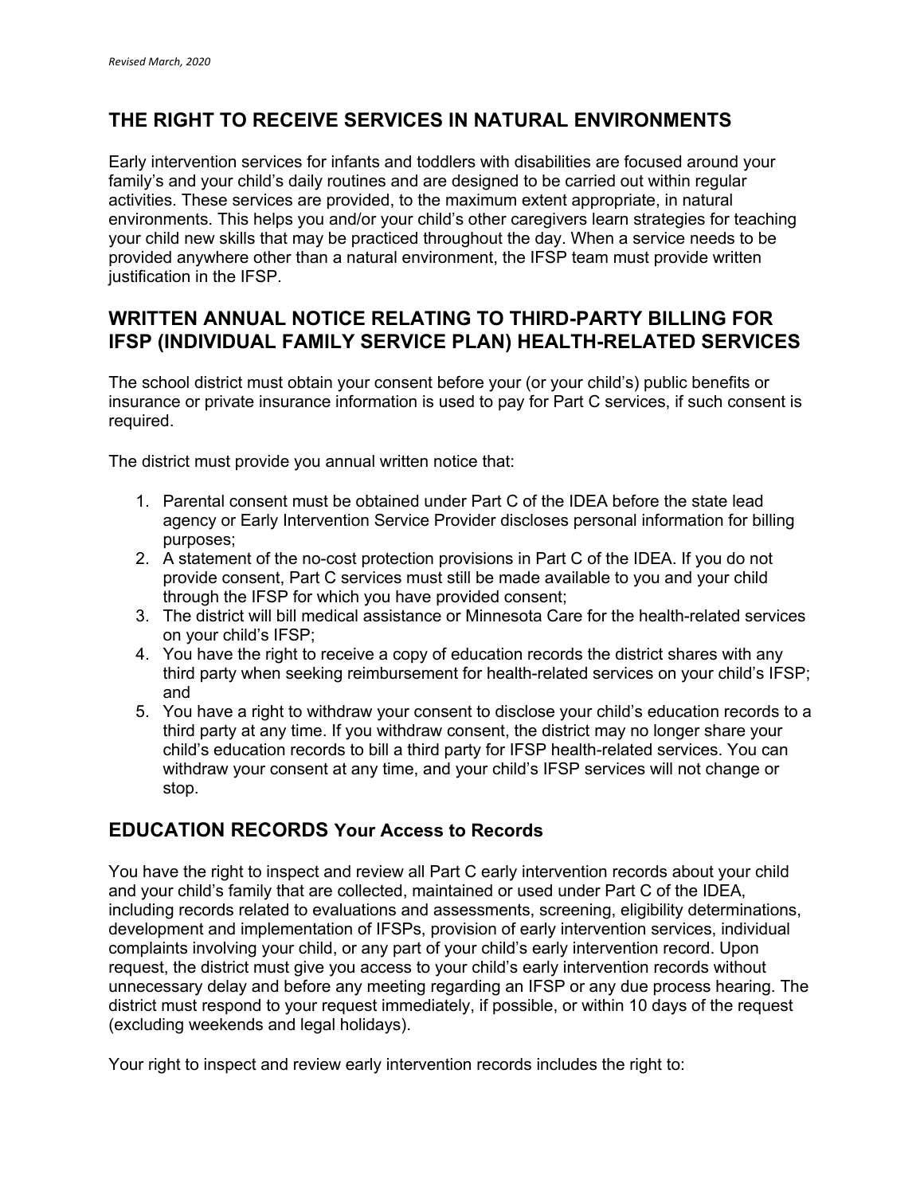## THE RIGHT TO RECEIVE SERVICES IN NATURAL ENVIRONMENTS

Early intervention services for infants and toddlers with disabilities are focused around your family's and your child's daily routines and are designed to be carried out within regular activities. These services are provided, to the maximum extent appropriate, in natural environments. This helps you and/or your child's other caregivers learn strategies for teaching your child new skills that may be practiced throughout the day. When a service needs to be provided anywhere other than a natural environment, the IFSP team must provide written justification in the IFSP.

## WRITTEN ANNUAL NOTICE RELATING TO THIRD-PARTY BILLING FOR IFSP (INDIVIDUAL FAMILY SERVICE PLAN) HEALTH-RELATED SERVICES

The school district must obtain your consent before your (or your child's) public benefits or insurance or private insurance information is used to pay for Part C services, if such consent is required.

The district must provide you annual written notice that:

1. Parental consent must be obtained under Part C of the IDEA before the state lead agency or Early Intervention Service Provider discloses personal information for billing purposes;
2. A statement of the no-cost protection provisions in Part C of the IDEA. If you do not provide consent, Part C services must still be made available to you and your child through the IFSP for which you have provided consent;
3. The district will bill medical assistance or Minnesota Care for the health-related services on your child's IFSP;
4. You have the right to receive a copy of education records the district shares with any third party when seeking reimbursement for health-related services on your child's IFSP; and
5. You have a right to withdraw your consent to disclose your child's education records to a third party at any time. If you withdraw consent, the district may no longer share your child's education records to bill a third party for IFSP health-related services. You can withdraw your consent at any time, and your child's IFSP services will not change or stop.

## EDUCATION RECORDS Your Access to Records

You have the right to inspect and review all Part C early intervention records about your child and your child's family that are collected, maintained or used under Part C of the IDEA, including records related to evaluations and assessments, screening, eligibility determinations, development and implementation of IFSPs, provision of early intervention services, individual complaints involving your child, or any part of your child's early intervention record. Upon request, the district must give you access to your child's early intervention records without unnecessary delay and before any meeting regarding an IFSP or any due process hearing. The district must respond to your request immediately, if possible, or within 10 days of the request (excluding weekends and legal holidays).

Your right to inspect and review early intervention records includes the right to: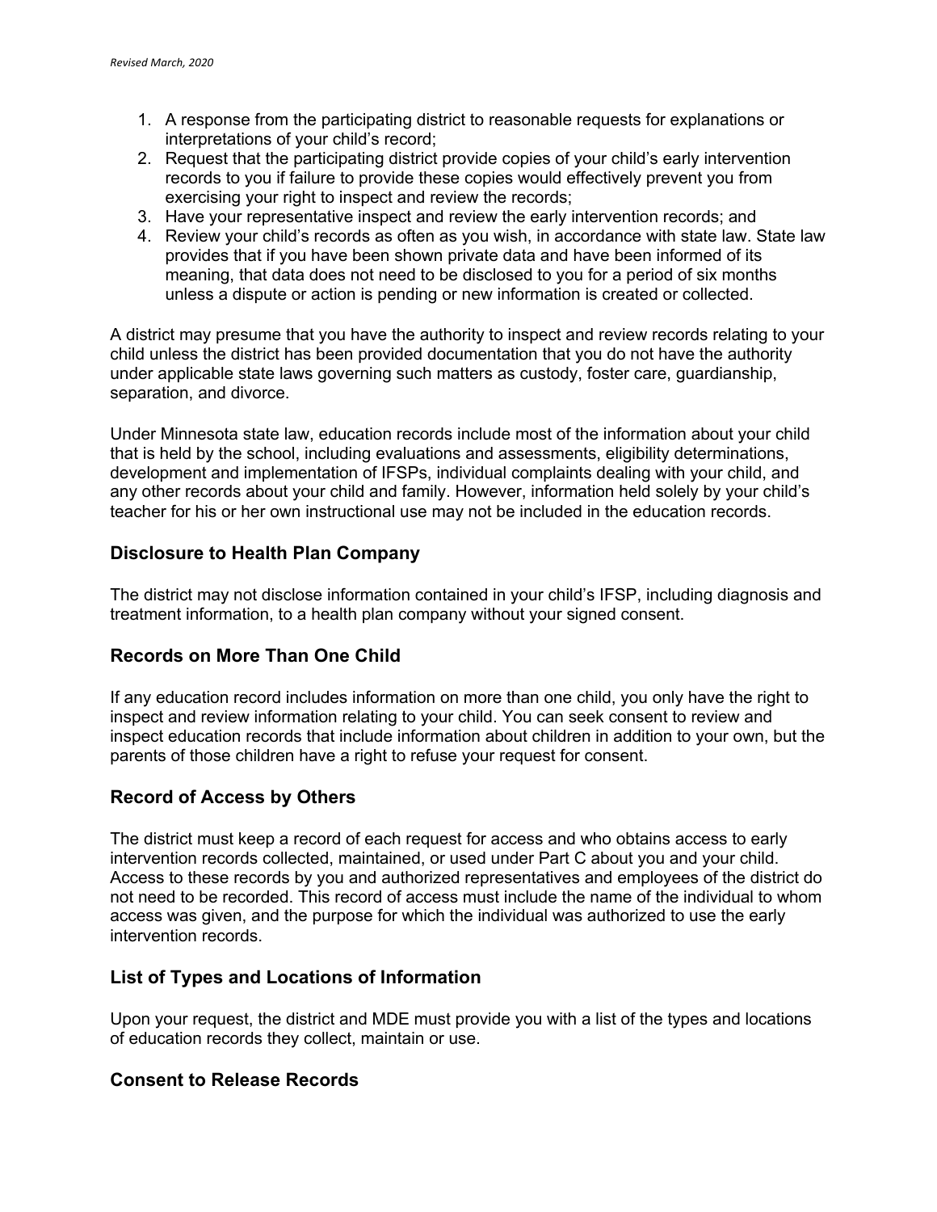1. A response from the participating district to reasonable requests for explanations or interpretations of your child's record;
2. Request that the participating district provide copies of your child's early intervention records to you if failure to provide these copies would effectively prevent you from exercising your right to inspect and review the records;
3. Have your representative inspect and review the early intervention records; and
4. Review your child's records as often as you wish, in accordance with state law. State law provides that if you have been shown private data and have been informed of its meaning, that data does not need to be disclosed to you for a period of six months unless a dispute or action is pending or new information is created or collected.

A district may presume that you have the authority to inspect and review records relating to your child unless the district has been provided documentation that you do not have the authority under applicable state laws governing such matters as custody, foster care, guardianship, separation, and divorce.

Under Minnesota state law, education records include most of the information about your child that is held by the school, including evaluations and assessments, eligibility determinations, development and implementation of IFSPs, individual complaints dealing with your child, and any other records about your child and family. However, information held solely by your child's teacher for his or her own instructional use may not be included in the education records.

### Disclosure to Health Plan Company

The district may not disclose information contained in your child's IFSP, including diagnosis and treatment information, to a health plan company without your signed consent.

### Records on More Than One Child

If any education record includes information on more than one child, you only have the right to inspect and review information relating to your child. You can seek consent to review and inspect education records that include information about children in addition to your own, but the parents of those children have a right to refuse your request for consent.

### Record of Access by Others

The district must keep a record of each request for access and who obtains access to early intervention records collected, maintained, or used under Part C about you and your child. Access to these records by you and authorized representatives and employees of the district do not need to be recorded. This record of access must include the name of the individual to whom access was given, and the purpose for which the individual was authorized to use the early intervention records.

### List of Types and Locations of Information

Upon your request, the district and MDE must provide you with a list of the types and locations of education records they collect, maintain or use.

### Consent to Release Records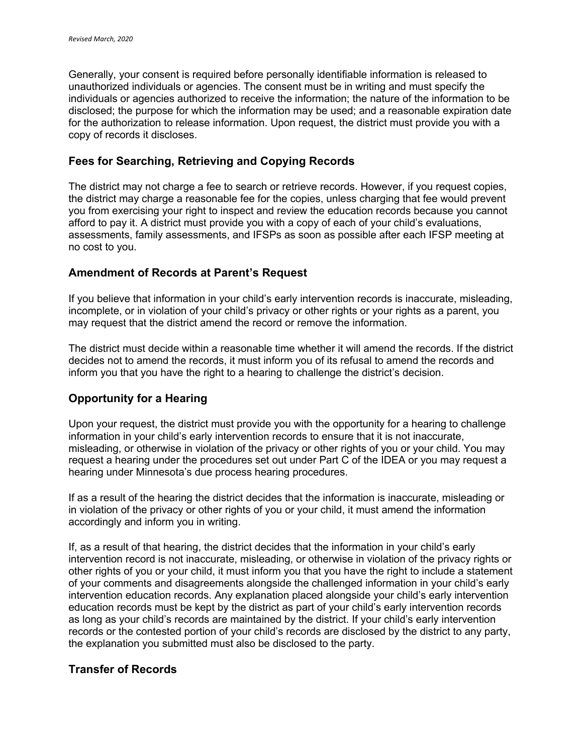Generally, your consent is required before personally identifiable information is released to unauthorized individuals or agencies. The consent must be in writing and must specify the individuals or agencies authorized to receive the information; the nature of the information to be disclosed; the purpose for which the information may be used; and a reasonable expiration date for the authorization to release information. Upon request, the district must provide you with a copy of records it discloses.

## Fees for Searching, Retrieving and Copying Records

The district may not charge a fee to search or retrieve records. However, if you request copies, the district may charge a reasonable fee for the copies, unless charging that fee would prevent you from exercising your right to inspect and review the education records because you cannot afford to pay it. A district must provide you with a copy of each of your child's evaluations, assessments, family assessments, and IFSPs as soon as possible after each IFSP meeting at no cost to you.

## Amendment of Records at Parent's Request

If you believe that information in your child's early intervention records is inaccurate, misleading, incomplete, or in violation of your child's privacy or other rights or your rights as a parent, you may request that the district amend the record or remove the information.

The district must decide within a reasonable time whether it will amend the records. If the district decides not to amend the records, it must inform you of its refusal to amend the records and inform you that you have the right to a hearing to challenge the district's decision.

## Opportunity for a Hearing

Upon your request, the district must provide you with the opportunity for a hearing to challenge information in your child's early intervention records to ensure that it is not inaccurate, misleading, or otherwise in violation of the privacy or other rights of you or your child. You may request a hearing under the procedures set out under Part C of the IDEA or you may request a hearing under Minnesota's due process hearing procedures.

If as a result of the hearing the district decides that the information is inaccurate, misleading or in violation of the privacy or other rights of you or your child, it must amend the information accordingly and inform you in writing.

If, as a result of that hearing, the district decides that the information in your child's early intervention record is not inaccurate, misleading, or otherwise in violation of the privacy rights or other rights of you or your child, it must inform you that you have the right to include a statement of your comments and disagreements alongside the challenged information in your child's early intervention education records. Any explanation placed alongside your child's early intervention education records must be kept by the district as part of your child's early intervention records as long as your child's records are maintained by the district. If your child's early intervention records or the contested portion of your child's records are disclosed by the district to any party, the explanation you submitted must also be disclosed to the party.

## Transfer of Records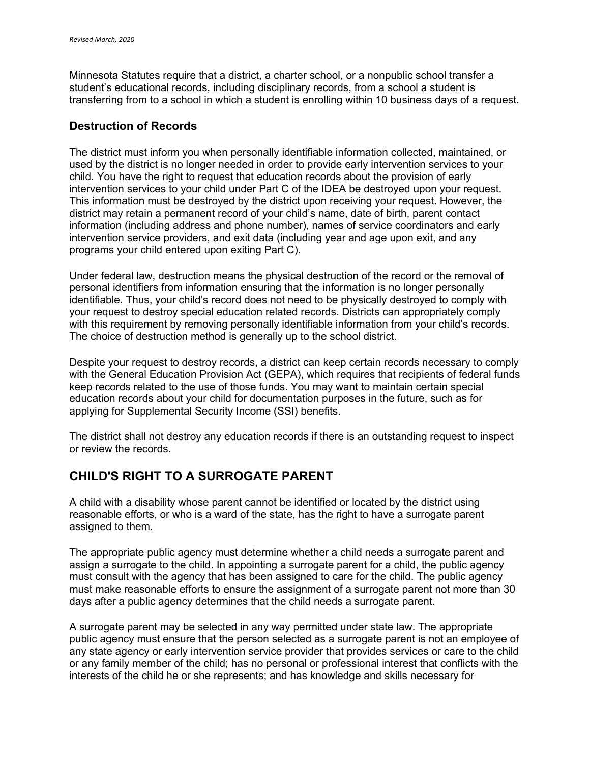Minnesota Statutes require that a district, a charter school, or a nonpublic school transfer a student's educational records, including disciplinary records, from a school a student is transferring from to a school in which a student is enrolling within 10 business days of a request.

### Destruction of Records

The district must inform you when personally identifiable information collected, maintained, or used by the district is no longer needed in order to provide early intervention services to your child. You have the right to request that education records about the provision of early intervention services to your child under Part C of the IDEA be destroyed upon your request. This information must be destroyed by the district upon receiving your request. However, the district may retain a permanent record of your child's name, date of birth, parent contact information (including address and phone number), names of service coordinators and early intervention service providers, and exit data (including year and age upon exit, and any programs your child entered upon exiting Part C).

Under federal law, destruction means the physical destruction of the record or the removal of personal identifiers from information ensuring that the information is no longer personally identifiable. Thus, your child's record does not need to be physically destroyed to comply with your request to destroy special education related records. Districts can appropriately comply with this requirement by removing personally identifiable information from your child's records. The choice of destruction method is generally up to the school district.

Despite your request to destroy records, a district can keep certain records necessary to comply with the General Education Provision Act (GEPA), which requires that recipients of federal funds keep records related to the use of those funds. You may want to maintain certain special education records about your child for documentation purposes in the future, such as for applying for Supplemental Security Income (SSI) benefits.

The district shall not destroy any education records if there is an outstanding request to inspect or review the records.

## CHILD'S RIGHT TO A SURROGATE PARENT

A child with a disability whose parent cannot be identified or located by the district using reasonable efforts, or who is a ward of the state, has the right to have a surrogate parent assigned to them.

The appropriate public agency must determine whether a child needs a surrogate parent and assign a surrogate to the child. In appointing a surrogate parent for a child, the public agency must consult with the agency that has been assigned to care for the child. The public agency must make reasonable efforts to ensure the assignment of a surrogate parent not more than 30 days after a public agency determines that the child needs a surrogate parent.

A surrogate parent may be selected in any way permitted under state law. The appropriate public agency must ensure that the person selected as a surrogate parent is not an employee of any state agency or early intervention service provider that provides services or care to the child or any family member of the child; has no personal or professional interest that conflicts with the interests of the child he or she represents; and has knowledge and skills necessary for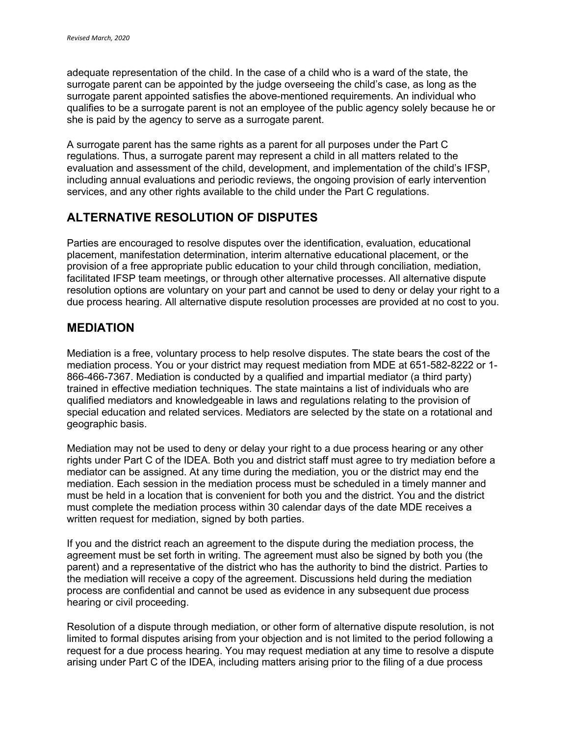adequate representation of the child. In the case of a child who is a ward of the state, the surrogate parent can be appointed by the judge overseeing the child's case, as long as the surrogate parent appointed satisfies the above-mentioned requirements. An individual who qualifies to be a surrogate parent is not an employee of the public agency solely because he or she is paid by the agency to serve as a surrogate parent.

A surrogate parent has the same rights as a parent for all purposes under the Part C regulations. Thus, a surrogate parent may represent a child in all matters related to the evaluation and assessment of the child, development, and implementation of the child's IFSP, including annual evaluations and periodic reviews, the ongoing provision of early intervention services, and any other rights available to the child under the Part C regulations.

## ALTERNATIVE RESOLUTION OF DISPUTES

Parties are encouraged to resolve disputes over the identification, evaluation, educational placement, manifestation determination, interim alternative educational placement, or the provision of a free appropriate public education to your child through conciliation, mediation, facilitated IFSP team meetings, or through other alternative processes. All alternative dispute resolution options are voluntary on your part and cannot be used to deny or delay your right to a due process hearing. All alternative dispute resolution processes are provided at no cost to you.

## MEDIATION

Mediation is a free, voluntary process to help resolve disputes. The state bears the cost of the mediation process. You or your district may request mediation from MDE at 651-582-8222 or 1-866-466-7367. Mediation is conducted by a qualified and impartial mediator (a third party) trained in effective mediation techniques. The state maintains a list of individuals who are qualified mediators and knowledgeable in laws and regulations relating to the provision of special education and related services. Mediators are selected by the state on a rotational and geographic basis.

Mediation may not be used to deny or delay your right to a due process hearing or any other rights under Part C of the IDEA. Both you and district staff must agree to try mediation before a mediator can be assigned. At any time during the mediation, you or the district may end the mediation. Each session in the mediation process must be scheduled in a timely manner and must be held in a location that is convenient for both you and the district. You and the district must complete the mediation process within 30 calendar days of the date MDE receives a written request for mediation, signed by both parties.

If you and the district reach an agreement to the dispute during the mediation process, the agreement must be set forth in writing. The agreement must also be signed by both you (the parent) and a representative of the district who has the authority to bind the district. Parties to the mediation will receive a copy of the agreement. Discussions held during the mediation process are confidential and cannot be used as evidence in any subsequent due process hearing or civil proceeding.

Resolution of a dispute through mediation, or other form of alternative dispute resolution, is not limited to formal disputes arising from your objection and is not limited to the period following a request for a due process hearing. You may request mediation at any time to resolve a dispute arising under Part C of the IDEA, including matters arising prior to the filing of a due process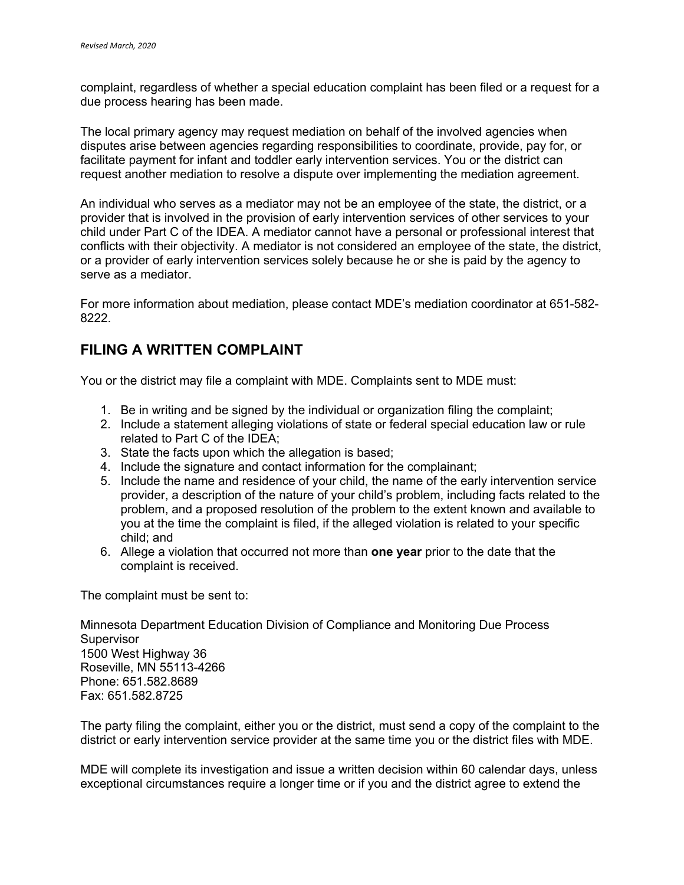complaint, regardless of whether a special education complaint has been filed or a request for a due process hearing has been made.

The local primary agency may request mediation on behalf of the involved agencies when disputes arise between agencies regarding responsibilities to coordinate, provide, pay for, or facilitate payment for infant and toddler early intervention services. You or the district can request another mediation to resolve a dispute over implementing the mediation agreement.

An individual who serves as a mediator may not be an employee of the state, the district, or a provider that is involved in the provision of early intervention services of other services to your child under Part C of the IDEA. A mediator cannot have a personal or professional interest that conflicts with their objectivity. A mediator is not considered an employee of the state, the district, or a provider of early intervention services solely because he or she is paid by the agency to serve as a mediator.

For more information about mediation, please contact MDE's mediation coordinator at 651-582-8222.

## FILING A WRITTEN COMPLAINT

You or the district may file a complaint with MDE. Complaints sent to MDE must:

1. Be in writing and be signed by the individual or organization filing the complaint;
2. Include a statement alleging violations of state or federal special education law or rule related to Part C of the IDEA;
3. State the facts upon which the allegation is based;
4. Include the signature and contact information for the complainant;
5. Include the name and residence of your child, the name of the early intervention service provider, a description of the nature of your child's problem, including facts related to the problem, and a proposed resolution of the problem to the extent known and available to you at the time the complaint is filed, if the alleged violation is related to your specific child; and
6. Allege a violation that occurred not more than **one year** prior to the date that the complaint is received.

The complaint must be sent to:

Minnesota Department Education Division of Compliance and Monitoring Due Process Supervisor
1500 West Highway 36
Roseville, MN 55113-4266
Phone: 651.582.8689
Fax: 651.582.8725

The party filing the complaint, either you or the district, must send a copy of the complaint to the district or early intervention service provider at the same time you or the district files with MDE.

MDE will complete its investigation and issue a written decision within 60 calendar days, unless exceptional circumstances require a longer time or if you and the district agree to extend the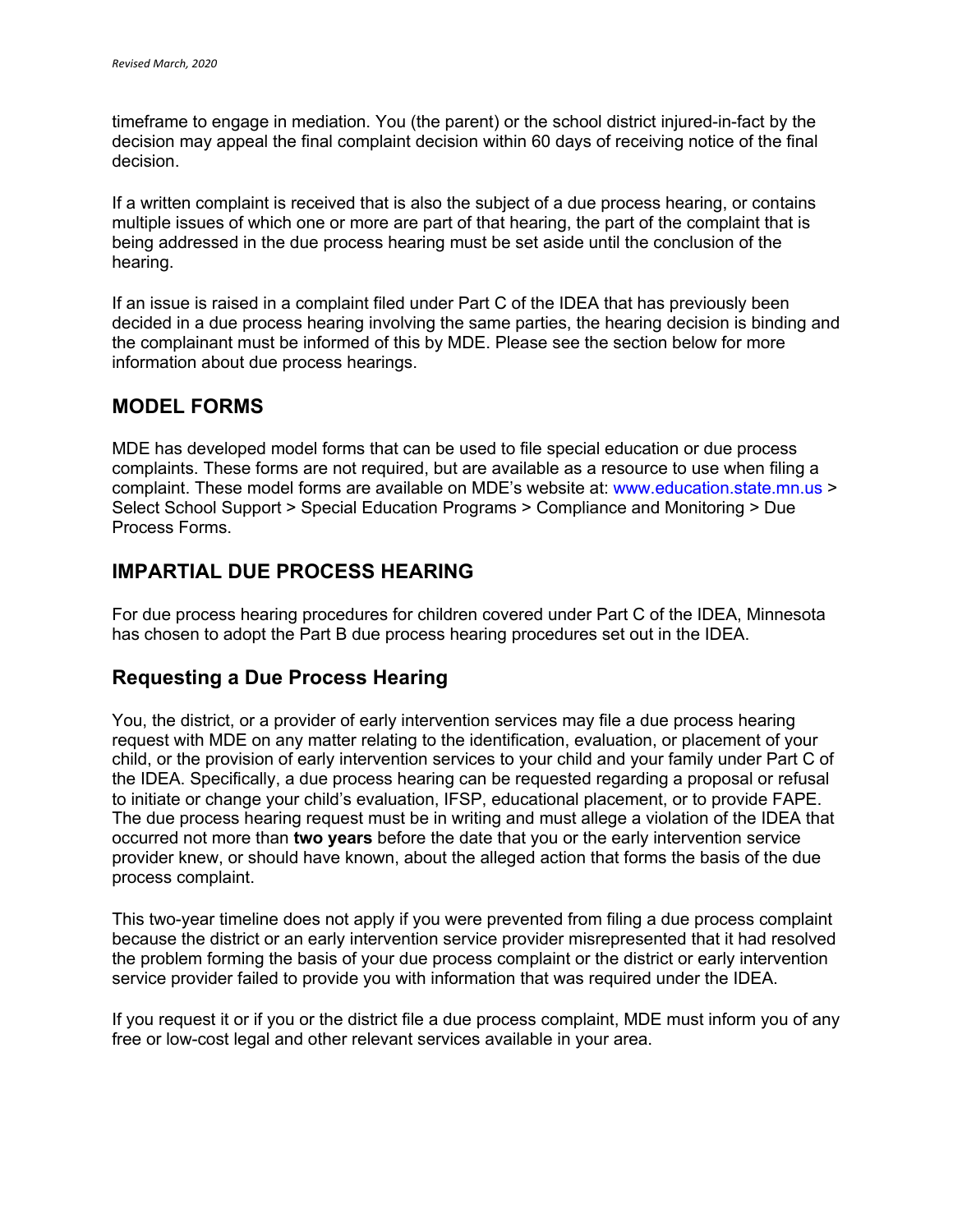timeframe to engage in mediation. You (the parent) or the school district injured-in-fact by the decision may appeal the final complaint decision within 60 days of receiving notice of the final decision.

If a written complaint is received that is also the subject of a due process hearing, or contains multiple issues of which one or more are part of that hearing, the part of the complaint that is being addressed in the due process hearing must be set aside until the conclusion of the hearing.

If an issue is raised in a complaint filed under Part C of the IDEA that has previously been decided in a due process hearing involving the same parties, the hearing decision is binding and the complainant must be informed of this by MDE. Please see the section below for more information about due process hearings.

## MODEL FORMS

MDE has developed model forms that can be used to file special education or due process complaints. These forms are not required, but are available as a resource to use when filing a complaint. These model forms are available on MDE's website at: www.education.state.mn.us > Select School Support > Special Education Programs > Compliance and Monitoring > Due Process Forms.

## IMPARTIAL DUE PROCESS HEARING

For due process hearing procedures for children covered under Part C of the IDEA, Minnesota has chosen to adopt the Part B due process hearing procedures set out in the IDEA.

### Requesting a Due Process Hearing

You, the district, or a provider of early intervention services may file a due process hearing request with MDE on any matter relating to the identification, evaluation, or placement of your child, or the provision of early intervention services to your child and your family under Part C of the IDEA. Specifically, a due process hearing can be requested regarding a proposal or refusal to initiate or change your child's evaluation, IFSP, educational placement, or to provide FAPE. The due process hearing request must be in writing and must allege a violation of the IDEA that occurred not more than **two years** before the date that you or the early intervention service provider knew, or should have known, about the alleged action that forms the basis of the due process complaint.

This two-year timeline does not apply if you were prevented from filing a due process complaint because the district or an early intervention service provider misrepresented that it had resolved the problem forming the basis of your due process complaint or the district or early intervention service provider failed to provide you with information that was required under the IDEA.

If you request it or if you or the district file a due process complaint, MDE must inform you of any free or low-cost legal and other relevant services available in your area.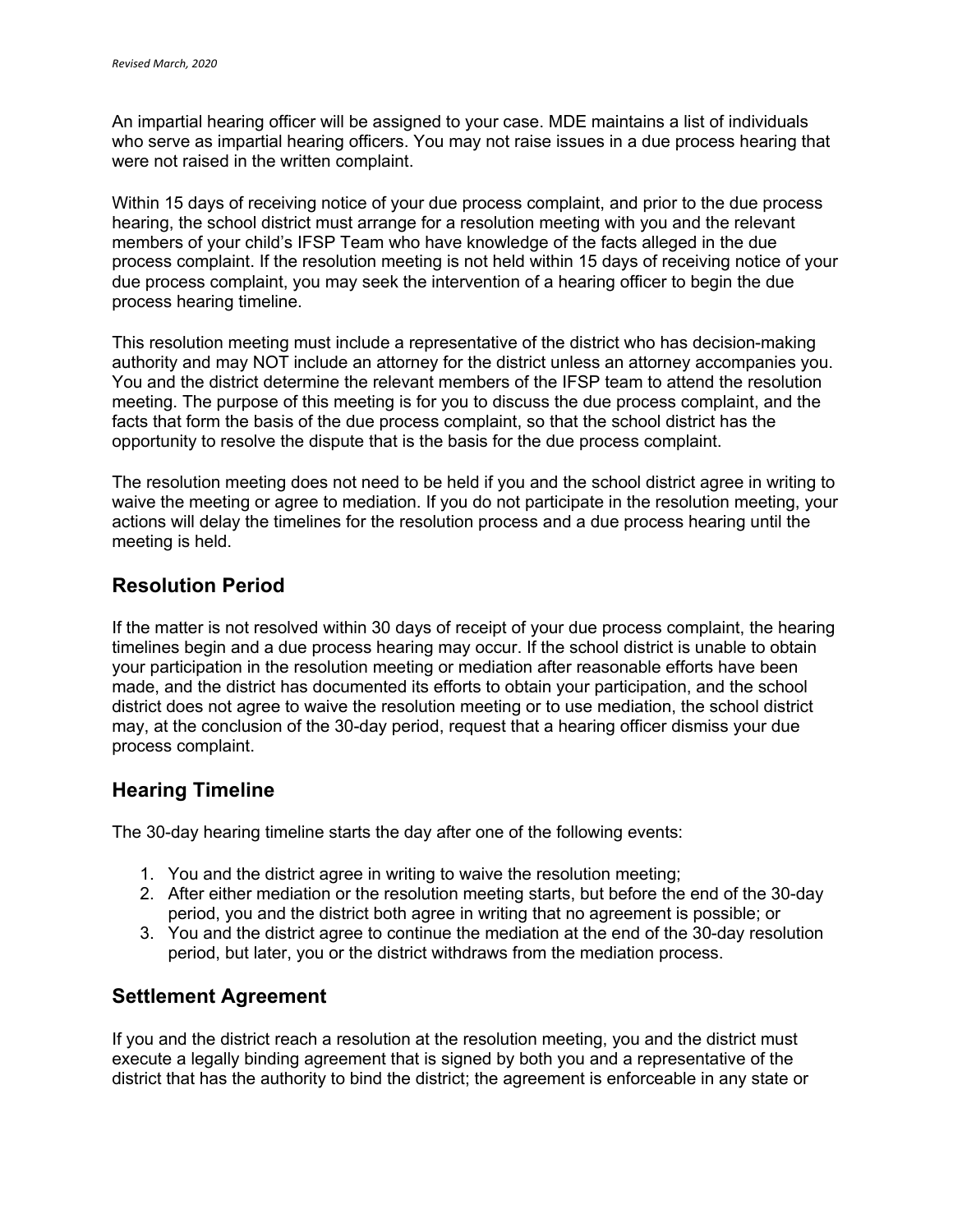An impartial hearing officer will be assigned to your case. MDE maintains a list of individuals who serve as impartial hearing officers. You may not raise issues in a due process hearing that were not raised in the written complaint.

Within 15 days of receiving notice of your due process complaint, and prior to the due process hearing, the school district must arrange for a resolution meeting with you and the relevant members of your child's IFSP Team who have knowledge of the facts alleged in the due process complaint. If the resolution meeting is not held within 15 days of receiving notice of your due process complaint, you may seek the intervention of a hearing officer to begin the due process hearing timeline.

This resolution meeting must include a representative of the district who has decision-making authority and may NOT include an attorney for the district unless an attorney accompanies you. You and the district determine the relevant members of the IFSP team to attend the resolution meeting. The purpose of this meeting is for you to discuss the due process complaint, and the facts that form the basis of the due process complaint, so that the school district has the opportunity to resolve the dispute that is the basis for the due process complaint.

The resolution meeting does not need to be held if you and the school district agree in writing to waive the meeting or agree to mediation. If you do not participate in the resolution meeting, your actions will delay the timelines for the resolution process and a due process hearing until the meeting is held.

## Resolution Period

If the matter is not resolved within 30 days of receipt of your due process complaint, the hearing timelines begin and a due process hearing may occur. If the school district is unable to obtain your participation in the resolution meeting or mediation after reasonable efforts have been made, and the district has documented its efforts to obtain your participation, and the school district does not agree to waive the resolution meeting or to use mediation, the school district may, at the conclusion of the 30-day period, request that a hearing officer dismiss your due process complaint.

## Hearing Timeline

The 30-day hearing timeline starts the day after one of the following events:

1. You and the district agree in writing to waive the resolution meeting;
2. After either mediation or the resolution meeting starts, but before the end of the 30-day period, you and the district both agree in writing that no agreement is possible; or
3. You and the district agree to continue the mediation at the end of the 30-day resolution period, but later, you or the district withdraws from the mediation process.

## Settlement Agreement

If you and the district reach a resolution at the resolution meeting, you and the district must execute a legally binding agreement that is signed by both you and a representative of the district that has the authority to bind the district; the agreement is enforceable in any state or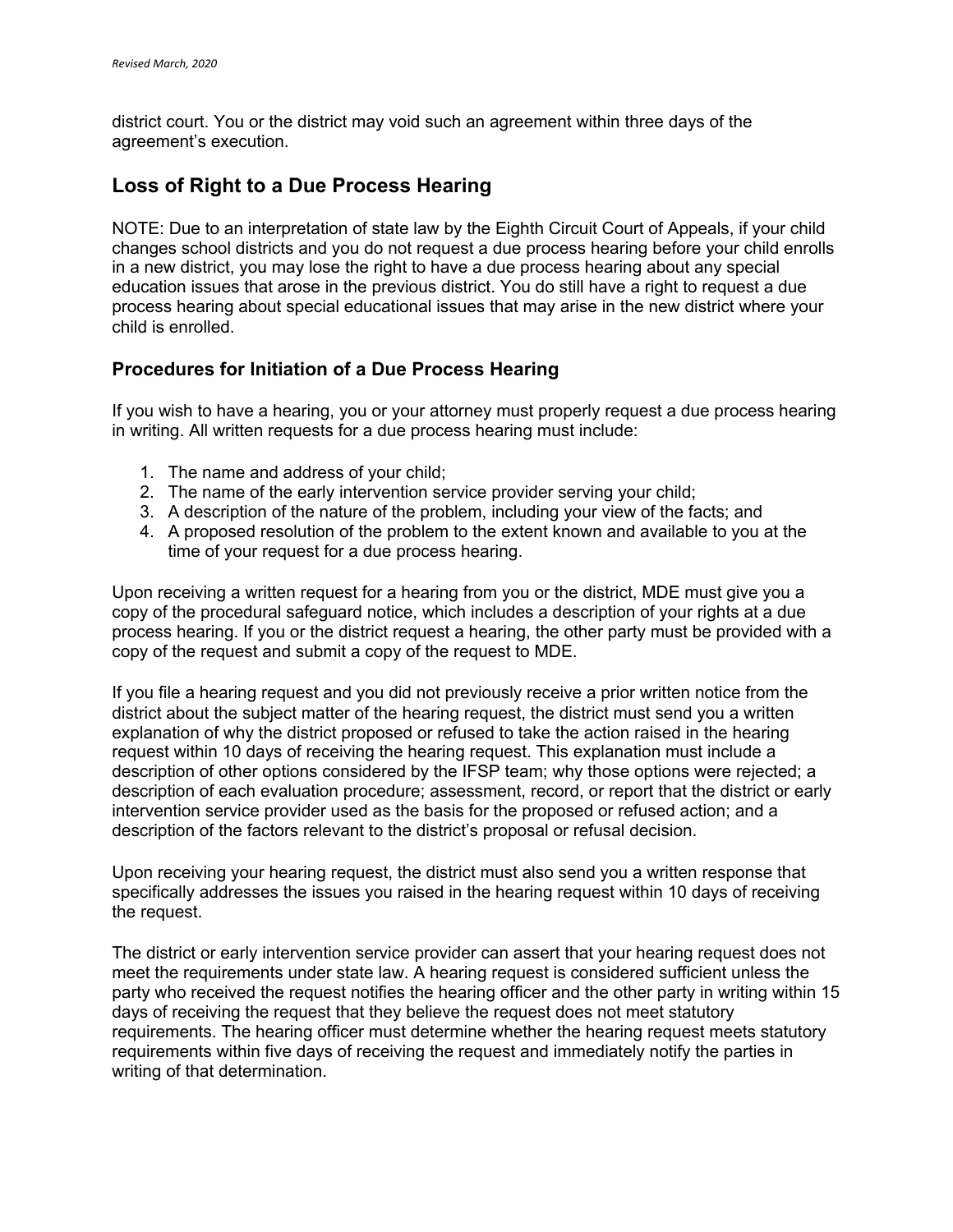district court. You or the district may void such an agreement within three days of the agreement's execution.

## Loss of Right to a Due Process Hearing

NOTE: Due to an interpretation of state law by the Eighth Circuit Court of Appeals, if your child changes school districts and you do not request a due process hearing before your child enrolls in a new district, you may lose the right to have a due process hearing about any special education issues that arose in the previous district. You do still have a right to request a due process hearing about special educational issues that may arise in the new district where your child is enrolled.

### Procedures for Initiation of a Due Process Hearing

If you wish to have a hearing, you or your attorney must properly request a due process hearing in writing. All written requests for a due process hearing must include:

1. The name and address of your child;
2. The name of the early intervention service provider serving your child;
3. A description of the nature of the problem, including your view of the facts; and
4. A proposed resolution of the problem to the extent known and available to you at the time of your request for a due process hearing.

Upon receiving a written request for a hearing from you or the district, MDE must give you a copy of the procedural safeguard notice, which includes a description of your rights at a due process hearing. If you or the district request a hearing, the other party must be provided with a copy of the request and submit a copy of the request to MDE.

If you file a hearing request and you did not previously receive a prior written notice from the district about the subject matter of the hearing request, the district must send you a written explanation of why the district proposed or refused to take the action raised in the hearing request within 10 days of receiving the hearing request. This explanation must include a description of other options considered by the IFSP team; why those options were rejected; a description of each evaluation procedure; assessment, record, or report that the district or early intervention service provider used as the basis for the proposed or refused action; and a description of the factors relevant to the district's proposal or refusal decision.

Upon receiving your hearing request, the district must also send you a written response that specifically addresses the issues you raised in the hearing request within 10 days of receiving the request.

The district or early intervention service provider can assert that your hearing request does not meet the requirements under state law. A hearing request is considered sufficient unless the party who received the request notifies the hearing officer and the other party in writing within 15 days of receiving the request that they believe the request does not meet statutory requirements. The hearing officer must determine whether the hearing request meets statutory requirements within five days of receiving the request and immediately notify the parties in writing of that determination.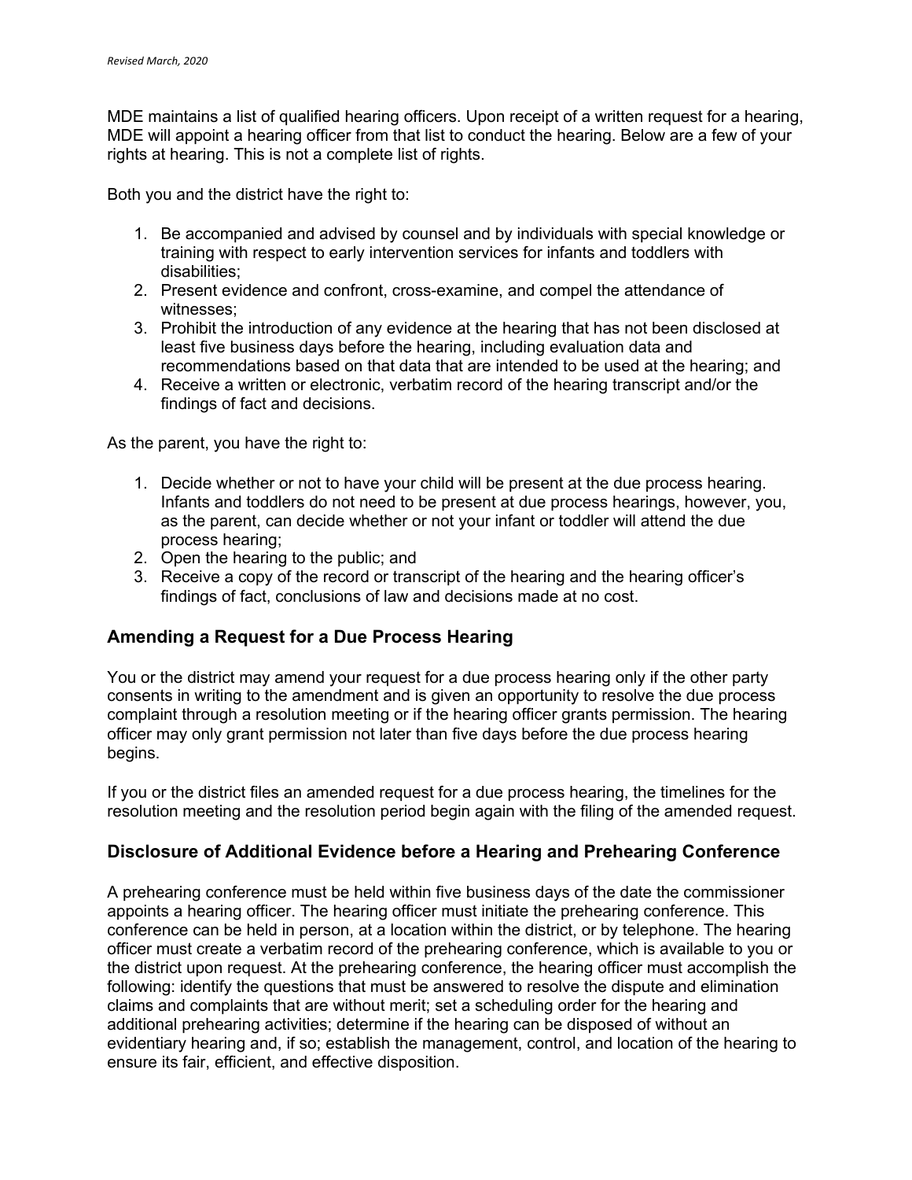MDE maintains a list of qualified hearing officers. Upon receipt of a written request for a hearing, MDE will appoint a hearing officer from that list to conduct the hearing. Below are a few of your rights at hearing. This is not a complete list of rights.

Both you and the district have the right to:

1. Be accompanied and advised by counsel and by individuals with special knowledge or training with respect to early intervention services for infants and toddlers with disabilities;
2. Present evidence and confront, cross-examine, and compel the attendance of witnesses;
3. Prohibit the introduction of any evidence at the hearing that has not been disclosed at least five business days before the hearing, including evaluation data and recommendations based on that data that are intended to be used at the hearing; and
4. Receive a written or electronic, verbatim record of the hearing transcript and/or the findings of fact and decisions.

As the parent, you have the right to:

1. Decide whether or not to have your child will be present at the due process hearing. Infants and toddlers do not need to be present at due process hearings, however, you, as the parent, can decide whether or not your infant or toddler will attend the due process hearing;
2. Open the hearing to the public; and
3. Receive a copy of the record or transcript of the hearing and the hearing officer's findings of fact, conclusions of law and decisions made at no cost.

## Amending a Request for a Due Process Hearing

You or the district may amend your request for a due process hearing only if the other party consents in writing to the amendment and is given an opportunity to resolve the due process complaint through a resolution meeting or if the hearing officer grants permission. The hearing officer may only grant permission not later than five days before the due process hearing begins.

If you or the district files an amended request for a due process hearing, the timelines for the resolution meeting and the resolution period begin again with the filing of the amended request.

## Disclosure of Additional Evidence before a Hearing and Prehearing Conference

A prehearing conference must be held within five business days of the date the commissioner appoints a hearing officer. The hearing officer must initiate the prehearing conference. This conference can be held in person, at a location within the district, or by telephone. The hearing officer must create a verbatim record of the prehearing conference, which is available to you or the district upon request. At the prehearing conference, the hearing officer must accomplish the following: identify the questions that must be answered to resolve the dispute and elimination claims and complaints that are without merit; set a scheduling order for the hearing and additional prehearing activities; determine if the hearing can be disposed of without an evidentiary hearing and, if so; establish the management, control, and location of the hearing to ensure its fair, efficient, and effective disposition.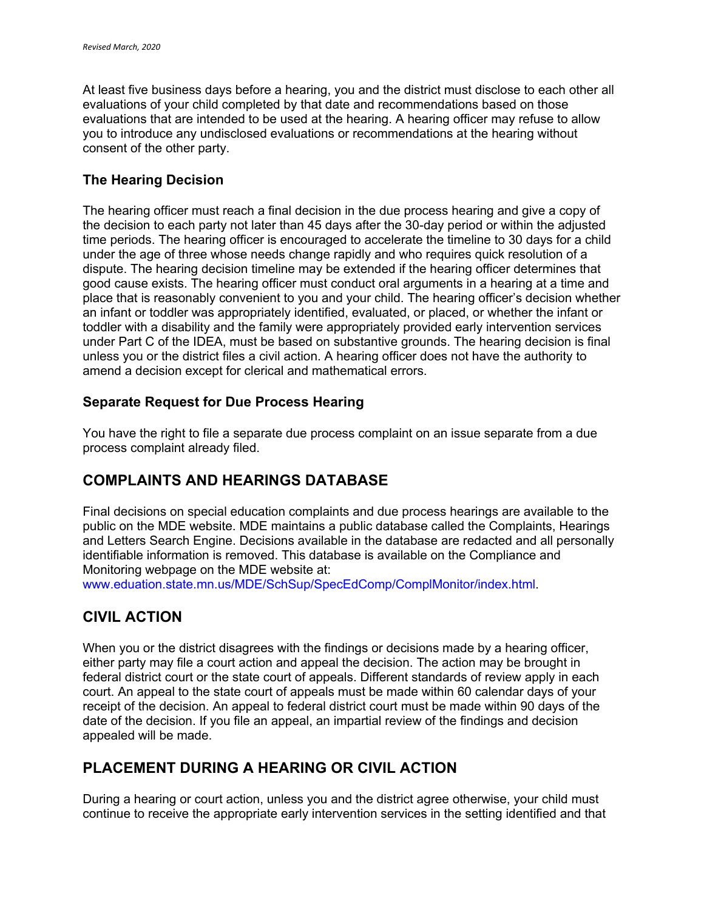At least five business days before a hearing, you and the district must disclose to each other all evaluations of your child completed by that date and recommendations based on those evaluations that are intended to be used at the hearing. A hearing officer may refuse to allow you to introduce any undisclosed evaluations or recommendations at the hearing without consent of the other party.

### The Hearing Decision

The hearing officer must reach a final decision in the due process hearing and give a copy of the decision to each party not later than 45 days after the 30-day period or within the adjusted time periods. The hearing officer is encouraged to accelerate the timeline to 30 days for a child under the age of three whose needs change rapidly and who requires quick resolution of a dispute. The hearing decision timeline may be extended if the hearing officer determines that good cause exists. The hearing officer must conduct oral arguments in a hearing at a time and place that is reasonably convenient to you and your child. The hearing officer's decision whether an infant or toddler was appropriately identified, evaluated, or placed, or whether the infant or toddler with a disability and the family were appropriately provided early intervention services under Part C of the IDEA, must be based on substantive grounds. The hearing decision is final unless you or the district files a civil action. A hearing officer does not have the authority to amend a decision except for clerical and mathematical errors.

### Separate Request for Due Process Hearing

You have the right to file a separate due process complaint on an issue separate from a due process complaint already filed.

## COMPLAINTS AND HEARINGS DATABASE

Final decisions on special education complaints and due process hearings are available to the public on the MDE website. MDE maintains a public database called the Complaints, Hearings and Letters Search Engine. Decisions available in the database are redacted and all personally identifiable information is removed. This database is available on the Compliance and Monitoring webpage on the MDE website at: www.eduation.state.mn.us/MDE/SchSup/SpecEdComp/ComplMonitor/index.html.

## CIVIL ACTION

When you or the district disagrees with the findings or decisions made by a hearing officer, either party may file a court action and appeal the decision. The action may be brought in federal district court or the state court of appeals. Different standards of review apply in each court. An appeal to the state court of appeals must be made within 60 calendar days of your receipt of the decision. An appeal to federal district court must be made within 90 days of the date of the decision. If you file an appeal, an impartial review of the findings and decision appealed will be made.

## PLACEMENT DURING A HEARING OR CIVIL ACTION

During a hearing or court action, unless you and the district agree otherwise, your child must continue to receive the appropriate early intervention services in the setting identified and that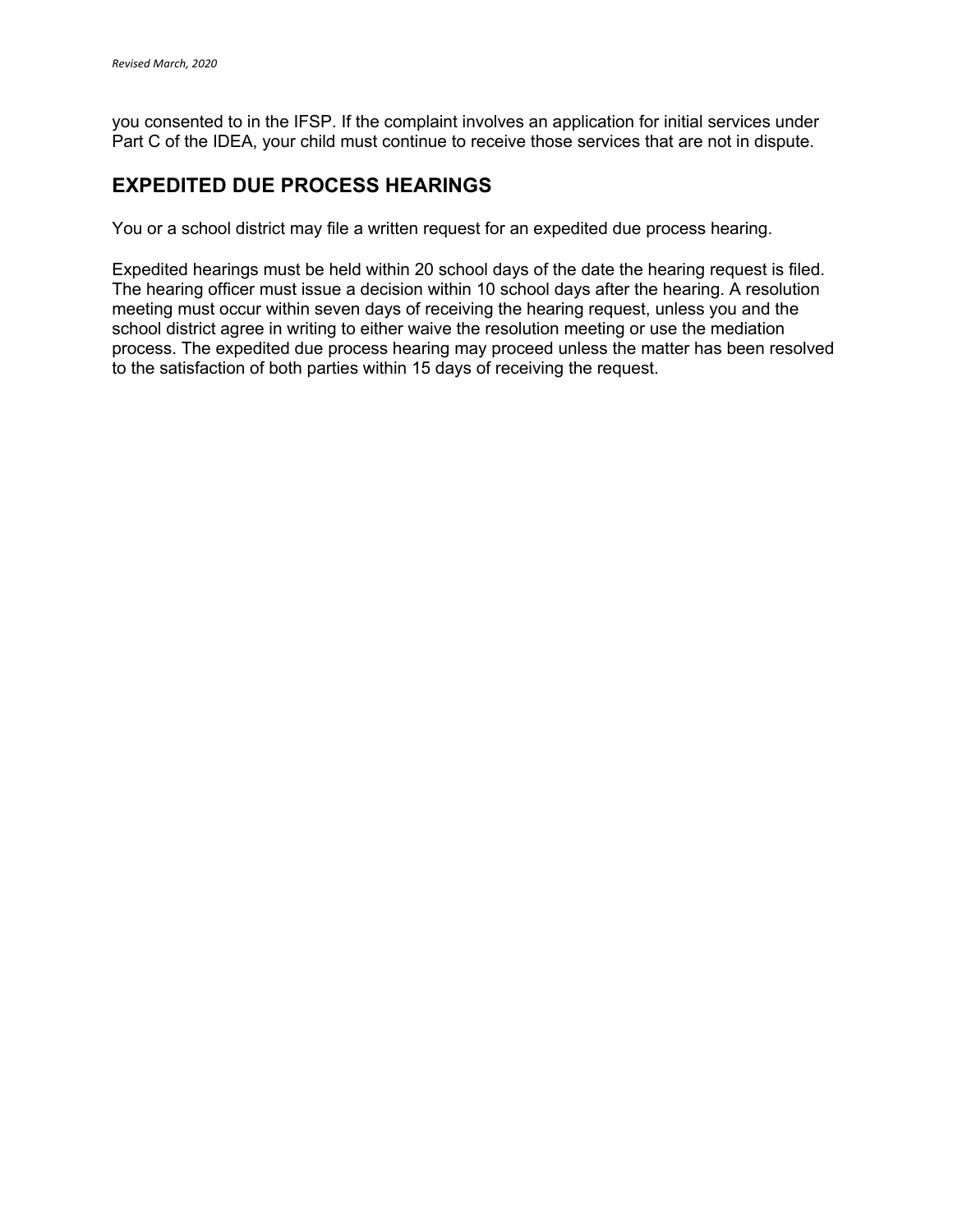you consented to in the IFSP. If the complaint involves an application for initial services under Part C of the IDEA, your child must continue to receive those services that are not in dispute.

## EXPEDITED DUE PROCESS HEARINGS

You or a school district may file a written request for an expedited due process hearing.

Expedited hearings must be held within 20 school days of the date the hearing request is filed. The hearing officer must issue a decision within 10 school days after the hearing. A resolution meeting must occur within seven days of receiving the hearing request, unless you and the school district agree in writing to either waive the resolution meeting or use the mediation process. The expedited due process hearing may proceed unless the matter has been resolved to the satisfaction of both parties within 15 days of receiving the request.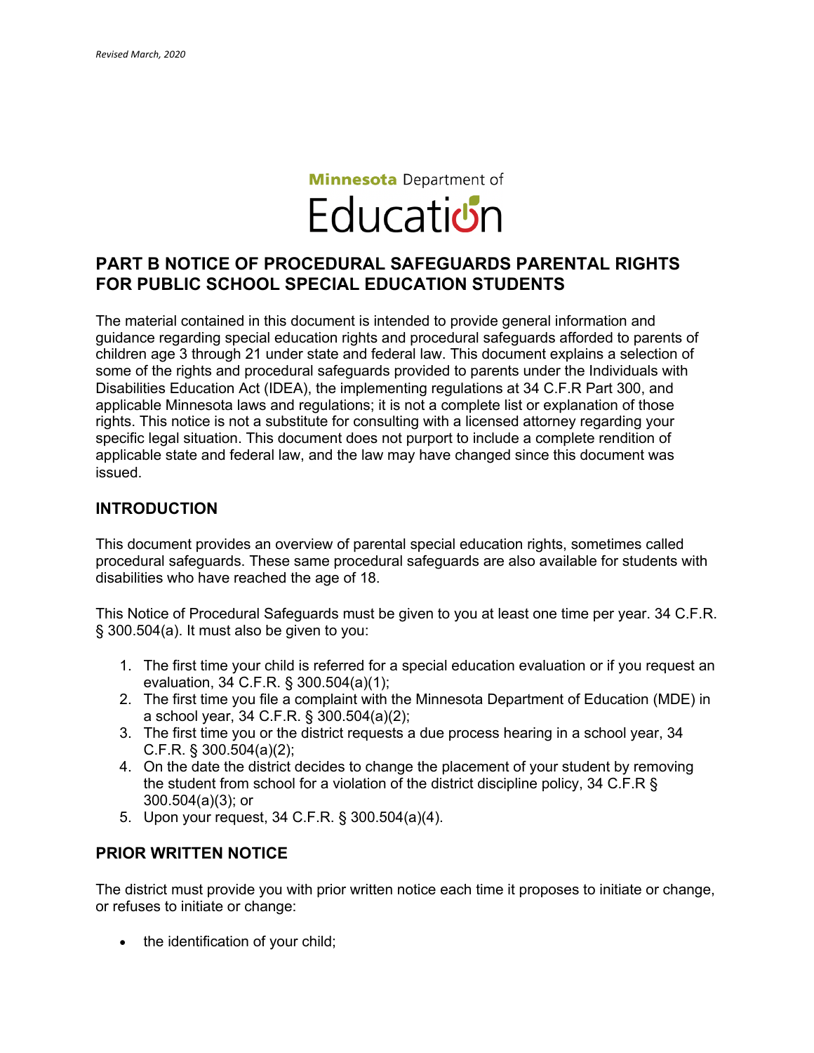*Revised March, 2020*

Minnesota Department of Education

# PART B NOTICE OF PROCEDURAL SAFEGUARDS PARENTAL RIGHTS FOR PUBLIC SCHOOL SPECIAL EDUCATION STUDENTS

The material contained in this document is intended to provide general information and guidance regarding special education rights and procedural safeguards afforded to parents of children age 3 through 21 under state and federal law. This document explains a selection of some of the rights and procedural safeguards provided to parents under the Individuals with Disabilities Education Act (IDEA), the implementing regulations at 34 C.F.R Part 300, and applicable Minnesota laws and regulations; it is not a complete list or explanation of those rights. This notice is not a substitute for consulting with a licensed attorney regarding your specific legal situation. This document does not purport to include a complete rendition of applicable state and federal law, and the law may have changed since this document was issued.

## INTRODUCTION

This document provides an overview of parental special education rights, sometimes called procedural safeguards. These same procedural safeguards are also available for students with disabilities who have reached the age of 18.

This Notice of Procedural Safeguards must be given to you at least one time per year. 34 C.F.R. § 300.504(a). It must also be given to you:

1. The first time your child is referred for a special education evaluation or if you request an evaluation, 34 C.F.R. § 300.504(a)(1);
2. The first time you file a complaint with the Minnesota Department of Education (MDE) in a school year, 34 C.F.R. § 300.504(a)(2);
3. The first time you or the district requests a due process hearing in a school year, 34 C.F.R. § 300.504(a)(2);
4. On the date the district decides to change the placement of your student by removing the student from school for a violation of the district discipline policy, 34 C.F.R § 300.504(a)(3); or
5. Upon your request, 34 C.F.R. § 300.504(a)(4).

## PRIOR WRITTEN NOTICE

The district must provide you with prior written notice each time it proposes to initiate or change, or refuses to initiate or change:

- the identification of your child;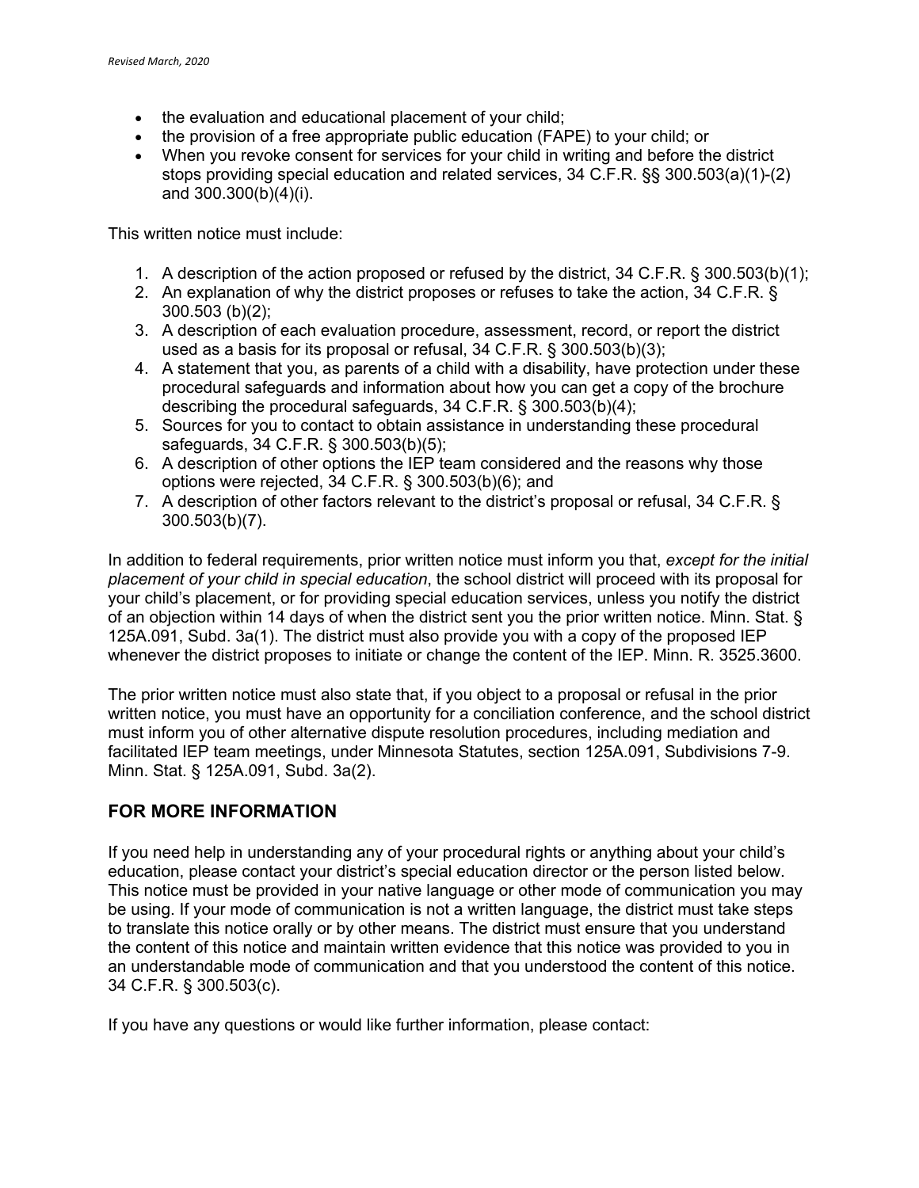- the evaluation and educational placement of your child;
- the provision of a free appropriate public education (FAPE) to your child; or
- When you revoke consent for services for your child in writing and before the district stops providing special education and related services, 34 C.F.R. §§ 300.503(a)(1)-(2) and 300.300(b)(4)(i).

This written notice must include:

1. A description of the action proposed or refused by the district, 34 C.F.R. § 300.503(b)(1);
2. An explanation of why the district proposes or refuses to take the action, 34 C.F.R. § 300.503 (b)(2);
3. A description of each evaluation procedure, assessment, record, or report the district used as a basis for its proposal or refusal, 34 C.F.R. § 300.503(b)(3);
4. A statement that you, as parents of a child with a disability, have protection under these procedural safeguards and information about how you can get a copy of the brochure describing the procedural safeguards, 34 C.F.R. § 300.503(b)(4);
5. Sources for you to contact to obtain assistance in understanding these procedural safeguards, 34 C.F.R. § 300.503(b)(5);
6. A description of other options the IEP team considered and the reasons why those options were rejected, 34 C.F.R. § 300.503(b)(6); and
7. A description of other factors relevant to the district's proposal or refusal, 34 C.F.R. § 300.503(b)(7).

In addition to federal requirements, prior written notice must inform you that, *except for the initial placement of your child in special education*, the school district will proceed with its proposal for your child's placement, or for providing special education services, unless you notify the district of an objection within 14 days of when the district sent you the prior written notice. Minn. Stat. § 125A.091, Subd. 3a(1). The district must also provide you with a copy of the proposed IEP whenever the district proposes to initiate or change the content of the IEP. Minn. R. 3525.3600.

The prior written notice must also state that, if you object to a proposal or refusal in the prior written notice, you must have an opportunity for a conciliation conference, and the school district must inform you of other alternative dispute resolution procedures, including mediation and facilitated IEP team meetings, under Minnesota Statutes, section 125A.091, Subdivisions 7-9. Minn. Stat. § 125A.091, Subd. 3a(2).

## FOR MORE INFORMATION

If you need help in understanding any of your procedural rights or anything about your child's education, please contact your district's special education director or the person listed below. This notice must be provided in your native language or other mode of communication you may be using. If your mode of communication is not a written language, the district must take steps to translate this notice orally or by other means. The district must ensure that you understand the content of this notice and maintain written evidence that this notice was provided to you in an understandable mode of communication and that you understood the content of this notice. 34 C.F.R. § 300.503(c).

If you have any questions or would like further information, please contact: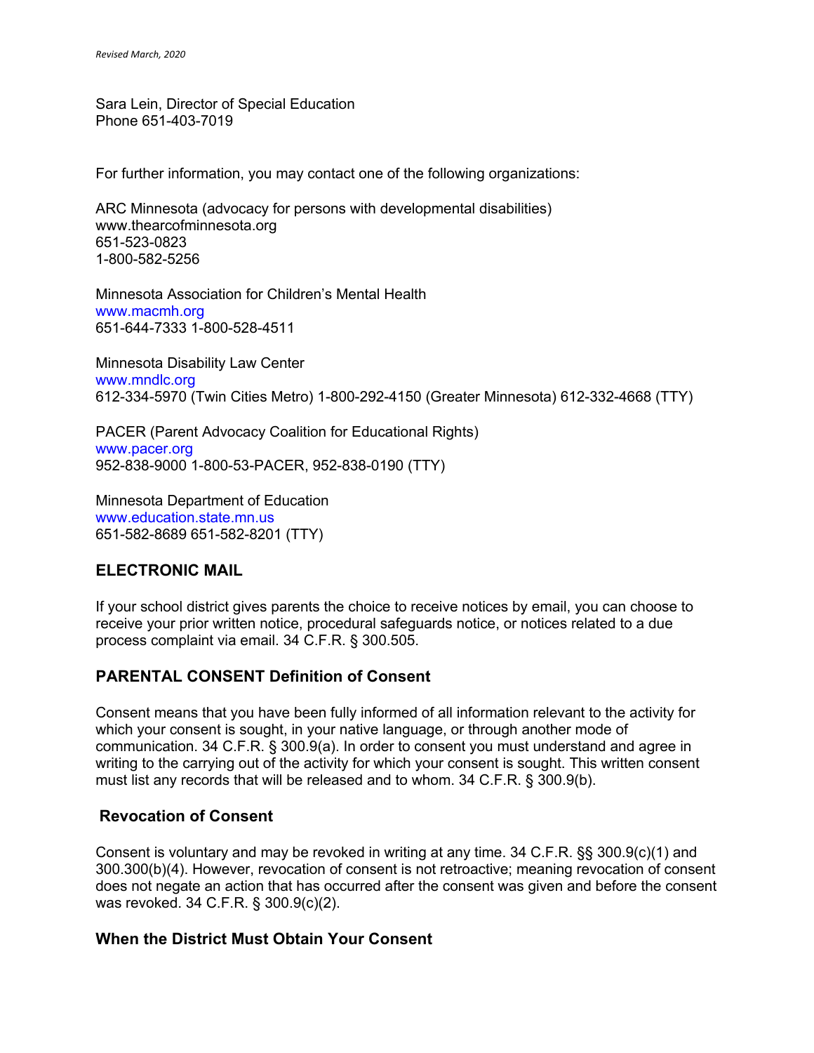Sara Lein, Director of Special Education
Phone 651-403-7019

For further information, you may contact one of the following organizations:

ARC Minnesota (advocacy for persons with developmental disabilities)
www.thearcofminnesota.org
651-523-0823
1-800-582-5256

Minnesota Association for Children's Mental Health
www.macmh.org
651-644-7333 1-800-528-4511

Minnesota Disability Law Center
www.mndlc.org
612-334-5970 (Twin Cities Metro) 1-800-292-4150 (Greater Minnesota) 612-332-4668 (TTY)

PACER (Parent Advocacy Coalition for Educational Rights)
www.pacer.org
952-838-9000 1-800-53-PACER, 952-838-0190 (TTY)

Minnesota Department of Education
www.education.state.mn.us
651-582-8689 651-582-8201 (TTY)

## ELECTRONIC MAIL

If your school district gives parents the choice to receive notices by email, you can choose to receive your prior written notice, procedural safeguards notice, or notices related to a due process complaint via email. 34 C.F.R. § 300.505.

## PARENTAL CONSENT Definition of Consent

Consent means that you have been fully informed of all information relevant to the activity for which your consent is sought, in your native language, or through another mode of communication. 34 C.F.R. § 300.9(a). In order to consent you must understand and agree in writing to the carrying out of the activity for which your consent is sought. This written consent must list any records that will be released and to whom. 34 C.F.R. § 300.9(b).

### Revocation of Consent

Consent is voluntary and may be revoked in writing at any time. 34 C.F.R. §§ 300.9(c)(1) and 300.300(b)(4). However, revocation of consent is not retroactive; meaning revocation of consent does not negate an action that has occurred after the consent was given and before the consent was revoked. 34 C.F.R. § 300.9(c)(2).

### When the District Must Obtain Your Consent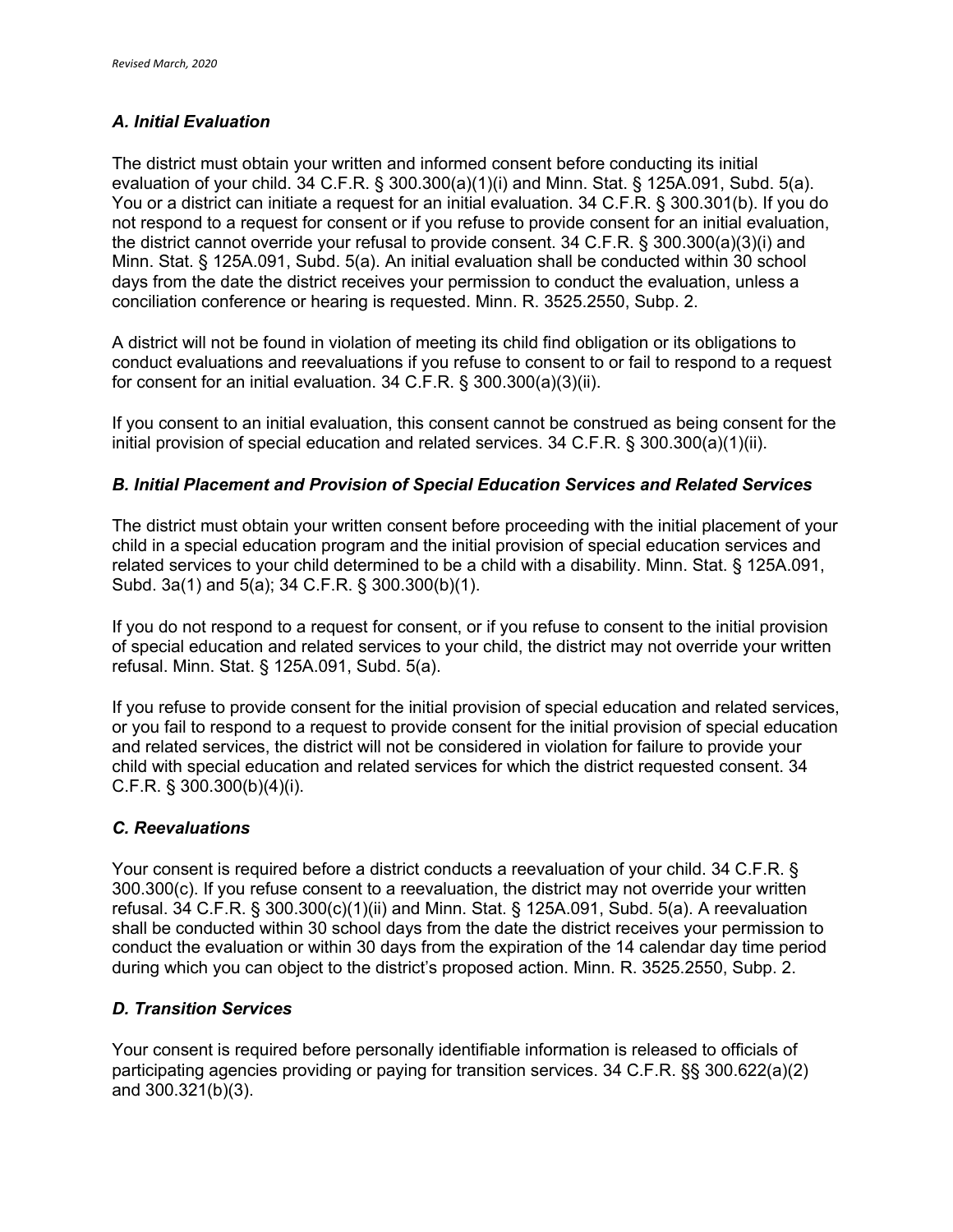### *A. Initial Evaluation*

The district must obtain your written and informed consent before conducting its initial evaluation of your child. 34 C.F.R. § 300.300(a)(1)(i) and Minn. Stat. § 125A.091, Subd. 5(a). You or a district can initiate a request for an initial evaluation. 34 C.F.R. § 300.301(b). If you do not respond to a request for consent or if you refuse to provide consent for an initial evaluation, the district cannot override your refusal to provide consent. 34 C.F.R. § 300.300(a)(3)(i) and Minn. Stat. § 125A.091, Subd. 5(a). An initial evaluation shall be conducted within 30 school days from the date the district receives your permission to conduct the evaluation, unless a conciliation conference or hearing is requested. Minn. R. 3525.2550, Subp. 2.

A district will not be found in violation of meeting its child find obligation or its obligations to conduct evaluations and reevaluations if you refuse to consent to or fail to respond to a request for consent for an initial evaluation. 34 C.F.R. § 300.300(a)(3)(ii).

If you consent to an initial evaluation, this consent cannot be construed as being consent for the initial provision of special education and related services. 34 C.F.R. § 300.300(a)(1)(ii).

### *B. Initial Placement and Provision of Special Education Services and Related Services*

The district must obtain your written consent before proceeding with the initial placement of your child in a special education program and the initial provision of special education services and related services to your child determined to be a child with a disability. Minn. Stat. § 125A.091, Subd. 3a(1) and 5(a); 34 C.F.R. § 300.300(b)(1).

If you do not respond to a request for consent, or if you refuse to consent to the initial provision of special education and related services to your child, the district may not override your written refusal. Minn. Stat. § 125A.091, Subd. 5(a).

If you refuse to provide consent for the initial provision of special education and related services, or you fail to respond to a request to provide consent for the initial provision of special education and related services, the district will not be considered in violation for failure to provide your child with special education and related services for which the district requested consent. 34 C.F.R. § 300.300(b)(4)(i).

### *C. Reevaluations*

Your consent is required before a district conducts a reevaluation of your child. 34 C.F.R. § 300.300(c). If you refuse consent to a reevaluation, the district may not override your written refusal. 34 C.F.R. § 300.300(c)(1)(ii) and Minn. Stat. § 125A.091, Subd. 5(a). A reevaluation shall be conducted within 30 school days from the date the district receives your permission to conduct the evaluation or within 30 days from the expiration of the 14 calendar day time period during which you can object to the district's proposed action. Minn. R. 3525.2550, Subp. 2.

### *D. Transition Services*

Your consent is required before personally identifiable information is released to officials of participating agencies providing or paying for transition services. 34 C.F.R. §§ 300.622(a)(2) and 300.321(b)(3).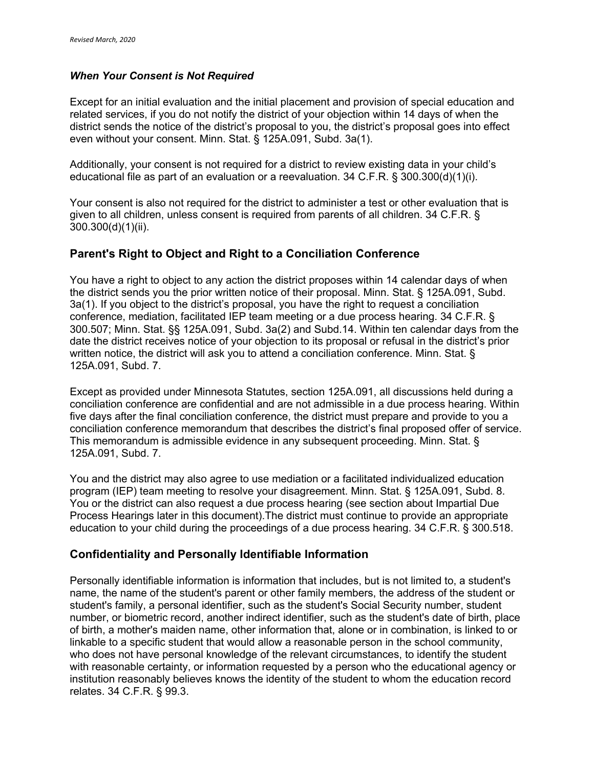### *When Your Consent is Not Required*

Except for an initial evaluation and the initial placement and provision of special education and related services, if you do not notify the district of your objection within 14 days of when the district sends the notice of the district's proposal to you, the district's proposal goes into effect even without your consent. Minn. Stat. § 125A.091, Subd. 3a(1).

Additionally, your consent is not required for a district to review existing data in your child's educational file as part of an evaluation or a reevaluation. 34 C.F.R. § 300.300(d)(1)(i).

Your consent is also not required for the district to administer a test or other evaluation that is given to all children, unless consent is required from parents of all children. 34 C.F.R. § 300.300(d)(1)(ii).

## Parent's Right to Object and Right to a Conciliation Conference

You have a right to object to any action the district proposes within 14 calendar days of when the district sends you the prior written notice of their proposal. Minn. Stat. § 125A.091, Subd. 3a(1). If you object to the district's proposal, you have the right to request a conciliation conference, mediation, facilitated IEP team meeting or a due process hearing. 34 C.F.R. § 300.507; Minn. Stat. §§ 125A.091, Subd. 3a(2) and Subd.14. Within ten calendar days from the date the district receives notice of your objection to its proposal or refusal in the district's prior written notice, the district will ask you to attend a conciliation conference. Minn. Stat. § 125A.091, Subd. 7.

Except as provided under Minnesota Statutes, section 125A.091, all discussions held during a conciliation conference are confidential and are not admissible in a due process hearing. Within five days after the final conciliation conference, the district must prepare and provide to you a conciliation conference memorandum that describes the district's final proposed offer of service. This memorandum is admissible evidence in any subsequent proceeding. Minn. Stat. § 125A.091, Subd. 7.

You and the district may also agree to use mediation or a facilitated individualized education program (IEP) team meeting to resolve your disagreement. Minn. Stat. § 125A.091, Subd. 8. You or the district can also request a due process hearing (see section about Impartial Due Process Hearings later in this document).The district must continue to provide an appropriate education to your child during the proceedings of a due process hearing. 34 C.F.R. § 300.518.

## Confidentiality and Personally Identifiable Information

Personally identifiable information is information that includes, but is not limited to, a student's name, the name of the student's parent or other family members, the address of the student or student's family, a personal identifier, such as the student's Social Security number, student number, or biometric record, another indirect identifier, such as the student's date of birth, place of birth, a mother's maiden name, other information that, alone or in combination, is linked to or linkable to a specific student that would allow a reasonable person in the school community, who does not have personal knowledge of the relevant circumstances, to identify the student with reasonable certainty, or information requested by a person who the educational agency or institution reasonably believes knows the identity of the student to whom the education record relates. 34 C.F.R. § 99.3.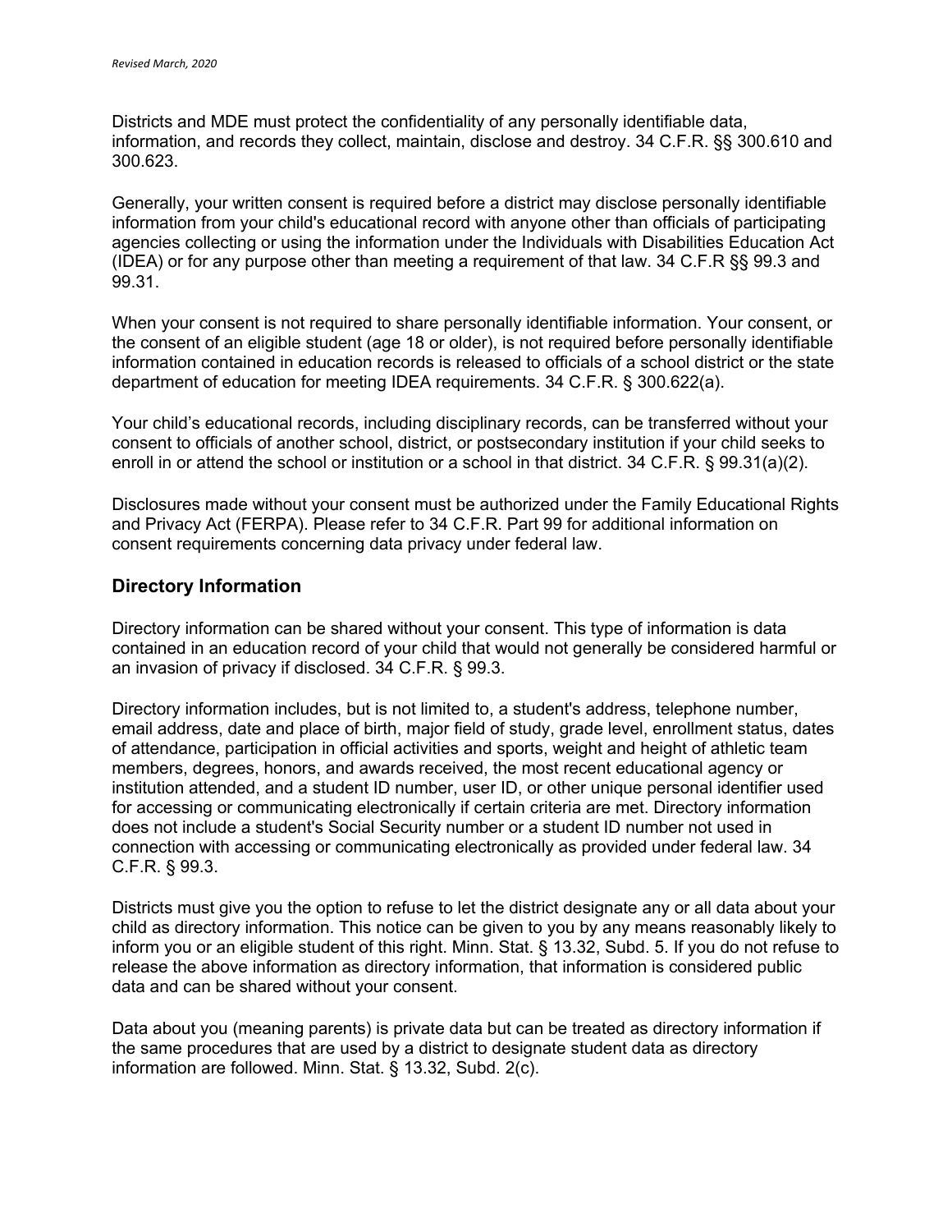Districts and MDE must protect the confidentiality of any personally identifiable data, information, and records they collect, maintain, disclose and destroy. 34 C.F.R. §§ 300.610 and 300.623.

Generally, your written consent is required before a district may disclose personally identifiable information from your child's educational record with anyone other than officials of participating agencies collecting or using the information under the Individuals with Disabilities Education Act (IDEA) or for any purpose other than meeting a requirement of that law. 34 C.F.R §§ 99.3 and 99.31.

When your consent is not required to share personally identifiable information. Your consent, or the consent of an eligible student (age 18 or older), is not required before personally identifiable information contained in education records is released to officials of a school district or the state department of education for meeting IDEA requirements. 34 C.F.R. § 300.622(a).

Your child's educational records, including disciplinary records, can be transferred without your consent to officials of another school, district, or postsecondary institution if your child seeks to enroll in or attend the school or institution or a school in that district. 34 C.F.R. § 99.31(a)(2).

Disclosures made without your consent must be authorized under the Family Educational Rights and Privacy Act (FERPA). Please refer to 34 C.F.R. Part 99 for additional information on consent requirements concerning data privacy under federal law.

## Directory Information

Directory information can be shared without your consent. This type of information is data contained in an education record of your child that would not generally be considered harmful or an invasion of privacy if disclosed. 34 C.F.R. § 99.3.

Directory information includes, but is not limited to, a student's address, telephone number, email address, date and place of birth, major field of study, grade level, enrollment status, dates of attendance, participation in official activities and sports, weight and height of athletic team members, degrees, honors, and awards received, the most recent educational agency or institution attended, and a student ID number, user ID, or other unique personal identifier used for accessing or communicating electronically if certain criteria are met. Directory information does not include a student's Social Security number or a student ID number not used in connection with accessing or communicating electronically as provided under federal law. 34 C.F.R. § 99.3.

Districts must give you the option to refuse to let the district designate any or all data about your child as directory information. This notice can be given to you by any means reasonably likely to inform you or an eligible student of this right. Minn. Stat. § 13.32, Subd. 5. If you do not refuse to release the above information as directory information, that information is considered public data and can be shared without your consent.

Data about you (meaning parents) is private data but can be treated as directory information if the same procedures that are used by a district to designate student data as directory information are followed. Minn. Stat. § 13.32, Subd. 2(c).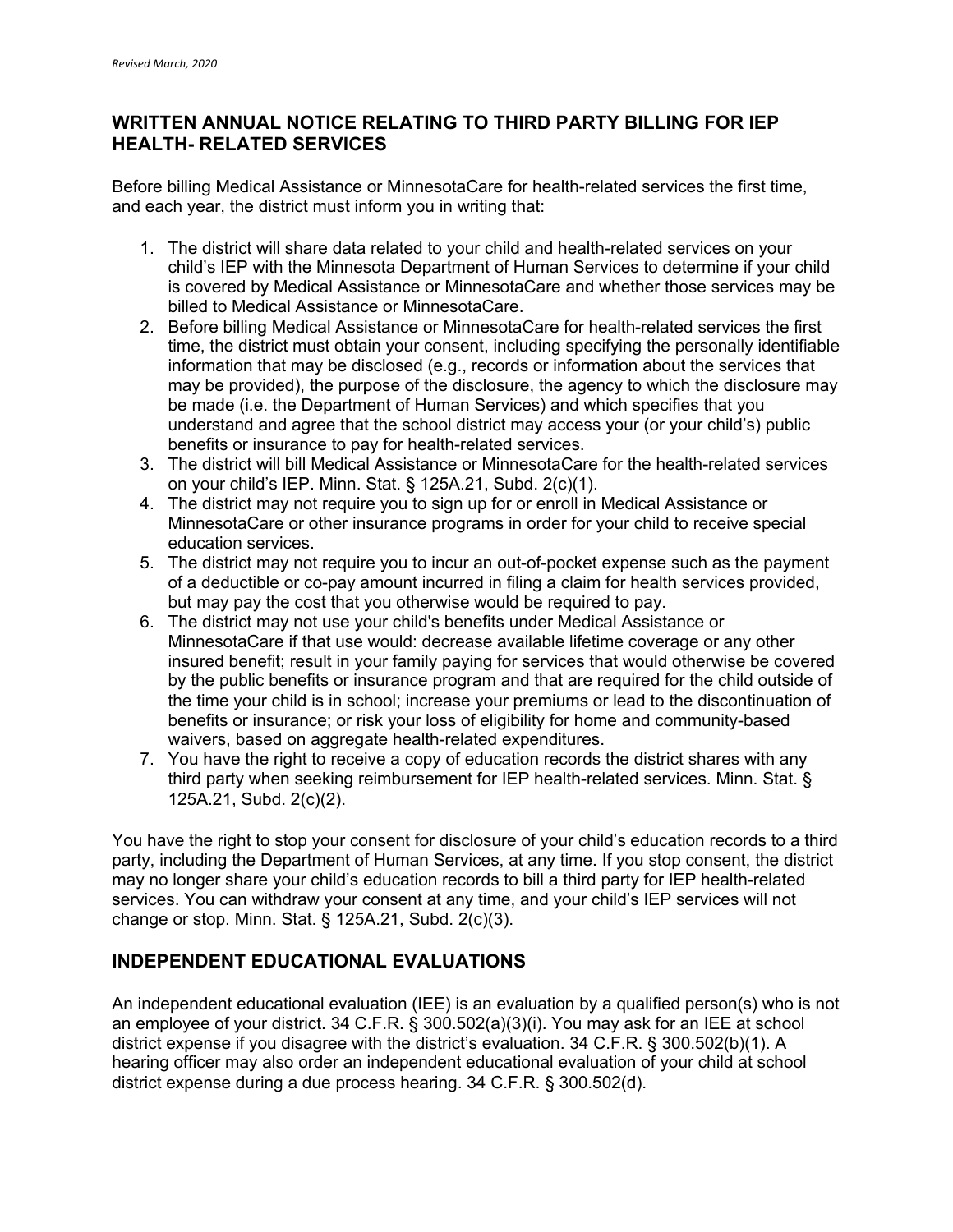*Revised March, 2020*

## WRITTEN ANNUAL NOTICE RELATING TO THIRD PARTY BILLING FOR IEP HEALTH- RELATED SERVICES

Before billing Medical Assistance or MinnesotaCare for health-related services the first time, and each year, the district must inform you in writing that:

1. The district will share data related to your child and health-related services on your child's IEP with the Minnesota Department of Human Services to determine if your child is covered by Medical Assistance or MinnesotaCare and whether those services may be billed to Medical Assistance or MinnesotaCare.
2. Before billing Medical Assistance or MinnesotaCare for health-related services the first time, the district must obtain your consent, including specifying the personally identifiable information that may be disclosed (e.g., records or information about the services that may be provided), the purpose of the disclosure, the agency to which the disclosure may be made (i.e. the Department of Human Services) and which specifies that you understand and agree that the school district may access your (or your child's) public benefits or insurance to pay for health-related services.
3. The district will bill Medical Assistance or MinnesotaCare for the health-related services on your child's IEP. Minn. Stat. § 125A.21, Subd. 2(c)(1).
4. The district may not require you to sign up for or enroll in Medical Assistance or MinnesotaCare or other insurance programs in order for your child to receive special education services.
5. The district may not require you to incur an out-of-pocket expense such as the payment of a deductible or co-pay amount incurred in filing a claim for health services provided, but may pay the cost that you otherwise would be required to pay.
6. The district may not use your child's benefits under Medical Assistance or MinnesotaCare if that use would: decrease available lifetime coverage or any other insured benefit; result in your family paying for services that would otherwise be covered by the public benefits or insurance program and that are required for the child outside of the time your child is in school; increase your premiums or lead to the discontinuation of benefits or insurance; or risk your loss of eligibility for home and community-based waivers, based on aggregate health-related expenditures.
7. You have the right to receive a copy of education records the district shares with any third party when seeking reimbursement for IEP health-related services. Minn. Stat. § 125A.21, Subd. 2(c)(2).

You have the right to stop your consent for disclosure of your child's education records to a third party, including the Department of Human Services, at any time. If you stop consent, the district may no longer share your child's education records to bill a third party for IEP health-related services. You can withdraw your consent at any time, and your child's IEP services will not change or stop. Minn. Stat. § 125A.21, Subd. 2(c)(3).

## INDEPENDENT EDUCATIONAL EVALUATIONS

An independent educational evaluation (IEE) is an evaluation by a qualified person(s) who is not an employee of your district. 34 C.F.R. § 300.502(a)(3)(i). You may ask for an IEE at school district expense if you disagree with the district's evaluation. 34 C.F.R. § 300.502(b)(1). A hearing officer may also order an independent educational evaluation of your child at school district expense during a due process hearing. 34 C.F.R. § 300.502(d).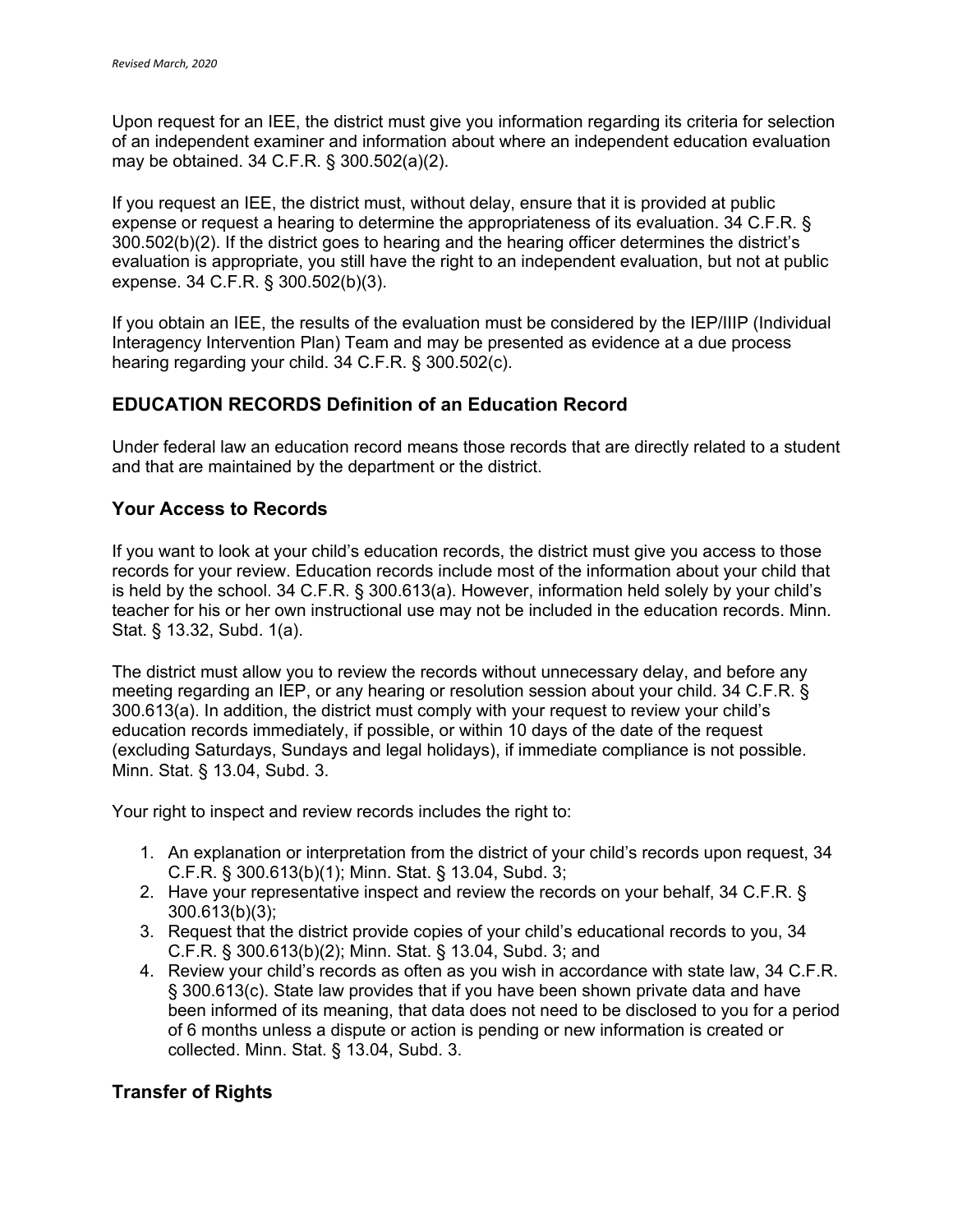Upon request for an IEE, the district must give you information regarding its criteria for selection of an independent examiner and information about where an independent education evaluation may be obtained. 34 C.F.R. § 300.502(a)(2).

If you request an IEE, the district must, without delay, ensure that it is provided at public expense or request a hearing to determine the appropriateness of its evaluation. 34 C.F.R. § 300.502(b)(2). If the district goes to hearing and the hearing officer determines the district's evaluation is appropriate, you still have the right to an independent evaluation, but not at public expense. 34 C.F.R. § 300.502(b)(3).

If you obtain an IEE, the results of the evaluation must be considered by the IEP/IIIP (Individual Interagency Intervention Plan) Team and may be presented as evidence at a due process hearing regarding your child. 34 C.F.R. § 300.502(c).

## EDUCATION RECORDS Definition of an Education Record

Under federal law an education record means those records that are directly related to a student and that are maintained by the department or the district.

## Your Access to Records

If you want to look at your child's education records, the district must give you access to those records for your review. Education records include most of the information about your child that is held by the school. 34 C.F.R. § 300.613(a). However, information held solely by your child's teacher for his or her own instructional use may not be included in the education records. Minn. Stat. § 13.32, Subd. 1(a).

The district must allow you to review the records without unnecessary delay, and before any meeting regarding an IEP, or any hearing or resolution session about your child. 34 C.F.R. § 300.613(a). In addition, the district must comply with your request to review your child's education records immediately, if possible, or within 10 days of the date of the request (excluding Saturdays, Sundays and legal holidays), if immediate compliance is not possible. Minn. Stat. § 13.04, Subd. 3.

Your right to inspect and review records includes the right to:

1. An explanation or interpretation from the district of your child's records upon request, 34 C.F.R. § 300.613(b)(1); Minn. Stat. § 13.04, Subd. 3;
2. Have your representative inspect and review the records on your behalf, 34 C.F.R. § 300.613(b)(3);
3. Request that the district provide copies of your child's educational records to you, 34 C.F.R. § 300.613(b)(2); Minn. Stat. § 13.04, Subd. 3; and
4. Review your child's records as often as you wish in accordance with state law, 34 C.F.R. § 300.613(c). State law provides that if you have been shown private data and have been informed of its meaning, that data does not need to be disclosed to you for a period of 6 months unless a dispute or action is pending or new information is created or collected. Minn. Stat. § 13.04, Subd. 3.

## Transfer of Rights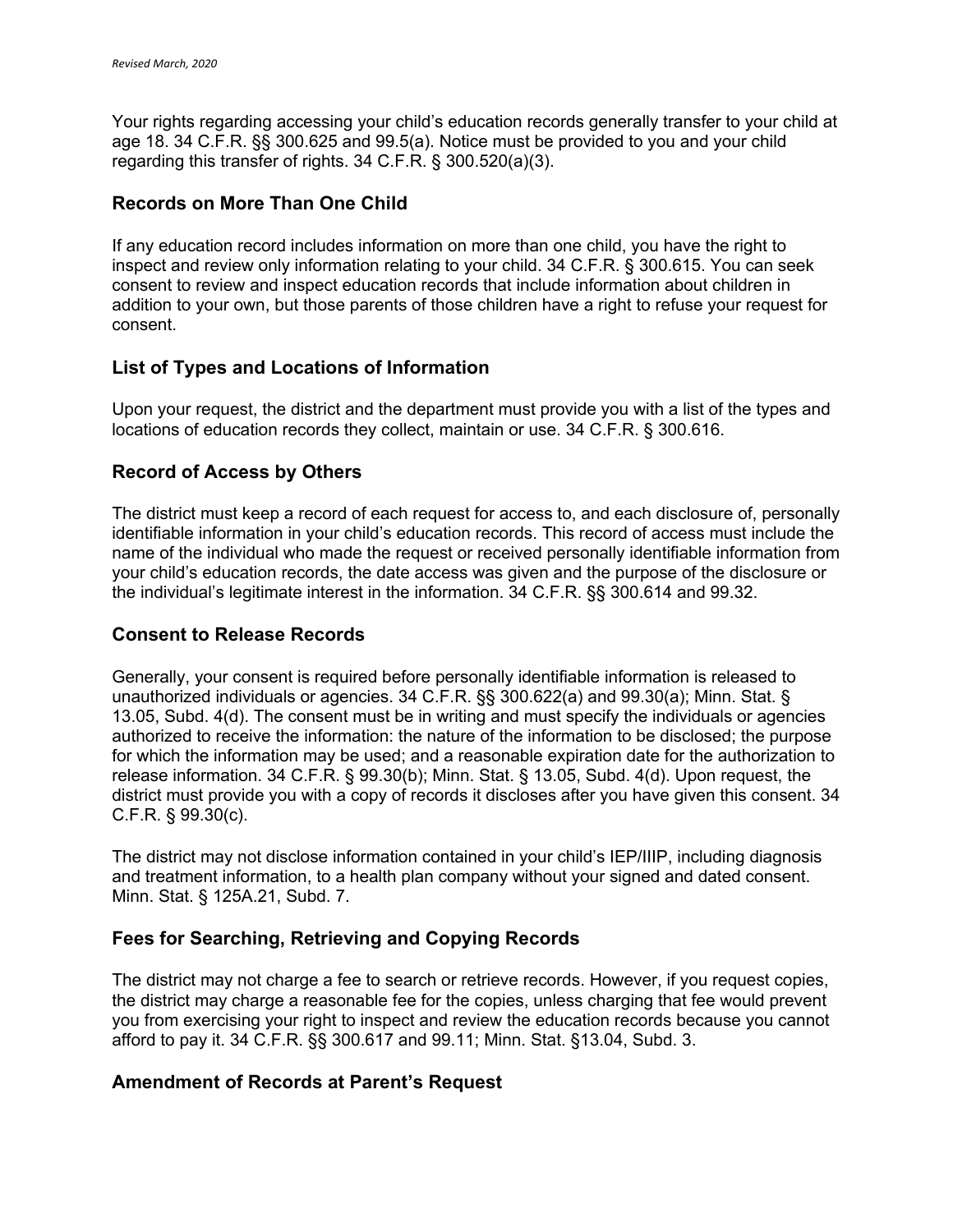Your rights regarding accessing your child's education records generally transfer to your child at age 18. 34 C.F.R. §§ 300.625 and 99.5(a). Notice must be provided to you and your child regarding this transfer of rights. 34 C.F.R. § 300.520(a)(3).

### Records on More Than One Child

If any education record includes information on more than one child, you have the right to inspect and review only information relating to your child. 34 C.F.R. § 300.615. You can seek consent to review and inspect education records that include information about children in addition to your own, but those parents of those children have a right to refuse your request for consent.

### List of Types and Locations of Information

Upon your request, the district and the department must provide you with a list of the types and locations of education records they collect, maintain or use. 34 C.F.R. § 300.616.

### Record of Access by Others

The district must keep a record of each request for access to, and each disclosure of, personally identifiable information in your child's education records. This record of access must include the name of the individual who made the request or received personally identifiable information from your child's education records, the date access was given and the purpose of the disclosure or the individual's legitimate interest in the information. 34 C.F.R. §§ 300.614 and 99.32.

### Consent to Release Records

Generally, your consent is required before personally identifiable information is released to unauthorized individuals or agencies. 34 C.F.R. §§ 300.622(a) and 99.30(a); Minn. Stat. § 13.05, Subd. 4(d). The consent must be in writing and must specify the individuals or agencies authorized to receive the information: the nature of the information to be disclosed; the purpose for which the information may be used; and a reasonable expiration date for the authorization to release information. 34 C.F.R. § 99.30(b); Minn. Stat. § 13.05, Subd. 4(d). Upon request, the district must provide you with a copy of records it discloses after you have given this consent. 34 C.F.R. § 99.30(c).

The district may not disclose information contained in your child's IEP/IIIP, including diagnosis and treatment information, to a health plan company without your signed and dated consent. Minn. Stat. § 125A.21, Subd. 7.

### Fees for Searching, Retrieving and Copying Records

The district may not charge a fee to search or retrieve records. However, if you request copies, the district may charge a reasonable fee for the copies, unless charging that fee would prevent you from exercising your right to inspect and review the education records because you cannot afford to pay it. 34 C.F.R. §§ 300.617 and 99.11; Minn. Stat. §13.04, Subd. 3.

### Amendment of Records at Parent's Request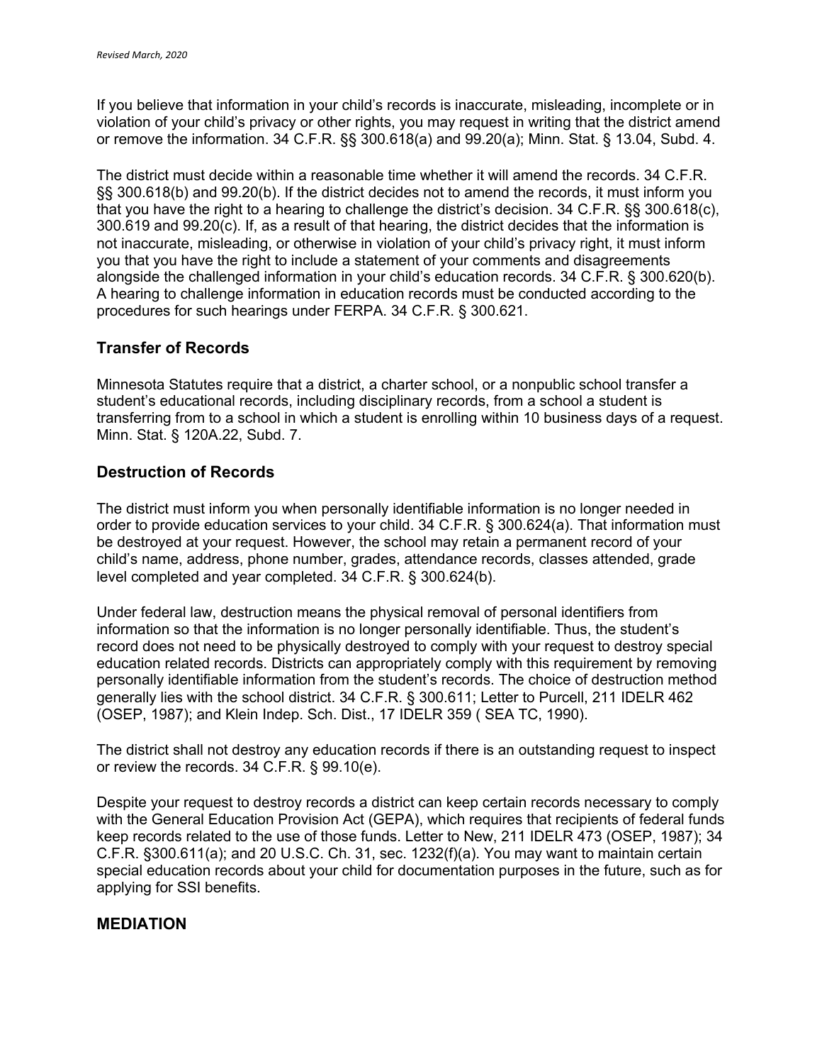If you believe that information in your child's records is inaccurate, misleading, incomplete or in violation of your child's privacy or other rights, you may request in writing that the district amend or remove the information. 34 C.F.R. §§ 300.618(a) and 99.20(a); Minn. Stat. § 13.04, Subd. 4.

The district must decide within a reasonable time whether it will amend the records. 34 C.F.R. §§ 300.618(b) and 99.20(b). If the district decides not to amend the records, it must inform you that you have the right to a hearing to challenge the district's decision. 34 C.F.R. §§ 300.618(c), 300.619 and 99.20(c). If, as a result of that hearing, the district decides that the information is not inaccurate, misleading, or otherwise in violation of your child's privacy right, it must inform you that you have the right to include a statement of your comments and disagreements alongside the challenged information in your child's education records. 34 C.F.R. § 300.620(b). A hearing to challenge information in education records must be conducted according to the procedures for such hearings under FERPA. 34 C.F.R. § 300.621.

## Transfer of Records

Minnesota Statutes require that a district, a charter school, or a nonpublic school transfer a student's educational records, including disciplinary records, from a school a student is transferring from to a school in which a student is enrolling within 10 business days of a request. Minn. Stat. § 120A.22, Subd. 7.

## Destruction of Records

The district must inform you when personally identifiable information is no longer needed in order to provide education services to your child. 34 C.F.R. § 300.624(a). That information must be destroyed at your request. However, the school may retain a permanent record of your child's name, address, phone number, grades, attendance records, classes attended, grade level completed and year completed. 34 C.F.R. § 300.624(b).

Under federal law, destruction means the physical removal of personal identifiers from information so that the information is no longer personally identifiable. Thus, the student's record does not need to be physically destroyed to comply with your request to destroy special education related records. Districts can appropriately comply with this requirement by removing personally identifiable information from the student's records. The choice of destruction method generally lies with the school district. 34 C.F.R. § 300.611; Letter to Purcell, 211 IDELR 462 (OSEP, 1987); and Klein Indep. Sch. Dist., 17 IDELR 359 ( SEA TC, 1990).

The district shall not destroy any education records if there is an outstanding request to inspect or review the records. 34 C.F.R. § 99.10(e).

Despite your request to destroy records a district can keep certain records necessary to comply with the General Education Provision Act (GEPA), which requires that recipients of federal funds keep records related to the use of those funds. Letter to New, 211 IDELR 473 (OSEP, 1987); 34 C.F.R. §300.611(a); and 20 U.S.C. Ch. 31, sec. 1232(f)(a). You may want to maintain certain special education records about your child for documentation purposes in the future, such as for applying for SSI benefits.

## MEDIATION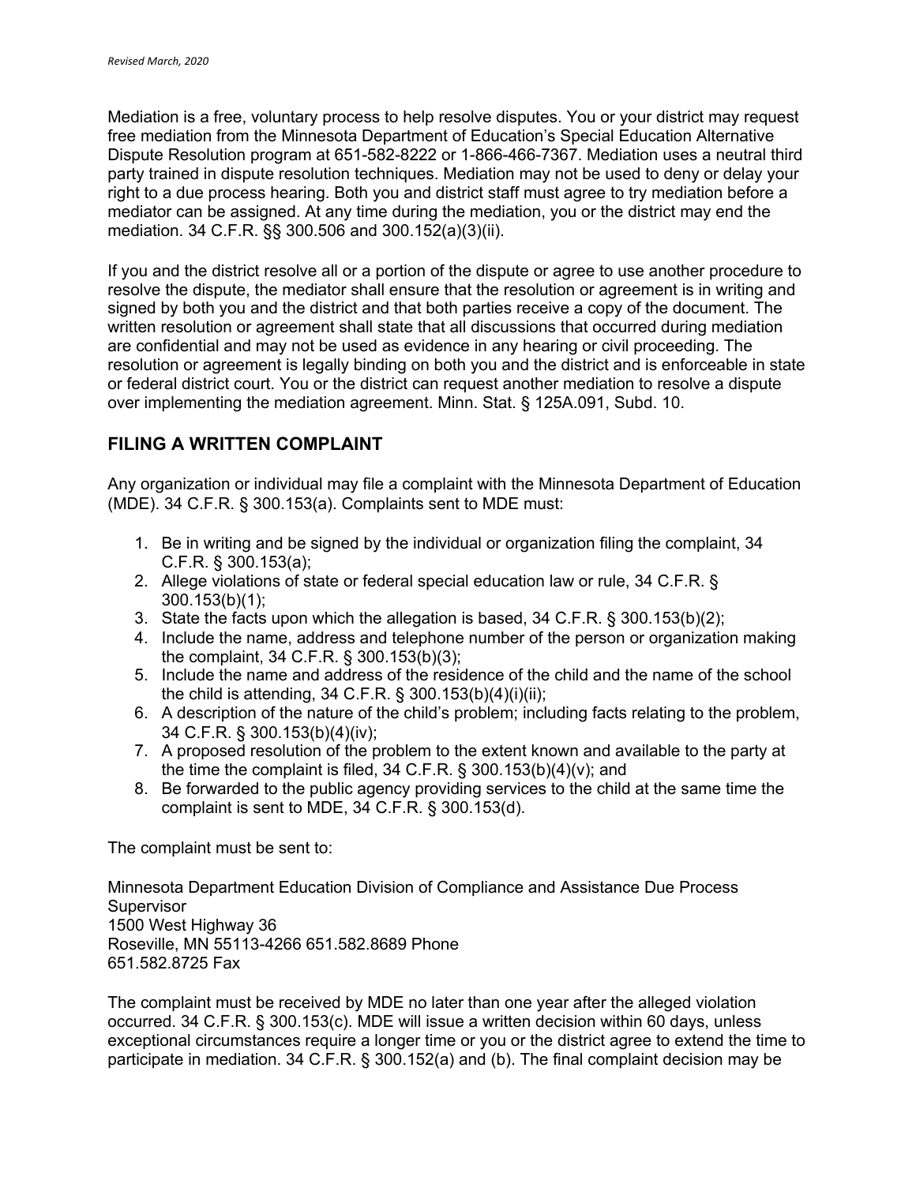Mediation is a free, voluntary process to help resolve disputes. You or your district may request free mediation from the Minnesota Department of Education's Special Education Alternative Dispute Resolution program at 651-582-8222 or 1-866-466-7367. Mediation uses a neutral third party trained in dispute resolution techniques. Mediation may not be used to deny or delay your right to a due process hearing. Both you and district staff must agree to try mediation before a mediator can be assigned. At any time during the mediation, you or the district may end the mediation. 34 C.F.R. §§ 300.506 and 300.152(a)(3)(ii).

If you and the district resolve all or a portion of the dispute or agree to use another procedure to resolve the dispute, the mediator shall ensure that the resolution or agreement is in writing and signed by both you and the district and that both parties receive a copy of the document. The written resolution or agreement shall state that all discussions that occurred during mediation are confidential and may not be used as evidence in any hearing or civil proceeding. The resolution or agreement is legally binding on both you and the district and is enforceable in state or federal district court. You or the district can request another mediation to resolve a dispute over implementing the mediation agreement. Minn. Stat. § 125A.091, Subd. 10.

## FILING A WRITTEN COMPLAINT

Any organization or individual may file a complaint with the Minnesota Department of Education (MDE). 34 C.F.R. § 300.153(a). Complaints sent to MDE must:

1. Be in writing and be signed by the individual or organization filing the complaint, 34 C.F.R. § 300.153(a);
2. Allege violations of state or federal special education law or rule, 34 C.F.R. § 300.153(b)(1);
3. State the facts upon which the allegation is based, 34 C.F.R. § 300.153(b)(2);
4. Include the name, address and telephone number of the person or organization making the complaint, 34 C.F.R. § 300.153(b)(3);
5. Include the name and address of the residence of the child and the name of the school the child is attending, 34 C.F.R. § 300.153(b)(4)(i)(ii);
6. A description of the nature of the child's problem; including facts relating to the problem, 34 C.F.R. § 300.153(b)(4)(iv);
7. A proposed resolution of the problem to the extent known and available to the party at the time the complaint is filed, 34 C.F.R. § 300.153(b)(4)(v); and
8. Be forwarded to the public agency providing services to the child at the same time the complaint is sent to MDE, 34 C.F.R. § 300.153(d).

The complaint must be sent to:

Minnesota Department Education Division of Compliance and Assistance Due Process Supervisor
1500 West Highway 36
Roseville, MN 55113-4266 651.582.8689 Phone
651.582.8725 Fax

The complaint must be received by MDE no later than one year after the alleged violation occurred. 34 C.F.R. § 300.153(c). MDE will issue a written decision within 60 days, unless exceptional circumstances require a longer time or you or the district agree to extend the time to participate in mediation. 34 C.F.R. § 300.152(a) and (b). The final complaint decision may be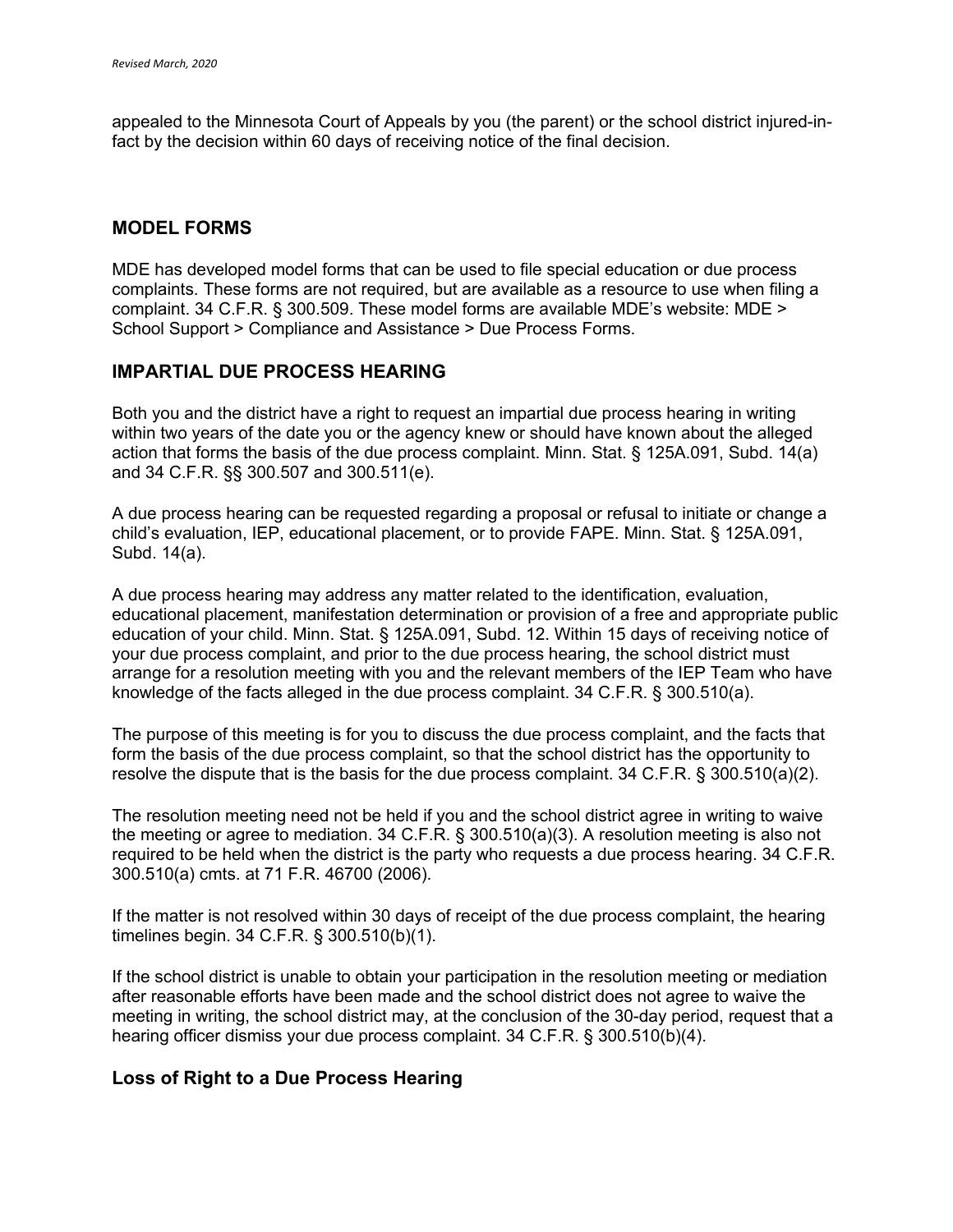appealed to the Minnesota Court of Appeals by you (the parent) or the school district injured-in-fact by the decision within 60 days of receiving notice of the final decision.

## MODEL FORMS

MDE has developed model forms that can be used to file special education or due process complaints. These forms are not required, but are available as a resource to use when filing a complaint. 34 C.F.R. § 300.509. These model forms are available MDE's website: MDE > School Support > Compliance and Assistance > Due Process Forms.

## IMPARTIAL DUE PROCESS HEARING

Both you and the district have a right to request an impartial due process hearing in writing within two years of the date you or the agency knew or should have known about the alleged action that forms the basis of the due process complaint. Minn. Stat. § 125A.091, Subd. 14(a) and 34 C.F.R. §§ 300.507 and 300.511(e).

A due process hearing can be requested regarding a proposal or refusal to initiate or change a child's evaluation, IEP, educational placement, or to provide FAPE. Minn. Stat. § 125A.091, Subd. 14(a).

A due process hearing may address any matter related to the identification, evaluation, educational placement, manifestation determination or provision of a free and appropriate public education of your child. Minn. Stat. § 125A.091, Subd. 12. Within 15 days of receiving notice of your due process complaint, and prior to the due process hearing, the school district must arrange for a resolution meeting with you and the relevant members of the IEP Team who have knowledge of the facts alleged in the due process complaint. 34 C.F.R. § 300.510(a).

The purpose of this meeting is for you to discuss the due process complaint, and the facts that form the basis of the due process complaint, so that the school district has the opportunity to resolve the dispute that is the basis for the due process complaint. 34 C.F.R. § 300.510(a)(2).

The resolution meeting need not be held if you and the school district agree in writing to waive the meeting or agree to mediation. 34 C.F.R. § 300.510(a)(3). A resolution meeting is also not required to be held when the district is the party who requests a due process hearing. 34 C.F.R. 300.510(a) cmts. at 71 F.R. 46700 (2006).

If the matter is not resolved within 30 days of receipt of the due process complaint, the hearing timelines begin. 34 C.F.R. § 300.510(b)(1).

If the school district is unable to obtain your participation in the resolution meeting or mediation after reasonable efforts have been made and the school district does not agree to waive the meeting in writing, the school district may, at the conclusion of the 30-day period, request that a hearing officer dismiss your due process complaint. 34 C.F.R. § 300.510(b)(4).

### Loss of Right to a Due Process Hearing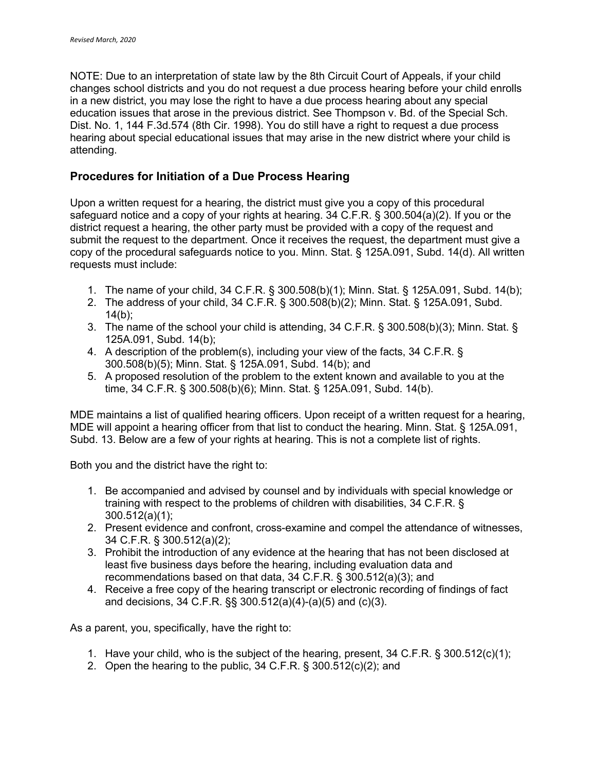NOTE: Due to an interpretation of state law by the 8th Circuit Court of Appeals, if your child changes school districts and you do not request a due process hearing before your child enrolls in a new district, you may lose the right to have a due process hearing about any special education issues that arose in the previous district. See Thompson v. Bd. of the Special Sch. Dist. No. 1, 144 F.3d.574 (8th Cir. 1998). You do still have a right to request a due process hearing about special educational issues that may arise in the new district where your child is attending.

## Procedures for Initiation of a Due Process Hearing

Upon a written request for a hearing, the district must give you a copy of this procedural safeguard notice and a copy of your rights at hearing. 34 C.F.R. § 300.504(a)(2). If you or the district request a hearing, the other party must be provided with a copy of the request and submit the request to the department. Once it receives the request, the department must give a copy of the procedural safeguards notice to you. Minn. Stat. § 125A.091, Subd. 14(d). All written requests must include:

1. The name of your child, 34 C.F.R. § 300.508(b)(1); Minn. Stat. § 125A.091, Subd. 14(b);
2. The address of your child, 34 C.F.R. § 300.508(b)(2); Minn. Stat. § 125A.091, Subd. 14(b);
3. The name of the school your child is attending, 34 C.F.R. § 300.508(b)(3); Minn. Stat. § 125A.091, Subd. 14(b);
4. A description of the problem(s), including your view of the facts, 34 C.F.R. § 300.508(b)(5); Minn. Stat. § 125A.091, Subd. 14(b); and
5. A proposed resolution of the problem to the extent known and available to you at the time, 34 C.F.R. § 300.508(b)(6); Minn. Stat. § 125A.091, Subd. 14(b).

MDE maintains a list of qualified hearing officers. Upon receipt of a written request for a hearing, MDE will appoint a hearing officer from that list to conduct the hearing. Minn. Stat. § 125A.091, Subd. 13. Below are a few of your rights at hearing. This is not a complete list of rights.

Both you and the district have the right to:

1. Be accompanied and advised by counsel and by individuals with special knowledge or training with respect to the problems of children with disabilities, 34 C.F.R. § 300.512(a)(1);
2. Present evidence and confront, cross-examine and compel the attendance of witnesses, 34 C.F.R. § 300.512(a)(2);
3. Prohibit the introduction of any evidence at the hearing that has not been disclosed at least five business days before the hearing, including evaluation data and recommendations based on that data, 34 C.F.R. § 300.512(a)(3); and
4. Receive a free copy of the hearing transcript or electronic recording of findings of fact and decisions, 34 C.F.R. §§ 300.512(a)(4)-(a)(5) and (c)(3).

As a parent, you, specifically, have the right to:

1. Have your child, who is the subject of the hearing, present, 34 C.F.R. § 300.512(c)(1);
2. Open the hearing to the public, 34 C.F.R. § 300.512(c)(2); and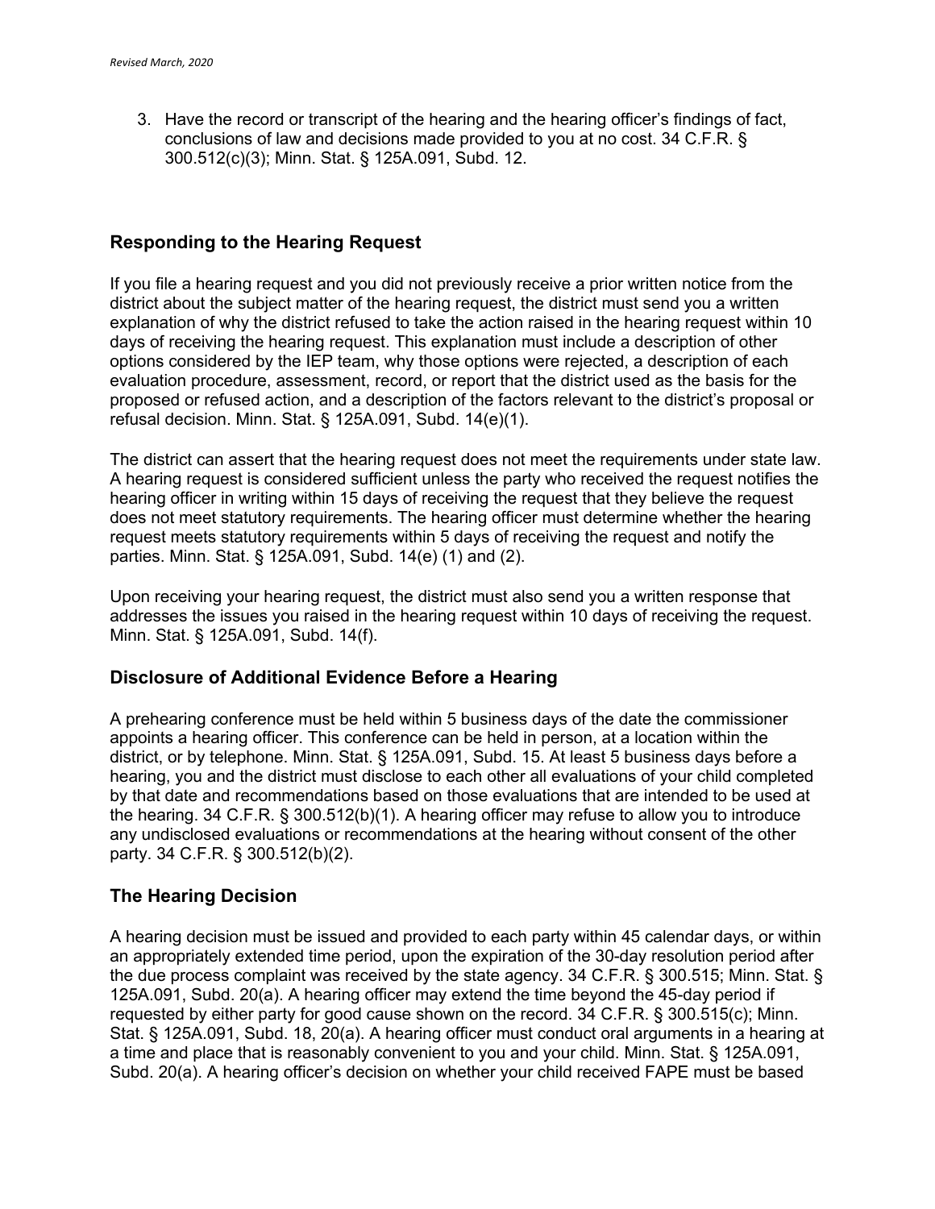3. Have the record or transcript of the hearing and the hearing officer's findings of fact, conclusions of law and decisions made provided to you at no cost. 34 C.F.R. § 300.512(c)(3); Minn. Stat. § 125A.091, Subd. 12.

### Responding to the Hearing Request

If you file a hearing request and you did not previously receive a prior written notice from the district about the subject matter of the hearing request, the district must send you a written explanation of why the district refused to take the action raised in the hearing request within 10 days of receiving the hearing request. This explanation must include a description of other options considered by the IEP team, why those options were rejected, a description of each evaluation procedure, assessment, record, or report that the district used as the basis for the proposed or refused action, and a description of the factors relevant to the district's proposal or refusal decision. Minn. Stat. § 125A.091, Subd. 14(e)(1).

The district can assert that the hearing request does not meet the requirements under state law. A hearing request is considered sufficient unless the party who received the request notifies the hearing officer in writing within 15 days of receiving the request that they believe the request does not meet statutory requirements. The hearing officer must determine whether the hearing request meets statutory requirements within 5 days of receiving the request and notify the parties. Minn. Stat. § 125A.091, Subd. 14(e) (1) and (2).

Upon receiving your hearing request, the district must also send you a written response that addresses the issues you raised in the hearing request within 10 days of receiving the request. Minn. Stat. § 125A.091, Subd. 14(f).

### Disclosure of Additional Evidence Before a Hearing

A prehearing conference must be held within 5 business days of the date the commissioner appoints a hearing officer. This conference can be held in person, at a location within the district, or by telephone. Minn. Stat. § 125A.091, Subd. 15. At least 5 business days before a hearing, you and the district must disclose to each other all evaluations of your child completed by that date and recommendations based on those evaluations that are intended to be used at the hearing. 34 C.F.R. § 300.512(b)(1). A hearing officer may refuse to allow you to introduce any undisclosed evaluations or recommendations at the hearing without consent of the other party. 34 C.F.R. § 300.512(b)(2).

### The Hearing Decision

A hearing decision must be issued and provided to each party within 45 calendar days, or within an appropriately extended time period, upon the expiration of the 30-day resolution period after the due process complaint was received by the state agency. 34 C.F.R. § 300.515; Minn. Stat. § 125A.091, Subd. 20(a). A hearing officer may extend the time beyond the 45-day period if requested by either party for good cause shown on the record. 34 C.F.R. § 300.515(c); Minn. Stat. § 125A.091, Subd. 18, 20(a). A hearing officer must conduct oral arguments in a hearing at a time and place that is reasonably convenient to you and your child. Minn. Stat. § 125A.091, Subd. 20(a). A hearing officer's decision on whether your child received FAPE must be based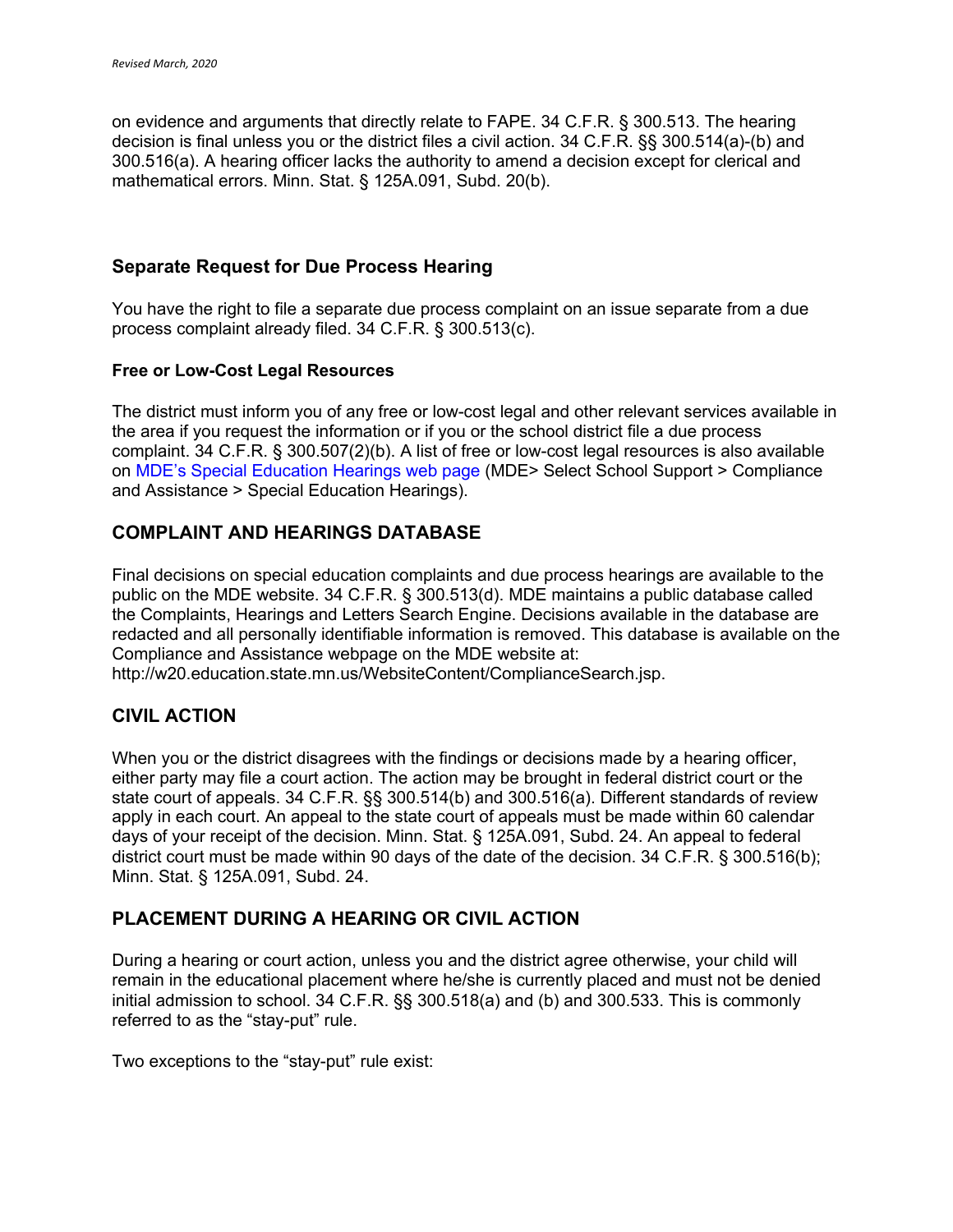on evidence and arguments that directly relate to FAPE. 34 C.F.R. § 300.513. The hearing decision is final unless you or the district files a civil action. 34 C.F.R. §§ 300.514(a)-(b) and 300.516(a). A hearing officer lacks the authority to amend a decision except for clerical and mathematical errors. Minn. Stat. § 125A.091, Subd. 20(b).

### Separate Request for Due Process Hearing

You have the right to file a separate due process complaint on an issue separate from a due process complaint already filed. 34 C.F.R. § 300.513(c).

#### Free or Low-Cost Legal Resources

The district must inform you of any free or low-cost legal and other relevant services available in the area if you request the information or if you or the school district file a due process complaint. 34 C.F.R. § 300.507(2)(b). A list of free or low-cost legal resources is also available on MDE's Special Education Hearings web page (MDE> Select School Support > Compliance and Assistance > Special Education Hearings).

## COMPLAINT AND HEARINGS DATABASE

Final decisions on special education complaints and due process hearings are available to the public on the MDE website. 34 C.F.R. § 300.513(d). MDE maintains a public database called the Complaints, Hearings and Letters Search Engine. Decisions available in the database are redacted and all personally identifiable information is removed. This database is available on the Compliance and Assistance webpage on the MDE website at: http://w20.education.state.mn.us/WebsiteContent/ComplianceSearch.jsp.

## CIVIL ACTION

When you or the district disagrees with the findings or decisions made by a hearing officer, either party may file a court action. The action may be brought in federal district court or the state court of appeals. 34 C.F.R. §§ 300.514(b) and 300.516(a). Different standards of review apply in each court. An appeal to the state court of appeals must be made within 60 calendar days of your receipt of the decision. Minn. Stat. § 125A.091, Subd. 24. An appeal to federal district court must be made within 90 days of the date of the decision. 34 C.F.R. § 300.516(b); Minn. Stat. § 125A.091, Subd. 24.

## PLACEMENT DURING A HEARING OR CIVIL ACTION

During a hearing or court action, unless you and the district agree otherwise, your child will remain in the educational placement where he/she is currently placed and must not be denied initial admission to school. 34 C.F.R. §§ 300.518(a) and (b) and 300.533. This is commonly referred to as the "stay-put" rule.

Two exceptions to the "stay-put" rule exist: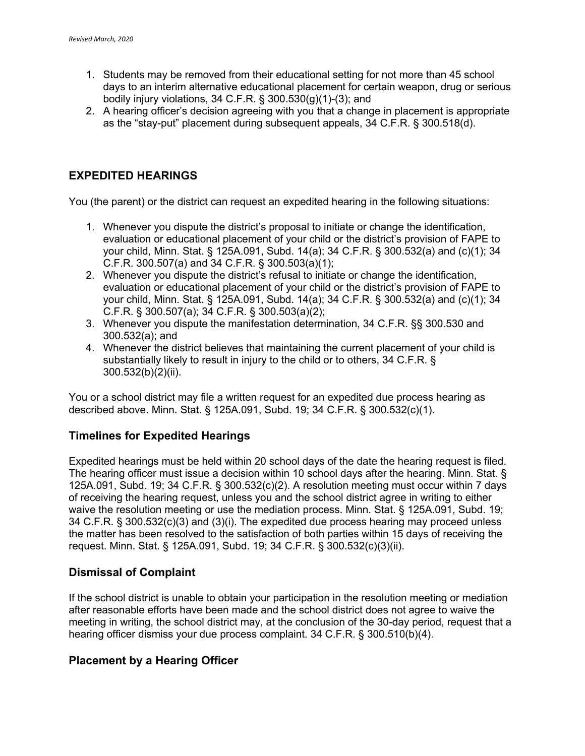1. Students may be removed from their educational setting for not more than 45 school days to an interim alternative educational placement for certain weapon, drug or serious bodily injury violations, 34 C.F.R. § 300.530(g)(1)-(3); and
2. A hearing officer's decision agreeing with you that a change in placement is appropriate as the "stay-put" placement during subsequent appeals, 34 C.F.R. § 300.518(d).

## EXPEDITED HEARINGS

You (the parent) or the district can request an expedited hearing in the following situations:

1. Whenever you dispute the district's proposal to initiate or change the identification, evaluation or educational placement of your child or the district's provision of FAPE to your child, Minn. Stat. § 125A.091, Subd. 14(a); 34 C.F.R. § 300.532(a) and (c)(1); 34 C.F.R. 300.507(a) and 34 C.F.R. § 300.503(a)(1);
2. Whenever you dispute the district's refusal to initiate or change the identification, evaluation or educational placement of your child or the district's provision of FAPE to your child, Minn. Stat. § 125A.091, Subd. 14(a); 34 C.F.R. § 300.532(a) and (c)(1); 34 C.F.R. § 300.507(a); 34 C.F.R. § 300.503(a)(2);
3. Whenever you dispute the manifestation determination, 34 C.F.R. §§ 300.530 and 300.532(a); and
4. Whenever the district believes that maintaining the current placement of your child is substantially likely to result in injury to the child or to others, 34 C.F.R. § 300.532(b)(2)(ii).

You or a school district may file a written request for an expedited due process hearing as described above. Minn. Stat. § 125A.091, Subd. 19; 34 C.F.R. § 300.532(c)(1).

### Timelines for Expedited Hearings

Expedited hearings must be held within 20 school days of the date the hearing request is filed. The hearing officer must issue a decision within 10 school days after the hearing. Minn. Stat. § 125A.091, Subd. 19; 34 C.F.R. § 300.532(c)(2). A resolution meeting must occur within 7 days of receiving the hearing request, unless you and the school district agree in writing to either waive the resolution meeting or use the mediation process. Minn. Stat. § 125A.091, Subd. 19; 34 C.F.R. § 300.532(c)(3) and (3)(i). The expedited due process hearing may proceed unless the matter has been resolved to the satisfaction of both parties within 15 days of receiving the request. Minn. Stat. § 125A.091, Subd. 19; 34 C.F.R. § 300.532(c)(3)(ii).

### Dismissal of Complaint

If the school district is unable to obtain your participation in the resolution meeting or mediation after reasonable efforts have been made and the school district does not agree to waive the meeting in writing, the school district may, at the conclusion of the 30-day period, request that a hearing officer dismiss your due process complaint. 34 C.F.R. § 300.510(b)(4).

### Placement by a Hearing Officer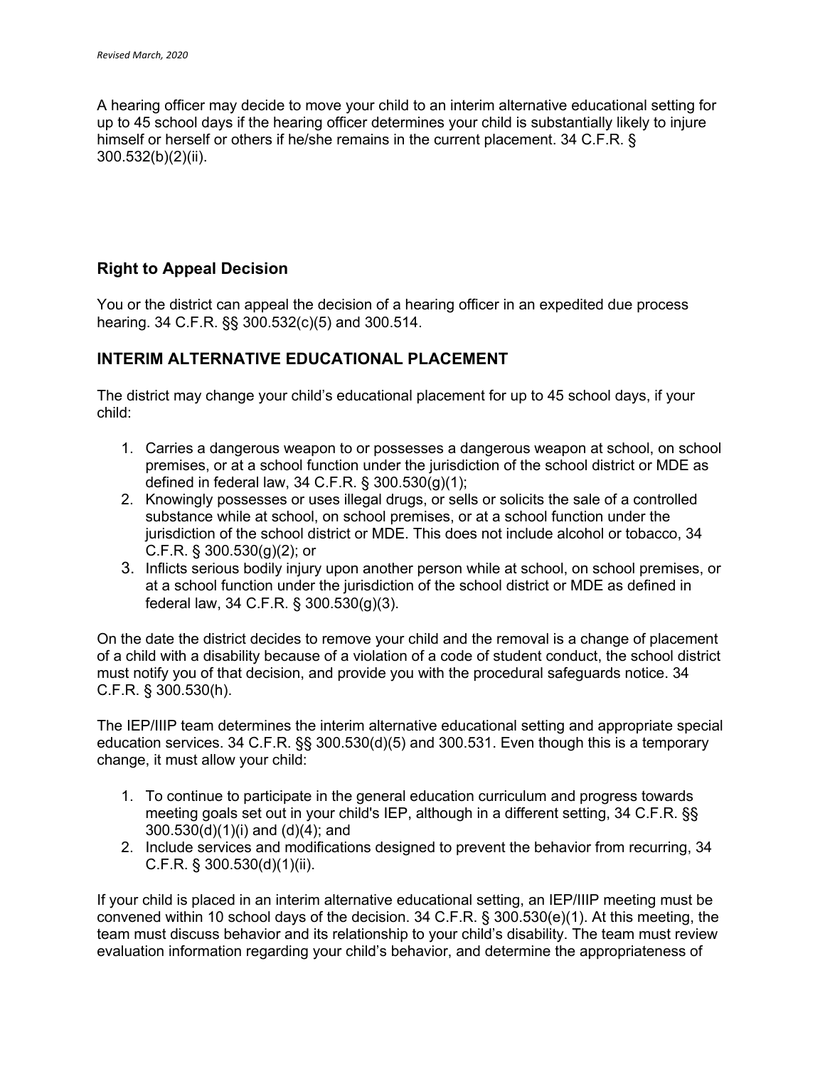A hearing officer may decide to move your child to an interim alternative educational setting for up to 45 school days if the hearing officer determines your child is substantially likely to injure himself or herself or others if he/she remains in the current placement. 34 C.F.R. § 300.532(b)(2)(ii).

### Right to Appeal Decision

You or the district can appeal the decision of a hearing officer in an expedited due process hearing. 34 C.F.R. §§ 300.532(c)(5) and 300.514.

## INTERIM ALTERNATIVE EDUCATIONAL PLACEMENT

The district may change your child's educational placement for up to 45 school days, if your child:

1. Carries a dangerous weapon to or possesses a dangerous weapon at school, on school premises, or at a school function under the jurisdiction of the school district or MDE as defined in federal law, 34 C.F.R. § 300.530(g)(1);
2. Knowingly possesses or uses illegal drugs, or sells or solicits the sale of a controlled substance while at school, on school premises, or at a school function under the jurisdiction of the school district or MDE. This does not include alcohol or tobacco, 34 C.F.R. § 300.530(g)(2); or
3. Inflicts serious bodily injury upon another person while at school, on school premises, or at a school function under the jurisdiction of the school district or MDE as defined in federal law, 34 C.F.R. § 300.530(g)(3).

On the date the district decides to remove your child and the removal is a change of placement of a child with a disability because of a violation of a code of student conduct, the school district must notify you of that decision, and provide you with the procedural safeguards notice. 34 C.F.R. § 300.530(h).

The IEP/IIIP team determines the interim alternative educational setting and appropriate special education services. 34 C.F.R. §§ 300.530(d)(5) and 300.531. Even though this is a temporary change, it must allow your child:

1. To continue to participate in the general education curriculum and progress towards meeting goals set out in your child's IEP, although in a different setting, 34 C.F.R. §§ 300.530(d)(1)(i) and (d)(4); and
2. Include services and modifications designed to prevent the behavior from recurring, 34 C.F.R. § 300.530(d)(1)(ii).

If your child is placed in an interim alternative educational setting, an IEP/IIIP meeting must be convened within 10 school days of the decision. 34 C.F.R. § 300.530(e)(1). At this meeting, the team must discuss behavior and its relationship to your child's disability. The team must review evaluation information regarding your child's behavior, and determine the appropriateness of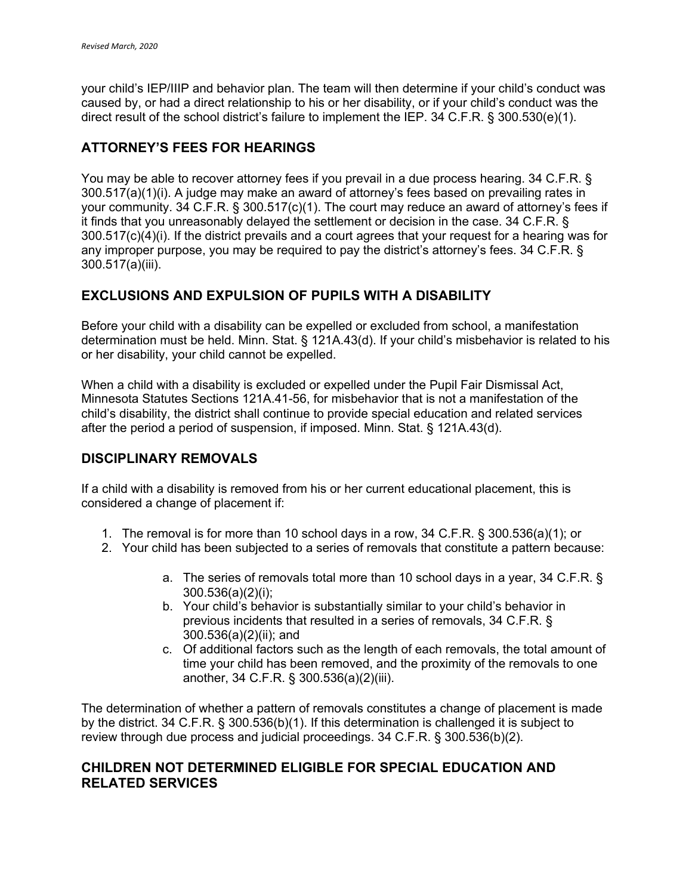your child's IEP/IIIP and behavior plan. The team will then determine if your child's conduct was caused by, or had a direct relationship to his or her disability, or if your child's conduct was the direct result of the school district's failure to implement the IEP. 34 C.F.R. § 300.530(e)(1).

## ATTORNEY'S FEES FOR HEARINGS

You may be able to recover attorney fees if you prevail in a due process hearing. 34 C.F.R. § 300.517(a)(1)(i). A judge may make an award of attorney's fees based on prevailing rates in your community. 34 C.F.R. § 300.517(c)(1). The court may reduce an award of attorney's fees if it finds that you unreasonably delayed the settlement or decision in the case. 34 C.F.R. § 300.517(c)(4)(i). If the district prevails and a court agrees that your request for a hearing was for any improper purpose, you may be required to pay the district's attorney's fees. 34 C.F.R. § 300.517(a)(iii).

## EXCLUSIONS AND EXPULSION OF PUPILS WITH A DISABILITY

Before your child with a disability can be expelled or excluded from school, a manifestation determination must be held. Minn. Stat. § 121A.43(d). If your child's misbehavior is related to his or her disability, your child cannot be expelled.

When a child with a disability is excluded or expelled under the Pupil Fair Dismissal Act, Minnesota Statutes Sections 121A.41-56, for misbehavior that is not a manifestation of the child's disability, the district shall continue to provide special education and related services after the period a period of suspension, if imposed. Minn. Stat. § 121A.43(d).

## DISCIPLINARY REMOVALS

If a child with a disability is removed from his or her current educational placement, this is considered a change of placement if:

1. The removal is for more than 10 school days in a row, 34 C.F.R. § 300.536(a)(1); or
2. Your child has been subjected to a series of removals that constitute a pattern because:
   a. The series of removals total more than 10 school days in a year, 34 C.F.R. § 300.536(a)(2)(i);
   b. Your child's behavior is substantially similar to your child's behavior in previous incidents that resulted in a series of removals, 34 C.F.R. § 300.536(a)(2)(ii); and
   c. Of additional factors such as the length of each removals, the total amount of time your child has been removed, and the proximity of the removals to one another, 34 C.F.R. § 300.536(a)(2)(iii).

The determination of whether a pattern of removals constitutes a change of placement is made by the district. 34 C.F.R. § 300.536(b)(1). If this determination is challenged it is subject to review through due process and judicial proceedings. 34 C.F.R. § 300.536(b)(2).

## CHILDREN NOT DETERMINED ELIGIBLE FOR SPECIAL EDUCATION AND RELATED SERVICES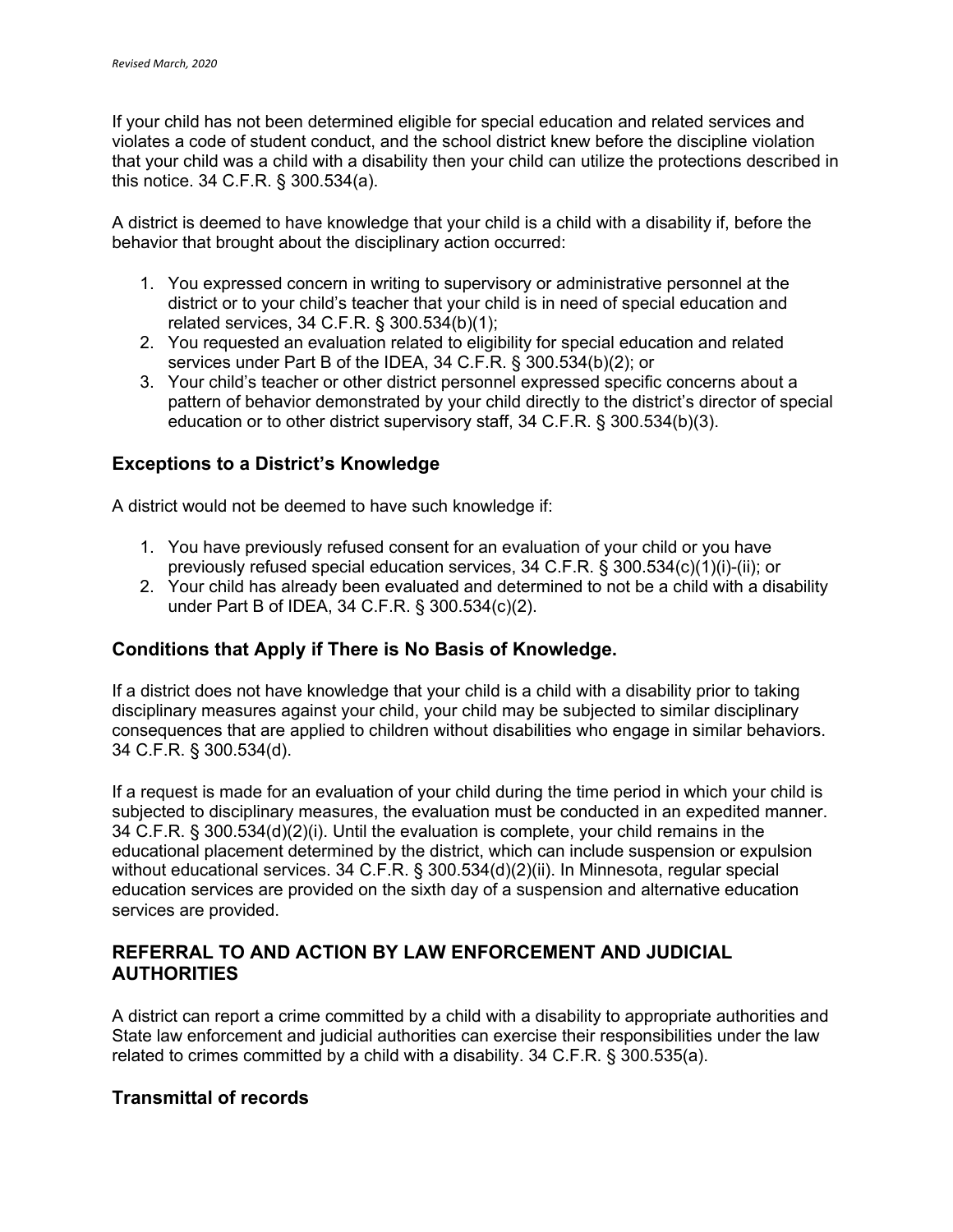If your child has not been determined eligible for special education and related services and violates a code of student conduct, and the school district knew before the discipline violation that your child was a child with a disability then your child can utilize the protections described in this notice. 34 C.F.R. § 300.534(a).

A district is deemed to have knowledge that your child is a child with a disability if, before the behavior that brought about the disciplinary action occurred:

1. You expressed concern in writing to supervisory or administrative personnel at the district or to your child's teacher that your child is in need of special education and related services, 34 C.F.R. § 300.534(b)(1);
2. You requested an evaluation related to eligibility for special education and related services under Part B of the IDEA, 34 C.F.R. § 300.534(b)(2); or
3. Your child's teacher or other district personnel expressed specific concerns about a pattern of behavior demonstrated by your child directly to the district's director of special education or to other district supervisory staff, 34 C.F.R. § 300.534(b)(3).

### Exceptions to a District's Knowledge

A district would not be deemed to have such knowledge if:

1. You have previously refused consent for an evaluation of your child or you have previously refused special education services, 34 C.F.R. § 300.534(c)(1)(i)-(ii); or
2. Your child has already been evaluated and determined to not be a child with a disability under Part B of IDEA, 34 C.F.R. § 300.534(c)(2).

### Conditions that Apply if There is No Basis of Knowledge.

If a district does not have knowledge that your child is a child with a disability prior to taking disciplinary measures against your child, your child may be subjected to similar disciplinary consequences that are applied to children without disabilities who engage in similar behaviors. 34 C.F.R. § 300.534(d).

If a request is made for an evaluation of your child during the time period in which your child is subjected to disciplinary measures, the evaluation must be conducted in an expedited manner. 34 C.F.R. § 300.534(d)(2)(i). Until the evaluation is complete, your child remains in the educational placement determined by the district, which can include suspension or expulsion without educational services. 34 C.F.R. § 300.534(d)(2)(ii). In Minnesota, regular special education services are provided on the sixth day of a suspension and alternative education services are provided.

## REFERRAL TO AND ACTION BY LAW ENFORCEMENT AND JUDICIAL AUTHORITIES

A district can report a crime committed by a child with a disability to appropriate authorities and State law enforcement and judicial authorities can exercise their responsibilities under the law related to crimes committed by a child with a disability. 34 C.F.R. § 300.535(a).

### Transmittal of records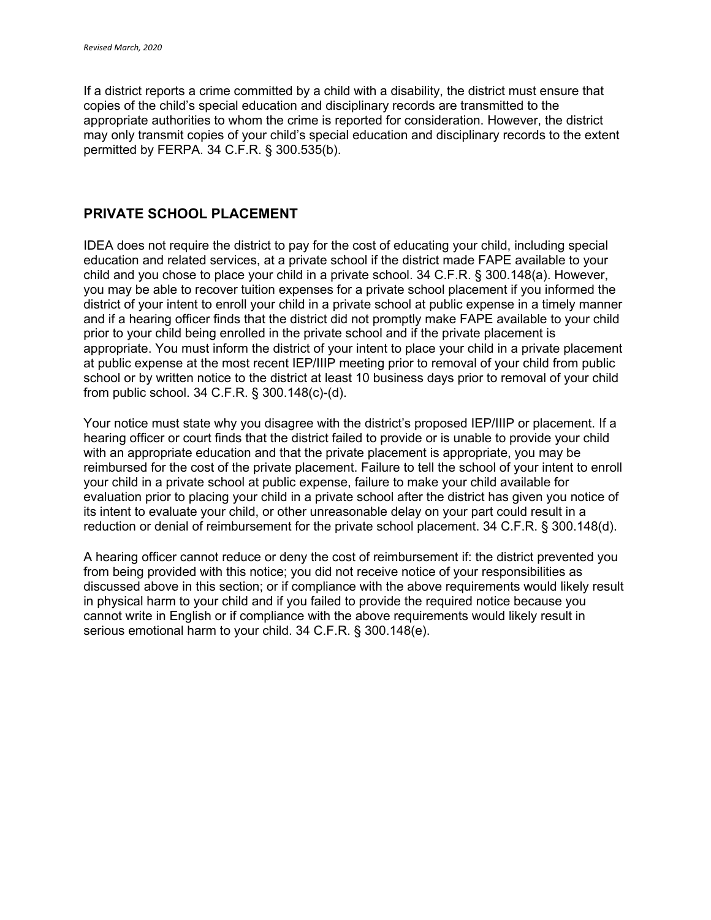If a district reports a crime committed by a child with a disability, the district must ensure that copies of the child's special education and disciplinary records are transmitted to the appropriate authorities to whom the crime is reported for consideration. However, the district may only transmit copies of your child's special education and disciplinary records to the extent permitted by FERPA. 34 C.F.R. § 300.535(b).

## PRIVATE SCHOOL PLACEMENT

IDEA does not require the district to pay for the cost of educating your child, including special education and related services, at a private school if the district made FAPE available to your child and you chose to place your child in a private school. 34 C.F.R. § 300.148(a). However, you may be able to recover tuition expenses for a private school placement if you informed the district of your intent to enroll your child in a private school at public expense in a timely manner and if a hearing officer finds that the district did not promptly make FAPE available to your child prior to your child being enrolled in the private school and if the private placement is appropriate. You must inform the district of your intent to place your child in a private placement at public expense at the most recent IEP/IIIP meeting prior to removal of your child from public school or by written notice to the district at least 10 business days prior to removal of your child from public school. 34 C.F.R. § 300.148(c)-(d).

Your notice must state why you disagree with the district's proposed IEP/IIIP or placement. If a hearing officer or court finds that the district failed to provide or is unable to provide your child with an appropriate education and that the private placement is appropriate, you may be reimbursed for the cost of the private placement. Failure to tell the school of your intent to enroll your child in a private school at public expense, failure to make your child available for evaluation prior to placing your child in a private school after the district has given you notice of its intent to evaluate your child, or other unreasonable delay on your part could result in a reduction or denial of reimbursement for the private school placement. 34 C.F.R. § 300.148(d).

A hearing officer cannot reduce or deny the cost of reimbursement if: the district prevented you from being provided with this notice; you did not receive notice of your responsibilities as discussed above in this section; or if compliance with the above requirements would likely result in physical harm to your child and if you failed to provide the required notice because you cannot write in English or if compliance with the above requirements would likely result in serious emotional harm to your child. 34 C.F.R. § 300.148(e).